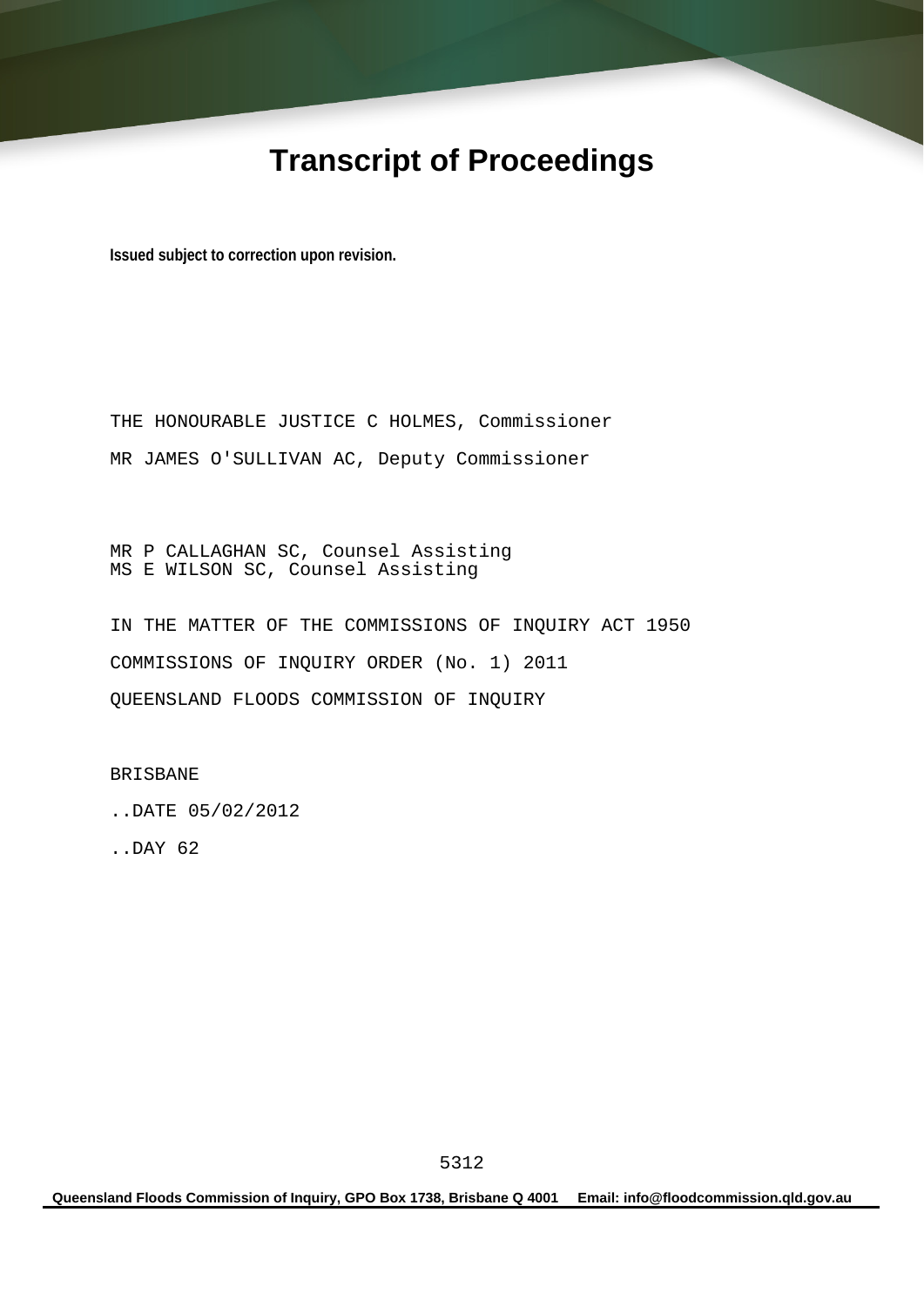# Transcript of Proceedings

**Issued subject to correction upon revision.**

THE HONOURABLE JUSTICE C HOLMES, Commissioner

MR JAMES O'SULLIVAN AC, Deputy Commissioner

MR P CALLAGHAN SC, Counsel Assisting
MS E WILSON SC, Counsel Assisting

IN THE MATTER OF THE COMMISSIONS OF INQUIRY ACT 1950

COMMISSIONS OF INQUIRY ORDER (No. 1) 2011

QUEENSLAND FLOODS COMMISSION OF INQUIRY

BRISBANE

..DATE 05/02/2012

..DAY 62

**Queensland Floods Commission of Inquiry, GPO Box 1738, Brisbane Q 4001 Email: info@floodcommission.qld.gov.au**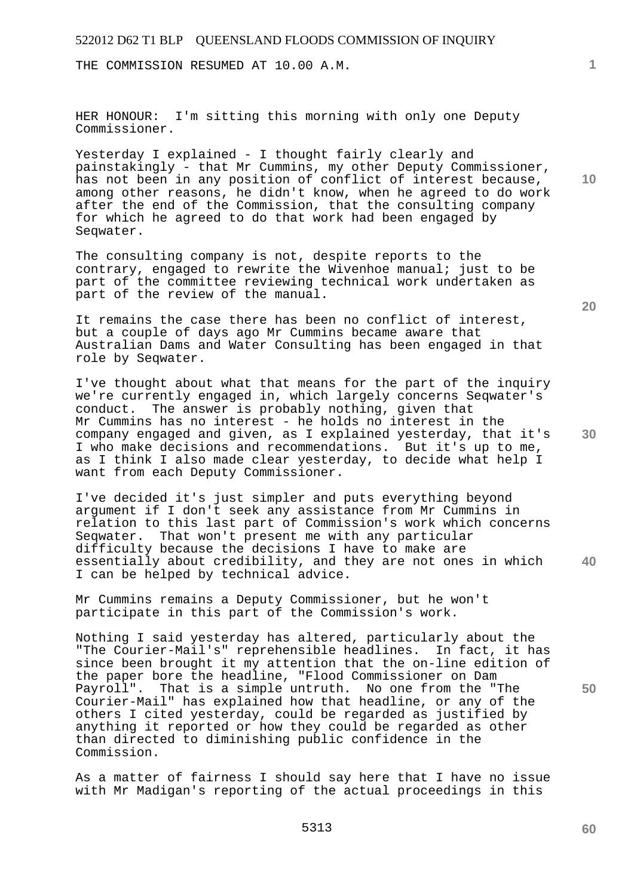THE COMMISSION RESUMED AT 10.00 A.M.

HER HONOUR: I'm sitting this morning with only one Deputy Commissioner.

Yesterday I explained - I thought fairly clearly and painstakingly - that Mr Cummins, my other Deputy Commissioner, has not been in any position of conflict of interest because, among other reasons, he didn't know, when he agreed to do work after the end of the Commission, that the consulting company for which he agreed to do that work had been engaged by Seqwater.

The consulting company is not, despite reports to the contrary, engaged to rewrite the Wivenhoe manual; just to be part of the committee reviewing technical work undertaken as part of the review of the manual.

It remains the case there has been no conflict of interest, but a couple of days ago Mr Cummins became aware that Australian Dams and Water Consulting has been engaged in that role by Seqwater.

I've thought about what that means for the part of the inquiry we're currently engaged in, which largely concerns Seqwater's conduct. The answer is probably nothing, given that Mr Cummins has no interest - he holds no interest in the company engaged and given, as I explained yesterday, that it's I who make decisions and recommendations. But it's up to me, as I think I also made clear yesterday, to decide what help I want from each Deputy Commissioner.

I've decided it's just simpler and puts everything beyond argument if I don't seek any assistance from Mr Cummins in relation to this last part of Commission's work which concerns Seqwater. That won't present me with any particular difficulty because the decisions I have to make are essentially about credibility, and they are not ones in which I can be helped by technical advice.

Mr Cummins remains a Deputy Commissioner, but he won't participate in this part of the Commission's work.

Nothing I said yesterday has altered, particularly about the "The Courier-Mail's" reprehensible headlines. In fact, it has since been brought it my attention that the on-line edition of the paper bore the headline, "Flood Commissioner on Dam Payroll". That is a simple untruth. No one from the "The Courier-Mail" has explained how that headline, or any of the others I cited yesterday, could be regarded as justified by anything it reported or how they could be regarded as other than directed to diminishing public confidence in the Commission.

As a matter of fairness I should say here that I have no issue with Mr Madigan's reporting of the actual proceedings in this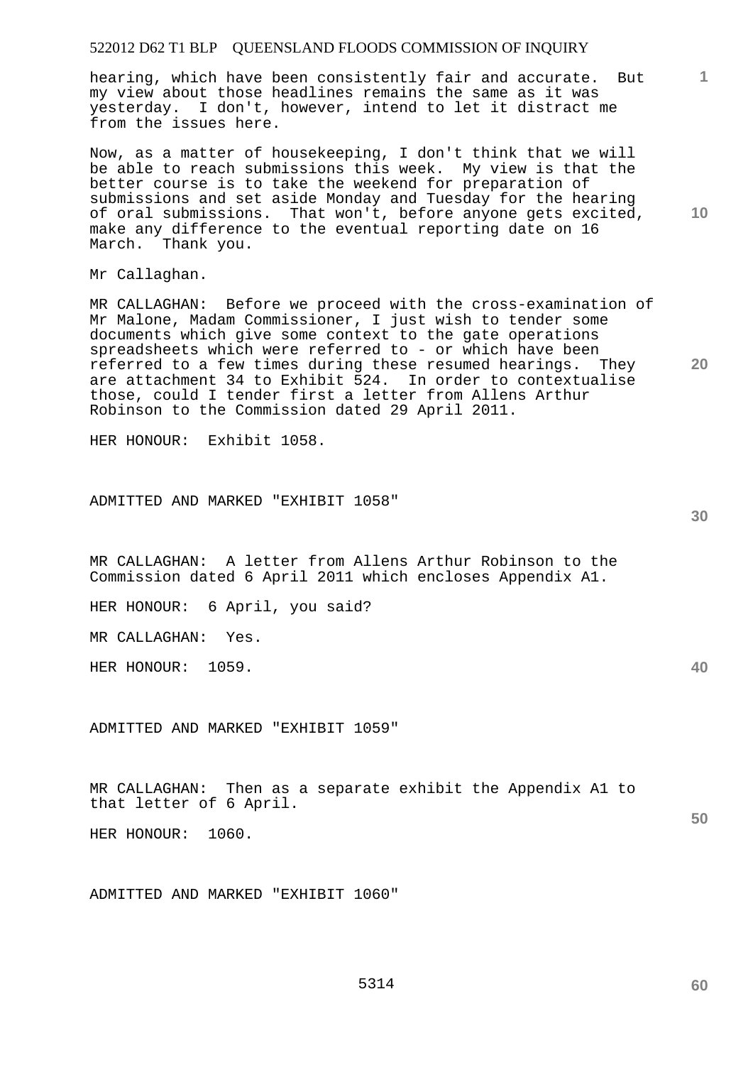hearing, which have been consistently fair and accurate. But my view about those headlines remains the same as it was yesterday. I don't, however, intend to let it distract me from the issues here.

Now, as a matter of housekeeping, I don't think that we will be able to reach submissions this week. My view is that the better course is to take the weekend for preparation of submissions and set aside Monday and Tuesday for the hearing of oral submissions. That won't, before anyone gets excited, make any difference to the eventual reporting date on 16 March. Thank you.

Mr Callaghan.

MR CALLAGHAN: Before we proceed with the cross-examination of Mr Malone, Madam Commissioner, I just wish to tender some documents which give some context to the gate operations spreadsheets which were referred to - or which have been referred to a few times during these resumed hearings. They are attachment 34 to Exhibit 524. In order to contextualise those, could I tender first a letter from Allens Arthur Robinson to the Commission dated 29 April 2011.

HER HONOUR: Exhibit 1058.

ADMITTED AND MARKED "EXHIBIT 1058"

MR CALLAGHAN: A letter from Allens Arthur Robinson to the Commission dated 6 April 2011 which encloses Appendix A1.

HER HONOUR: 6 April, you said?

MR CALLAGHAN: Yes.

HER HONOUR: 1059.

ADMITTED AND MARKED "EXHIBIT 1059"

MR CALLAGHAN: Then as a separate exhibit the Appendix A1 to that letter of 6 April.

HER HONOUR: 1060.

ADMITTED AND MARKED "EXHIBIT 1060"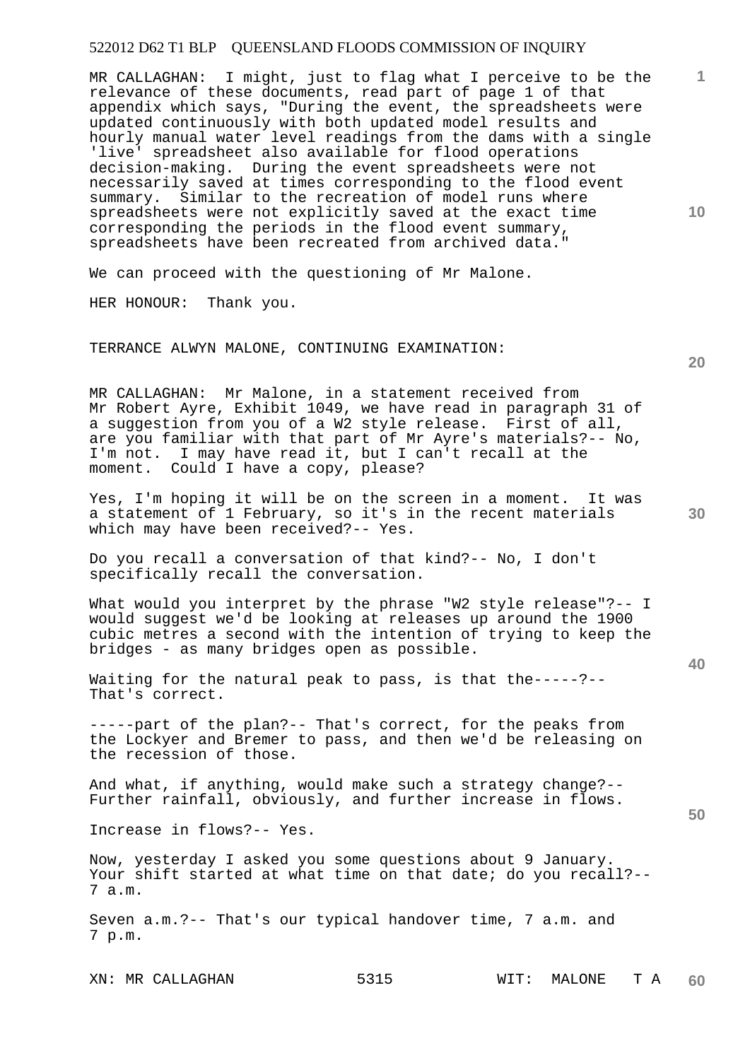MR CALLAGHAN: I might, just to flag what I perceive to be the relevance of these documents, read part of page 1 of that appendix which says, "During the event, the spreadsheets were updated continuously with both updated model results and hourly manual water level readings from the dams with a single 'live' spreadsheet also available for flood operations decision-making. During the event spreadsheets were not necessarily saved at times corresponding to the flood event summary. Similar to the recreation of model runs where spreadsheets were not explicitly saved at the exact time corresponding the periods in the flood event summary, spreadsheets have been recreated from archived data."

We can proceed with the questioning of Mr Malone.

HER HONOUR: Thank you.

TERRANCE ALWYN MALONE, CONTINUING EXAMINATION:

MR CALLAGHAN: Mr Malone, in a statement received from Mr Robert Ayre, Exhibit 1049, we have read in paragraph 31 of a suggestion from you of a W2 style release. First of all, are you familiar with that part of Mr Ayre's materials?-- No, I'm not. I may have read it, but I can't recall at the moment. Could I have a copy, please?

Yes, I'm hoping it will be on the screen in a moment. It was a statement of 1 February, so it's in the recent materials which may have been received?-- Yes.

Do you recall a conversation of that kind?-- No, I don't specifically recall the conversation.

What would you interpret by the phrase "W2 style release"?-- I would suggest we'd be looking at releases up around the 1900 cubic metres a second with the intention of trying to keep the bridges - as many bridges open as possible.

Waiting for the natural peak to pass, is that the-----?-- That's correct.

-----part of the plan?-- That's correct, for the peaks from the Lockyer and Bremer to pass, and then we'd be releasing on the recession of those.

And what, if anything, would make such a strategy change?-- Further rainfall, obviously, and further increase in flows.

Increase in flows?-- Yes.

Now, yesterday I asked you some questions about 9 January. Your shift started at what time on that date; do you recall?-- 7 a.m.

Seven a.m.?-- That's our typical handover time, 7 a.m. and 7 p.m.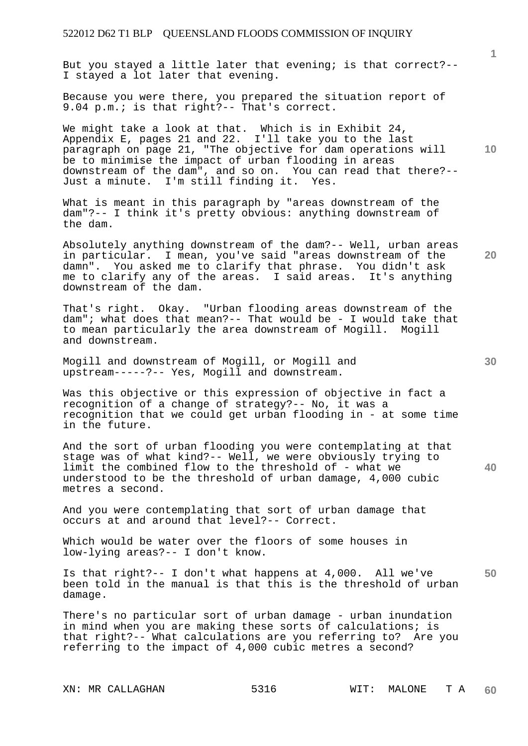But you stayed a little later that evening; is that correct?-- I stayed a lot later that evening.

Because you were there, you prepared the situation report of 9.04 p.m.; is that right?-- That's correct.

We might take a look at that. Which is in Exhibit 24, Appendix E, pages 21 and 22. I'll take you to the last paragraph on page 21, "The objective for dam operations will be to minimise the impact of urban flooding in areas downstream of the dam", and so on. You can read that there?-- Just a minute. I'm still finding it. Yes.

What is meant in this paragraph by "areas downstream of the dam"?-- I think it's pretty obvious: anything downstream of the dam.

Absolutely anything downstream of the dam?-- Well, urban areas in particular. I mean, you've said "areas downstream of the damn". You asked me to clarify that phrase. You didn't ask me to clarify any of the areas. I said areas. It's anything downstream of the dam.

That's right. Okay. "Urban flooding areas downstream of the dam"; what does that mean?-- That would be - I would take that to mean particularly the area downstream of Mogill. Mogill and downstream.

Mogill and downstream of Mogill, or Mogill and upstream-----?-- Yes, Mogill and downstream.

Was this objective or this expression of objective in fact a recognition of a change of strategy?-- No, it was a recognition that we could get urban flooding in - at some time in the future.

And the sort of urban flooding you were contemplating at that stage was of what kind?-- Well, we were obviously trying to limit the combined flow to the threshold of - what we understood to be the threshold of urban damage, 4,000 cubic metres a second.

And you were contemplating that sort of urban damage that occurs at and around that level?-- Correct.

Which would be water over the floors of some houses in low-lying areas?-- I don't know.

Is that right?-- I don't what happens at 4,000. All we've been told in the manual is that this is the threshold of urban damage.

There's no particular sort of urban damage - urban inundation in mind when you are making these sorts of calculations; is that right?-- What calculations are you referring to? Are you referring to the impact of 4,000 cubic metres a second?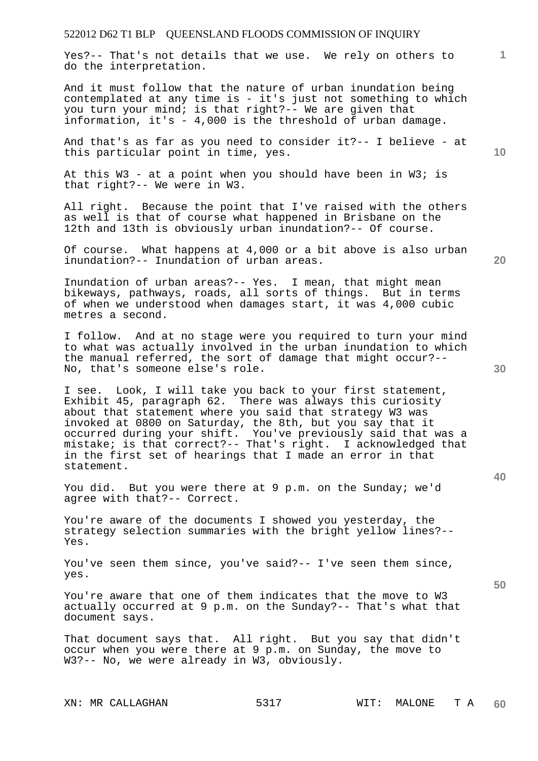Yes?-- That's not details that we use. We rely on others to do the interpretation.

And it must follow that the nature of urban inundation being contemplated at any time is - it's just not something to which you turn your mind; is that right?-- We are given that information, it's - 4,000 is the threshold of urban damage.

And that's as far as you need to consider it?-- I believe - at this particular point in time, yes.

At this W3 - at a point when you should have been in W3; is that right?-- We were in W3.

All right. Because the point that I've raised with the others as well is that of course what happened in Brisbane on the 12th and 13th is obviously urban inundation?-- Of course.

Of course. What happens at 4,000 or a bit above is also urban inundation?-- Inundation of urban areas.

Inundation of urban areas?-- Yes. I mean, that might mean bikeways, pathways, roads, all sorts of things. But in terms of when we understood when damages start, it was 4,000 cubic metres a second.

I follow. And at no stage were you required to turn your mind to what was actually involved in the urban inundation to which the manual referred, the sort of damage that might occur?-- No, that's someone else's role.

I see. Look, I will take you back to your first statement, Exhibit 45, paragraph 62. There was always this curiosity about that statement where you said that strategy W3 was invoked at 0800 on Saturday, the 8th, but you say that it occurred during your shift. You've previously said that was a mistake; is that correct?-- That's right. I acknowledged that in the first set of hearings that I made an error in that statement.

You did. But you were there at 9 p.m. on the Sunday; we'd agree with that?-- Correct.

You're aware of the documents I showed you yesterday, the strategy selection summaries with the bright yellow lines?-- Yes.

You've seen them since, you've said?-- I've seen them since, yes.

You're aware that one of them indicates that the move to W3 actually occurred at 9 p.m. on the Sunday?-- That's what that document says.

That document says that. All right. But you say that didn't occur when you were there at 9 p.m. on Sunday, the move to W3?-- No, we were already in W3, obviously.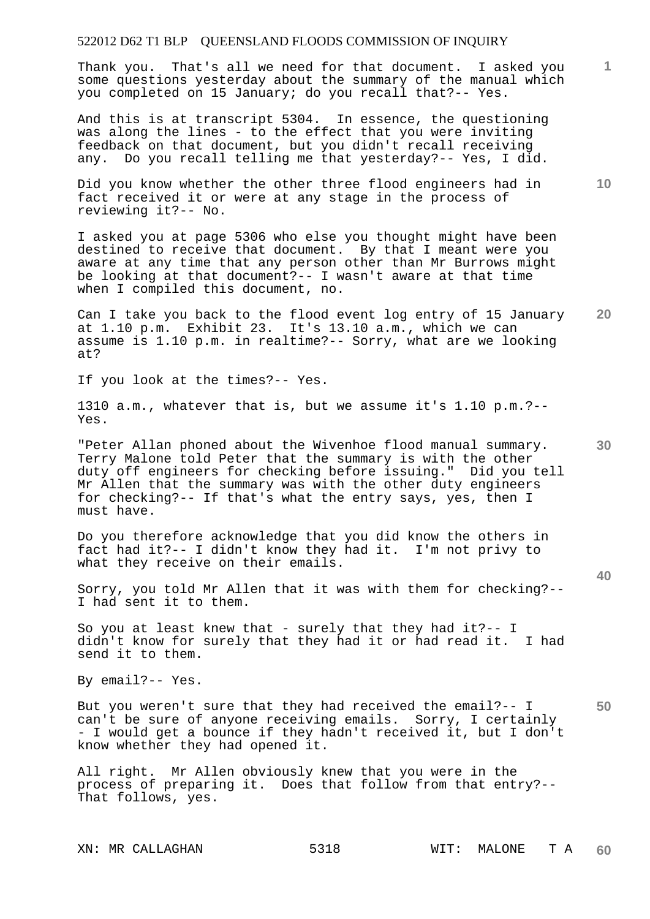Thank you. That's all we need for that document. I asked you some questions yesterday about the summary of the manual which you completed on 15 January; do you recall that?-- Yes.

And this is at transcript 5304. In essence, the questioning was along the lines - to the effect that you were inviting feedback on that document, but you didn't recall receiving any. Do you recall telling me that yesterday?-- Yes, I did.

Did you know whether the other three flood engineers had in fact received it or were at any stage in the process of reviewing it?-- No.

I asked you at page 5306 who else you thought might have been destined to receive that document. By that I meant were you aware at any time that any person other than Mr Burrows might be looking at that document?-- I wasn't aware at that time when I compiled this document, no.

Can I take you back to the flood event log entry of 15 January at 1.10 p.m. Exhibit 23. It's 13.10 a.m., which we can assume is 1.10 p.m. in realtime?-- Sorry, what are we looking at?

If you look at the times?-- Yes.

1310 a.m., whatever that is, but we assume it's 1.10 p.m.?-- Yes.

"Peter Allan phoned about the Wivenhoe flood manual summary. Terry Malone told Peter that the summary is with the other duty off engineers for checking before issuing." Did you tell Mr Allen that the summary was with the other duty engineers for checking?-- If that's what the entry says, yes, then I must have.

Do you therefore acknowledge that you did know the others in fact had it?-- I didn't know they had it. I'm not privy to what they receive on their emails.

Sorry, you told Mr Allen that it was with them for checking?-- I had sent it to them.

So you at least knew that - surely that they had it?-- I didn't know for surely that they had it or had read it. I had send it to them.

By email?-- Yes.

But you weren't sure that they had received the email?-- I can't be sure of anyone receiving emails. Sorry, I certainly - I would get a bounce if they hadn't received it, but I don't know whether they had opened it.

All right. Mr Allen obviously knew that you were in the process of preparing it. Does that follow from that entry?-- That follows, yes.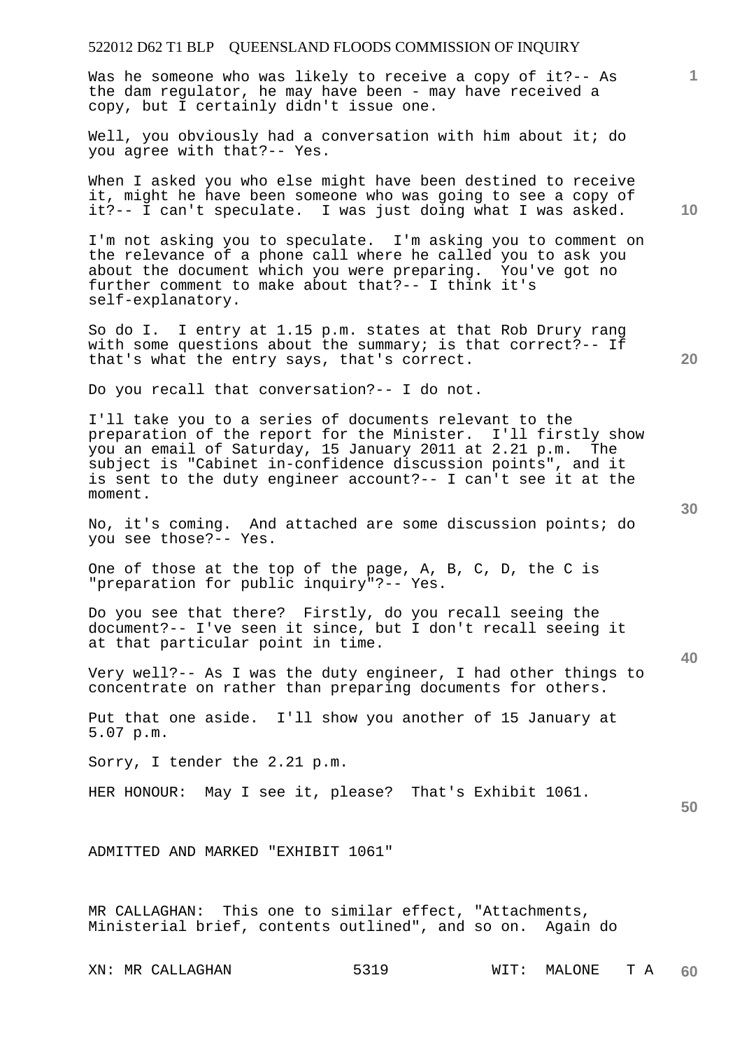Was he someone who was likely to receive a copy of it?-- As the dam regulator, he may have been - may have received a copy, but I certainly didn't issue one.

Well, you obviously had a conversation with him about it; do you agree with that?-- Yes.

When I asked you who else might have been destined to receive it, might he have been someone who was going to see a copy of it?-- I can't speculate. I was just doing what I was asked.

I'm not asking you to speculate. I'm asking you to comment on the relevance of a phone call where he called you to ask you about the document which you were preparing. You've got no further comment to make about that?-- I think it's self-explanatory.

So do I. I entry at 1.15 p.m. states at that Rob Drury rang with some questions about the summary; is that correct?-- If that's what the entry says, that's correct.

Do you recall that conversation?-- I do not.

I'll take you to a series of documents relevant to the preparation of the report for the Minister. I'll firstly show you an email of Saturday, 15 January 2011 at 2.21 p.m. The subject is "Cabinet in-confidence discussion points", and it is sent to the duty engineer account?-- I can't see it at the moment.

No, it's coming. And attached are some discussion points; do you see those?-- Yes.

One of those at the top of the page, A, B, C, D, the C is "preparation for public inquiry"?-- Yes.

Do you see that there? Firstly, do you recall seeing the document?-- I've seen it since, but I don't recall seeing it at that particular point in time.

Very well?-- As I was the duty engineer, I had other things to concentrate on rather than preparing documents for others.

Put that one aside. I'll show you another of 15 January at 5.07 p.m.

Sorry, I tender the 2.21 p.m.

HER HONOUR: May I see it, please? That's Exhibit 1061.

ADMITTED AND MARKED "EXHIBIT 1061"

MR CALLAGHAN: This one to similar effect, "Attachments, Ministerial brief, contents outlined", and so on. Again do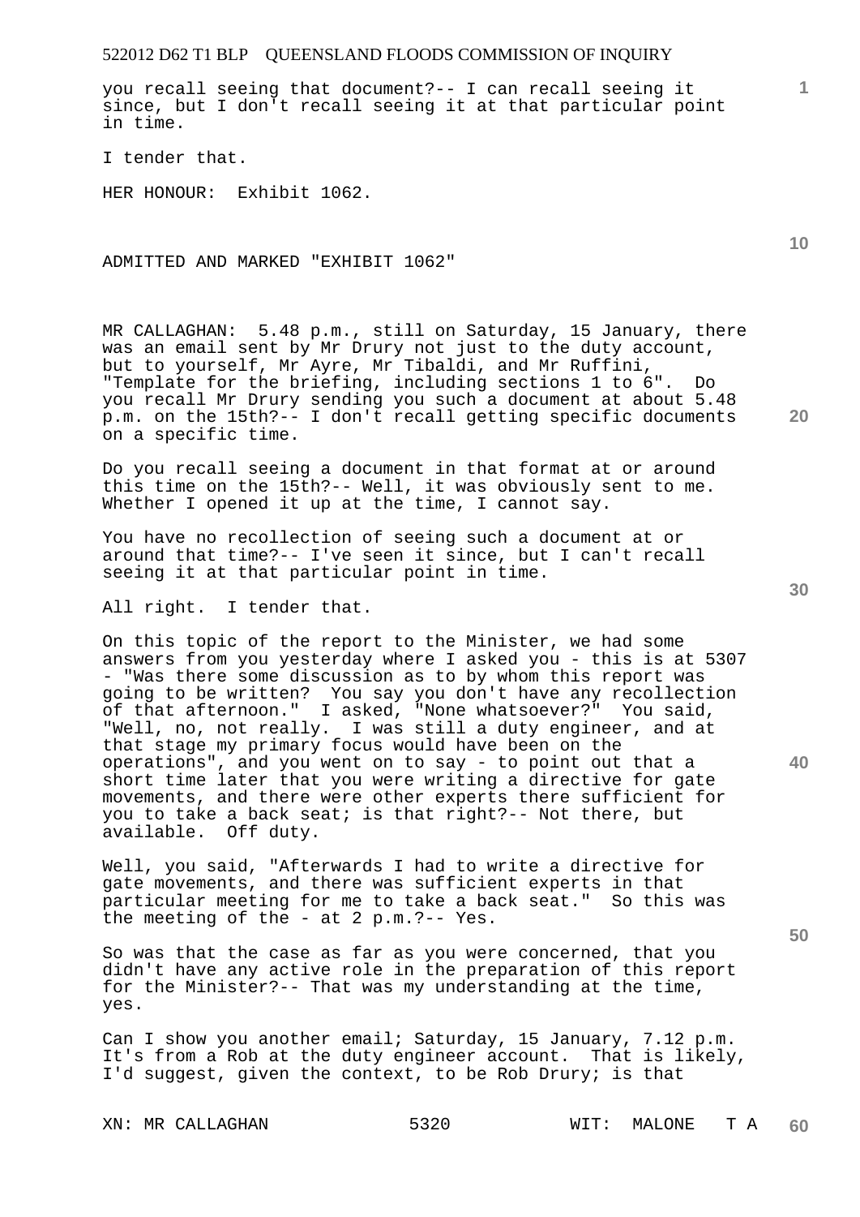you recall seeing that document?-- I can recall seeing it since, but I don't recall seeing it at that particular point in time.

I tender that.

HER HONOUR: Exhibit 1062.

ADMITTED AND MARKED "EXHIBIT 1062"

MR CALLAGHAN: 5.48 p.m., still on Saturday, 15 January, there was an email sent by Mr Drury not just to the duty account, but to yourself, Mr Ayre, Mr Tibaldi, and Mr Ruffini, "Template for the briefing, including sections 1 to 6". Do you recall Mr Drury sending you such a document at about 5.48 p.m. on the 15th?-- I don't recall getting specific documents on a specific time.

Do you recall seeing a document in that format at or around this time on the 15th?-- Well, it was obviously sent to me. Whether I opened it up at the time, I cannot say.

You have no recollection of seeing such a document at or around that time?-- I've seen it since, but I can't recall seeing it at that particular point in time.

All right. I tender that.

On this topic of the report to the Minister, we had some answers from you yesterday where I asked you - this is at 5307 - "Was there some discussion as to by whom this report was going to be written? You say you don't have any recollection of that afternoon." I asked, "None whatsoever?" You said, "Well, no, not really. I was still a duty engineer, and at that stage my primary focus would have been on the operations", and you went on to say - to point out that a short time later that you were writing a directive for gate movements, and there were other experts there sufficient for you to take a back seat; is that right?-- Not there, but available. Off duty.

Well, you said, "Afterwards I had to write a directive for gate movements, and there was sufficient experts in that particular meeting for me to take a back seat." So this was the meeting of the - at 2 p.m.?-- Yes.

So was that the case as far as you were concerned, that you didn't have any active role in the preparation of this report for the Minister?-- That was my understanding at the time, yes.

Can I show you another email; Saturday, 15 January, 7.12 p.m. It's from a Rob at the duty engineer account. That is likely, I'd suggest, given the context, to be Rob Drury; is that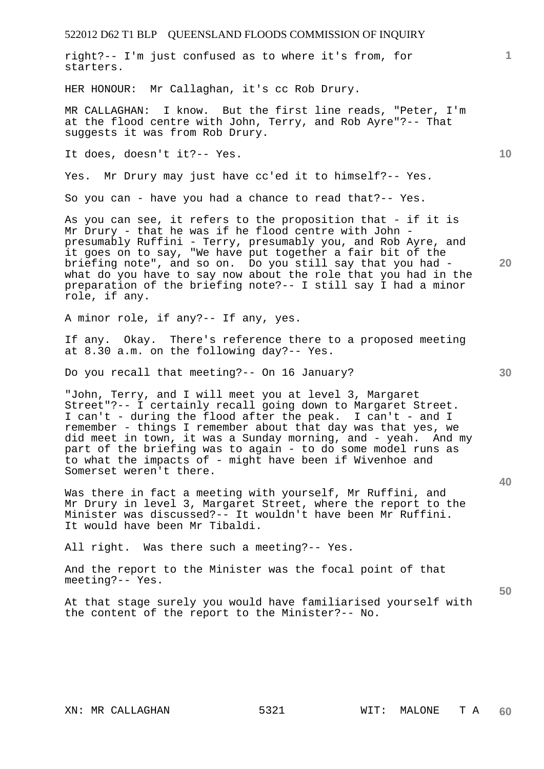right?-- I'm just confused as to where it's from, for starters.

HER HONOUR: Mr Callaghan, it's cc Rob Drury.

MR CALLAGHAN: I know. But the first line reads, "Peter, I'm at the flood centre with John, Terry, and Rob Ayre"?-- That suggests it was from Rob Drury.

It does, doesn't it?-- Yes.

Yes. Mr Drury may just have cc'ed it to himself?-- Yes.

So you can - have you had a chance to read that?-- Yes.

As you can see, it refers to the proposition that - if it is Mr Drury - that he was if he flood centre with John - presumably Ruffini - Terry, presumably you, and Rob Ayre, and it goes on to say, "We have put together a fair bit of the briefing note", and so on. Do you still say that you had - what do you have to say now about the role that you had in the preparation of the briefing note?-- I still say I had a minor role, if any.

A minor role, if any?-- If any, yes.

If any. Okay. There's reference there to a proposed meeting at 8.30 a.m. on the following day?-- Yes.

Do you recall that meeting?-- On 16 January?

"John, Terry, and I will meet you at level 3, Margaret Street"?-- I certainly recall going down to Margaret Street. I can't - during the flood after the peak. I can't - and I remember - things I remember about that day was that yes, we did meet in town, it was a Sunday morning, and - yeah. And my part of the briefing was to again - to do some model runs as to what the impacts of - might have been if Wivenhoe and Somerset weren't there.

Was there in fact a meeting with yourself, Mr Ruffini, and Mr Drury in level 3, Margaret Street, where the report to the Minister was discussed?-- It wouldn't have been Mr Ruffini. It would have been Mr Tibaldi.

All right. Was there such a meeting?-- Yes.

And the report to the Minister was the focal point of that meeting?-- Yes.

At that stage surely you would have familiarised yourself with the content of the report to the Minister?-- No.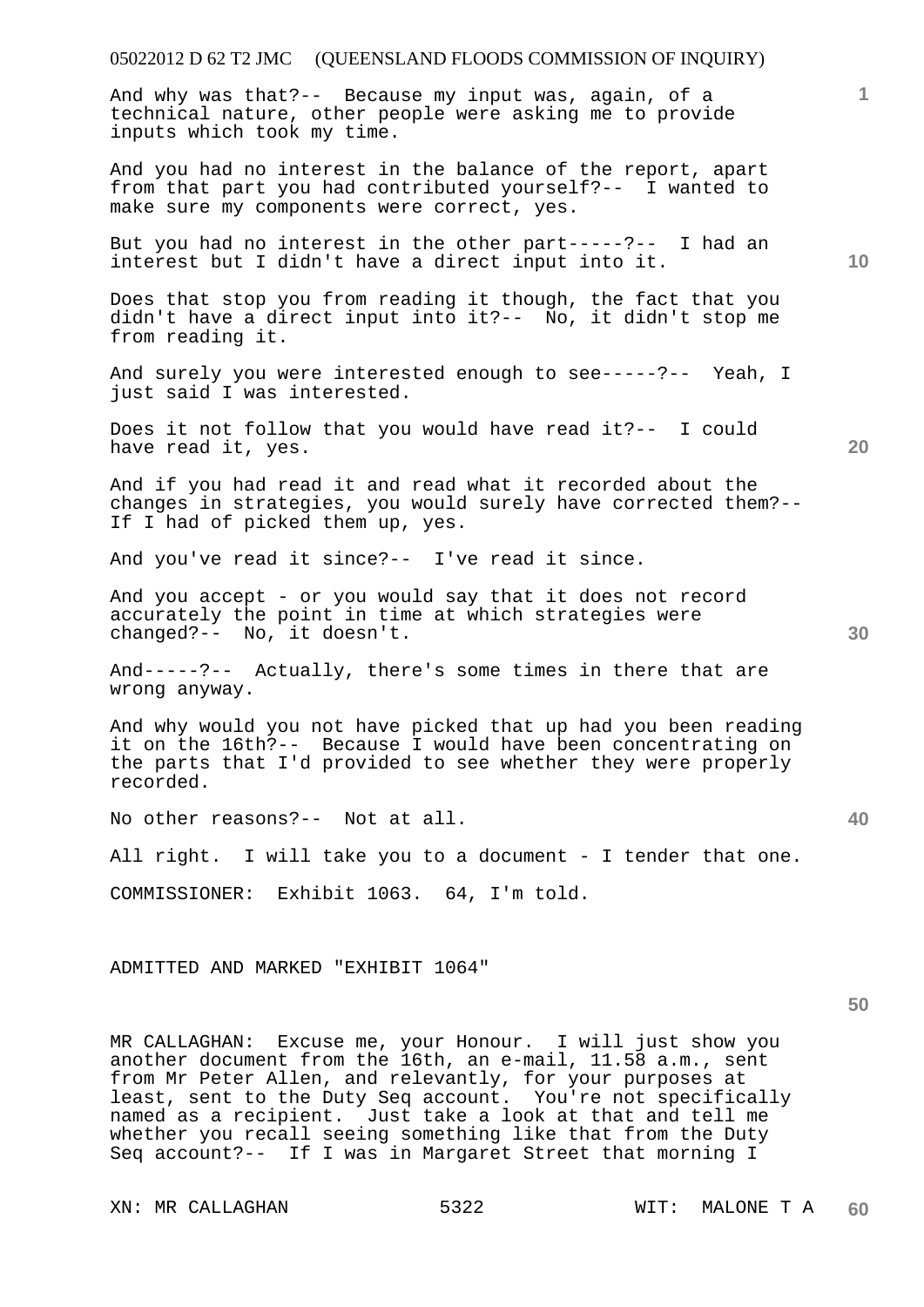And why was that?-- Because my input was, again, of a technical nature, other people were asking me to provide inputs which took my time.

And you had no interest in the balance of the report, apart from that part you had contributed yourself?-- I wanted to make sure my components were correct, yes.

But you had no interest in the other part-----?-- I had an interest but I didn't have a direct input into it.

Does that stop you from reading it though, the fact that you didn't have a direct input into it?-- No, it didn't stop me from reading it.

And surely you were interested enough to see-----?-- Yeah, I just said I was interested.

Does it not follow that you would have read it?-- I could have read it, yes.

And if you had read it and read what it recorded about the changes in strategies, you would surely have corrected them?-- If I had of picked them up, yes.

And you've read it since?-- I've read it since.

And you accept - or you would say that it does not record accurately the point in time at which strategies were changed?-- No, it doesn't.

And-----?-- Actually, there's some times in there that are wrong anyway.

And why would you not have picked that up had you been reading it on the 16th?-- Because I would have been concentrating on the parts that I'd provided to see whether they were properly recorded.

No other reasons?-- Not at all.

All right. I will take you to a document - I tender that one.

COMMISSIONER: Exhibit 1063. 64, I'm told.

ADMITTED AND MARKED "EXHIBIT 1064"

MR CALLAGHAN: Excuse me, your Honour. I will just show you another document from the 16th, an e-mail, 11.58 a.m., sent from Mr Peter Allen, and relevantly, for your purposes at least, sent to the Duty Seq account. You're not specifically named as a recipient. Just take a look at that and tell me whether you recall seeing something like that from the Duty Seq account?-- If I was in Margaret Street that morning I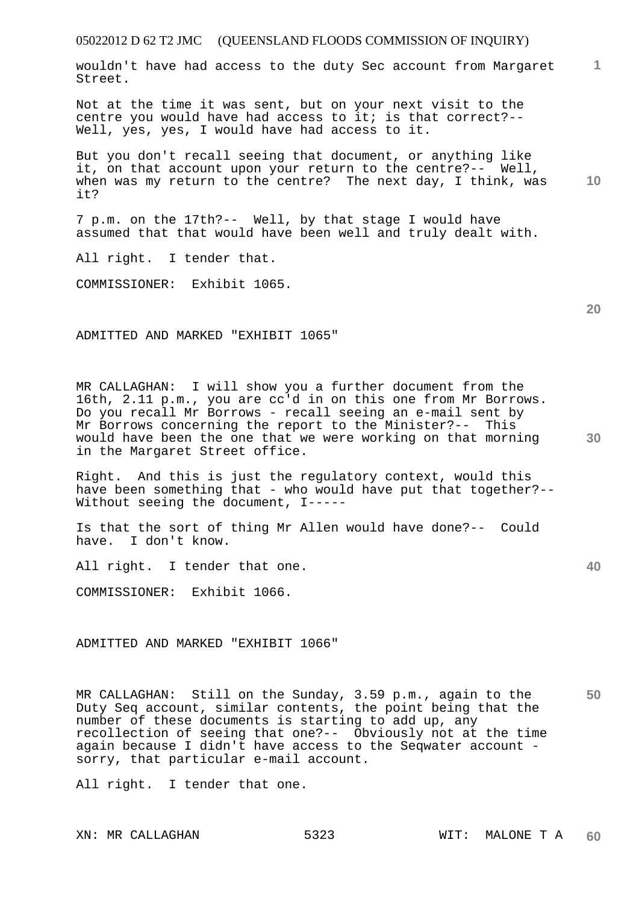wouldn't have had access to the duty Sec account from Margaret Street.

Not at the time it was sent, but on your next visit to the centre you would have had access to it; is that correct?-- Well, yes, yes, I would have had access to it.

But you don't recall seeing that document, or anything like it, on that account upon your return to the centre?-- Well, when was my return to the centre? The next day, I think, was it?

7 p.m. on the 17th?-- Well, by that stage I would have assumed that that would have been well and truly dealt with.

All right. I tender that.

COMMISSIONER: Exhibit 1065.

ADMITTED AND MARKED "EXHIBIT 1065"

MR CALLAGHAN: I will show you a further document from the 16th, 2.11 p.m., you are cc'd in on this one from Mr Borrows. Do you recall Mr Borrows - recall seeing an e-mail sent by Mr Borrows concerning the report to the Minister?-- This would have been the one that we were working on that morning in the Margaret Street office.

Right. And this is just the regulatory context, would this have been something that - who would have put that together?-- Without seeing the document, I-----

Is that the sort of thing Mr Allen would have done?-- Could have. I don't know.

All right. I tender that one.

COMMISSIONER: Exhibit 1066.

ADMITTED AND MARKED "EXHIBIT 1066"

MR CALLAGHAN: Still on the Sunday, 3.59 p.m., again to the Duty Seq account, similar contents, the point being that the number of these documents is starting to add up, any recollection of seeing that one?-- Obviously not at the time again because I didn't have access to the Seqwater account - sorry, that particular e-mail account.

All right. I tender that one.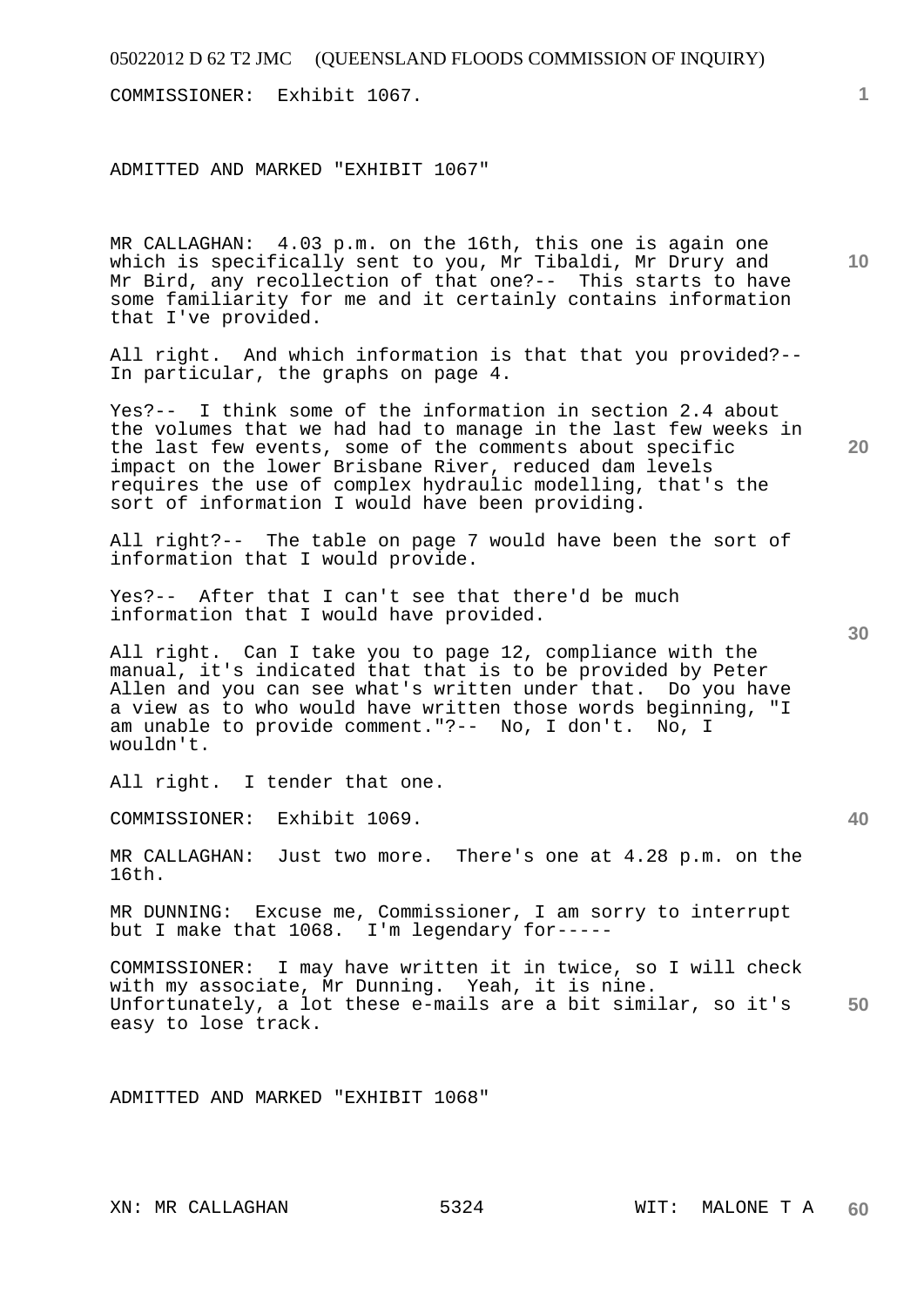COMMISSIONER: Exhibit 1067.

ADMITTED AND MARKED "EXHIBIT 1067"

MR CALLAGHAN: 4.03 p.m. on the 16th, this one is again one which is specifically sent to you, Mr Tibaldi, Mr Drury and Mr Bird, any recollection of that one?-- This starts to have some familiarity for me and it certainly contains information that I've provided.

All right. And which information is that that you provided?-- In particular, the graphs on page 4.

Yes?-- I think some of the information in section 2.4 about the volumes that we had had to manage in the last few weeks in the last few events, some of the comments about specific impact on the lower Brisbane River, reduced dam levels requires the use of complex hydraulic modelling, that's the sort of information I would have been providing.

All right?-- The table on page 7 would have been the sort of information that I would provide.

Yes?-- After that I can't see that there'd be much information that I would have provided.

All right. Can I take you to page 12, compliance with the manual, it's indicated that that is to be provided by Peter Allen and you can see what's written under that. Do you have a view as to who would have written those words beginning, "I am unable to provide comment."?-- No, I don't. No, I wouldn't.

All right. I tender that one.

COMMISSIONER: Exhibit 1069.

MR CALLAGHAN: Just two more. There's one at 4.28 p.m. on the 16th.

MR DUNNING: Excuse me, Commissioner, I am sorry to interrupt but I make that 1068. I'm legendary for-----

COMMISSIONER: I may have written it in twice, so I will check with my associate, Mr Dunning. Yeah, it is nine. Unfortunately, a lot these e-mails are a bit similar, so it's easy to lose track.

ADMITTED AND MARKED "EXHIBIT 1068"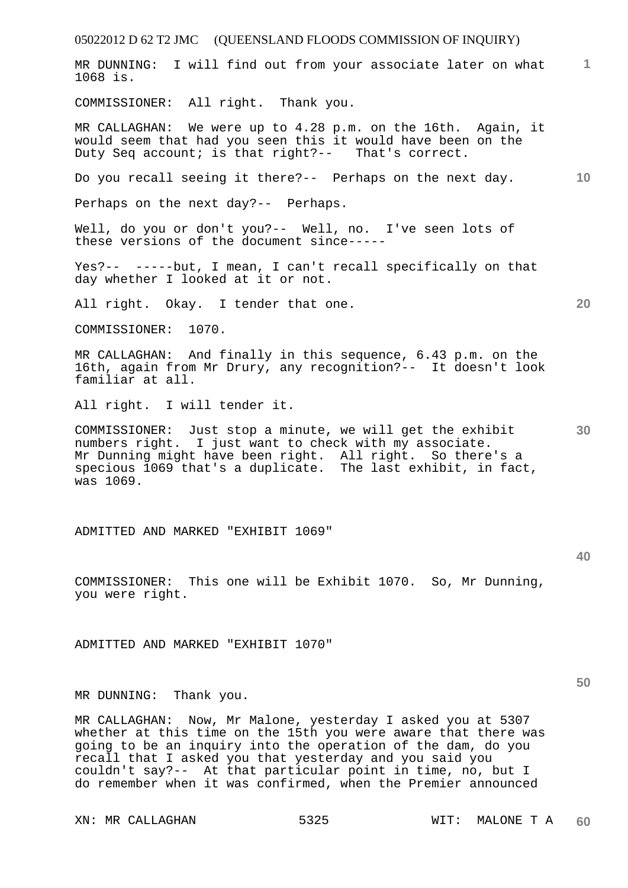MR DUNNING: I will find out from your associate later on what 1068 is.

COMMISSIONER: All right. Thank you.

MR CALLAGHAN: We were up to 4.28 p.m. on the 16th. Again, it would seem that had you seen this it would have been on the Duty Seq account; is that right?-- That's correct.

Do you recall seeing it there?-- Perhaps on the next day.

Perhaps on the next day?-- Perhaps.

Well, do you or don't you?-- Well, no. I've seen lots of these versions of the document since-----

Yes?-- -----but, I mean, I can't recall specifically on that day whether I looked at it or not.

All right. Okay. I tender that one.

COMMISSIONER: 1070.

MR CALLAGHAN: And finally in this sequence, 6.43 p.m. on the 16th, again from Mr Drury, any recognition?-- It doesn't look familiar at all.

All right. I will tender it.

COMMISSIONER: Just stop a minute, we will get the exhibit numbers right. I just want to check with my associate. Mr Dunning might have been right. All right. So there's a specious 1069 that's a duplicate. The last exhibit, in fact, was 1069.

ADMITTED AND MARKED "EXHIBIT 1069"

COMMISSIONER: This one will be Exhibit 1070. So, Mr Dunning, you were right.

ADMITTED AND MARKED "EXHIBIT 1070"

MR DUNNING: Thank you.

MR CALLAGHAN: Now, Mr Malone, yesterday I asked you at 5307 whether at this time on the 15th you were aware that there was going to be an inquiry into the operation of the dam, do you recall that I asked you that yesterday and you said you couldn't say?-- At that particular point in time, no, but I do remember when it was confirmed, when the Premier announced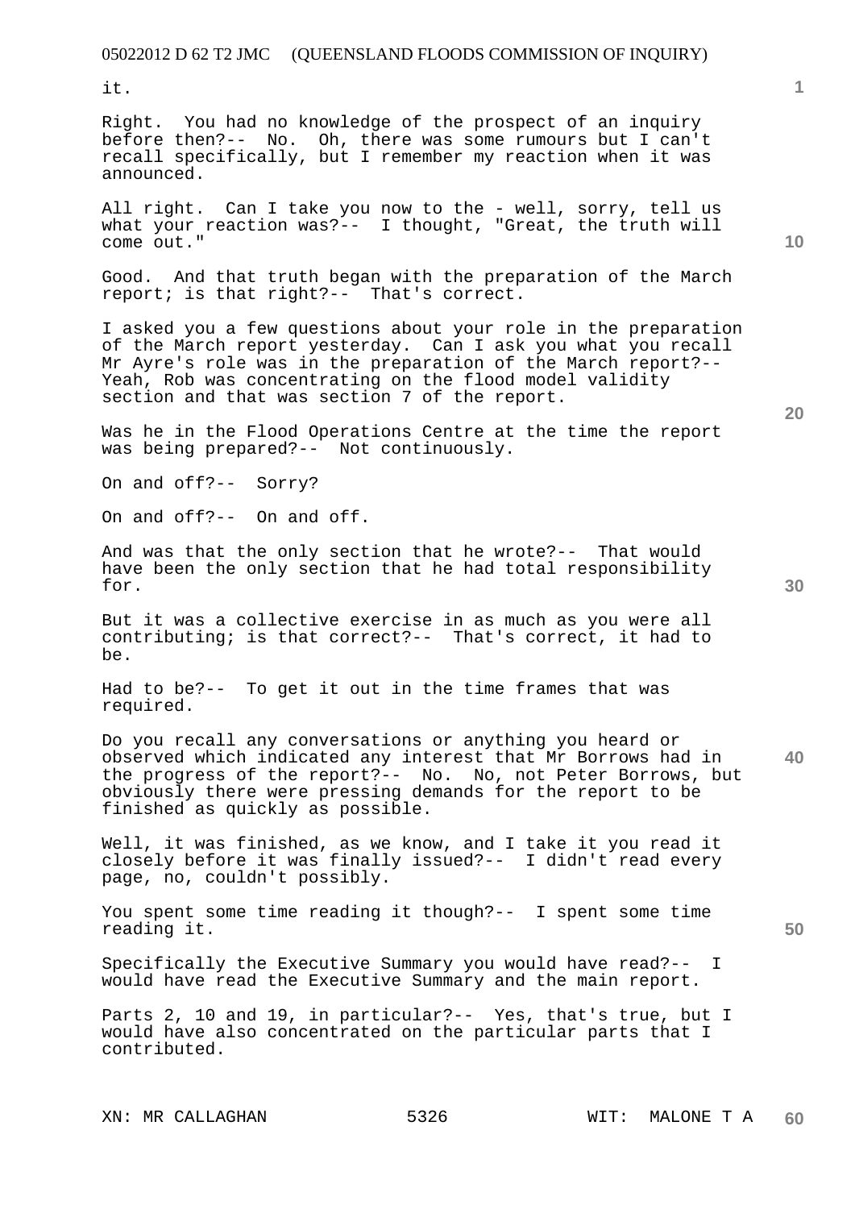it.

Right. You had no knowledge of the prospect of an inquiry before then?-- No. Oh, there was some rumours but I can't recall specifically, but I remember my reaction when it was announced.

All right. Can I take you now to the - well, sorry, tell us what your reaction was?-- I thought, "Great, the truth will come out."

Good. And that truth began with the preparation of the March report; is that right?-- That's correct.

I asked you a few questions about your role in the preparation of the March report yesterday. Can I ask you what you recall Mr Ayre's role was in the preparation of the March report?-- Yeah, Rob was concentrating on the flood model validity section and that was section 7 of the report.

Was he in the Flood Operations Centre at the time the report was being prepared?-- Not continuously.

On and off?-- Sorry?

On and off?-- On and off.

And was that the only section that he wrote?-- That would have been the only section that he had total responsibility for.

But it was a collective exercise in as much as you were all contributing; is that correct?-- That's correct, it had to be.

Had to be?-- To get it out in the time frames that was required.

Do you recall any conversations or anything you heard or observed which indicated any interest that Mr Borrows had in the progress of the report?-- No. No, not Peter Borrows, but obviously there were pressing demands for the report to be finished as quickly as possible.

Well, it was finished, as we know, and I take it you read it closely before it was finally issued?-- I didn't read every page, no, couldn't possibly.

You spent some time reading it though?-- I spent some time reading it.

Specifically the Executive Summary you would have read?-- I would have read the Executive Summary and the main report.

Parts 2, 10 and 19, in particular?-- Yes, that's true, but I would have also concentrated on the particular parts that I contributed.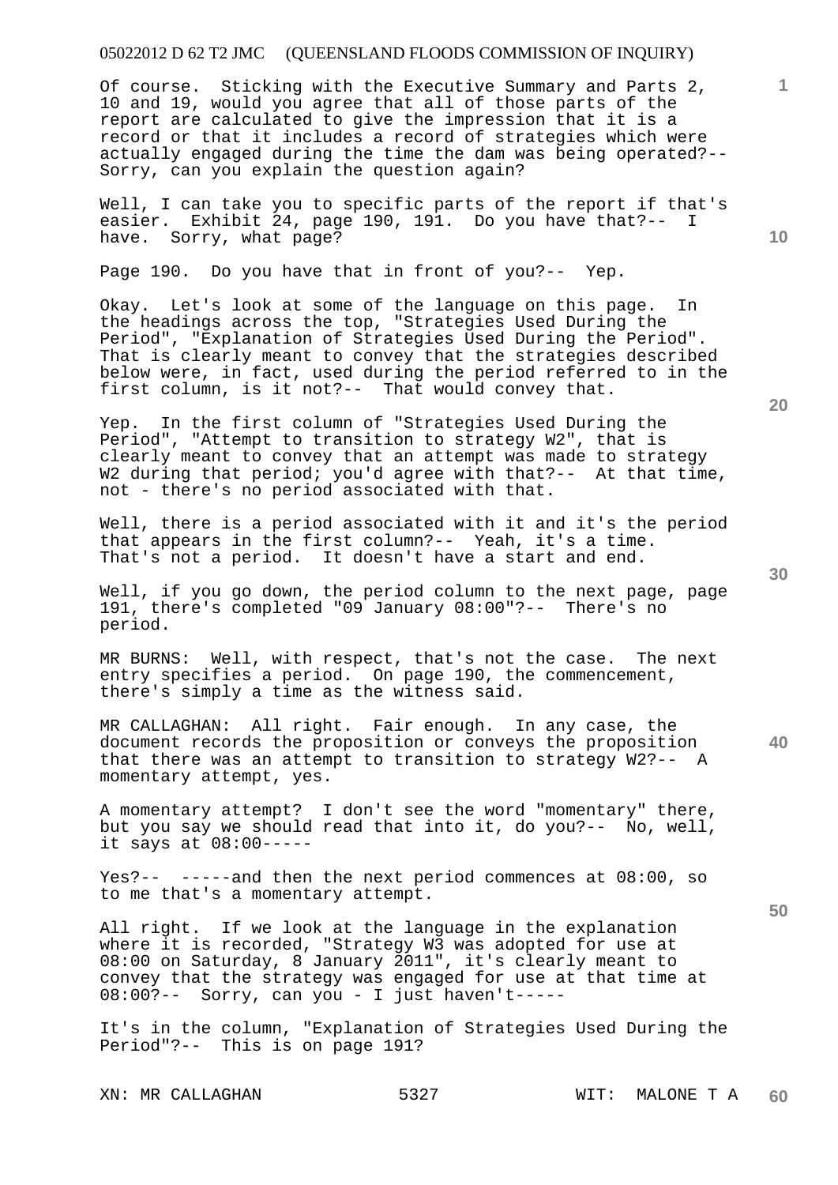Of course. Sticking with the Executive Summary and Parts 2, 10 and 19, would you agree that all of those parts of the report are calculated to give the impression that it is a record or that it includes a record of strategies which were actually engaged during the time the dam was being operated?-- Sorry, can you explain the question again?

Well, I can take you to specific parts of the report if that's easier. Exhibit 24, page 190, 191. Do you have that?-- I have. Sorry, what page?

Page 190. Do you have that in front of you?-- Yep.

Okay. Let's look at some of the language on this page. In the headings across the top, "Strategies Used During the Period", "Explanation of Strategies Used During the Period". That is clearly meant to convey that the strategies described below were, in fact, used during the period referred to in the first column, is it not?-- That would convey that.

Yep. In the first column of "Strategies Used During the Period", "Attempt to transition to strategy W2", that is clearly meant to convey that an attempt was made to strategy W2 during that period; you'd agree with that?-- At that time, not - there's no period associated with that.

Well, there is a period associated with it and it's the period that appears in the first column?-- Yeah, it's a time. That's not a period. It doesn't have a start and end.

Well, if you go down, the period column to the next page, page 191, there's completed "09 January 08:00"?-- There's no period.

MR BURNS: Well, with respect, that's not the case. The next entry specifies a period. On page 190, the commencement, there's simply a time as the witness said.

MR CALLAGHAN: All right. Fair enough. In any case, the document records the proposition or conveys the proposition that there was an attempt to transition to strategy W2?-- A momentary attempt, yes.

A momentary attempt? I don't see the word "momentary" there, but you say we should read that into it, do you?-- No, well, it says at 08:00-----

Yes?-- -----and then the next period commences at 08:00, so to me that's a momentary attempt.

All right. If we look at the language in the explanation where it is recorded, "Strategy W3 was adopted for use at 08:00 on Saturday, 8 January 2011", it's clearly meant to convey that the strategy was engaged for use at that time at 08:00?-- Sorry, can you - I just haven't-----

It's in the column, "Explanation of Strategies Used During the Period"?-- This is on page 191?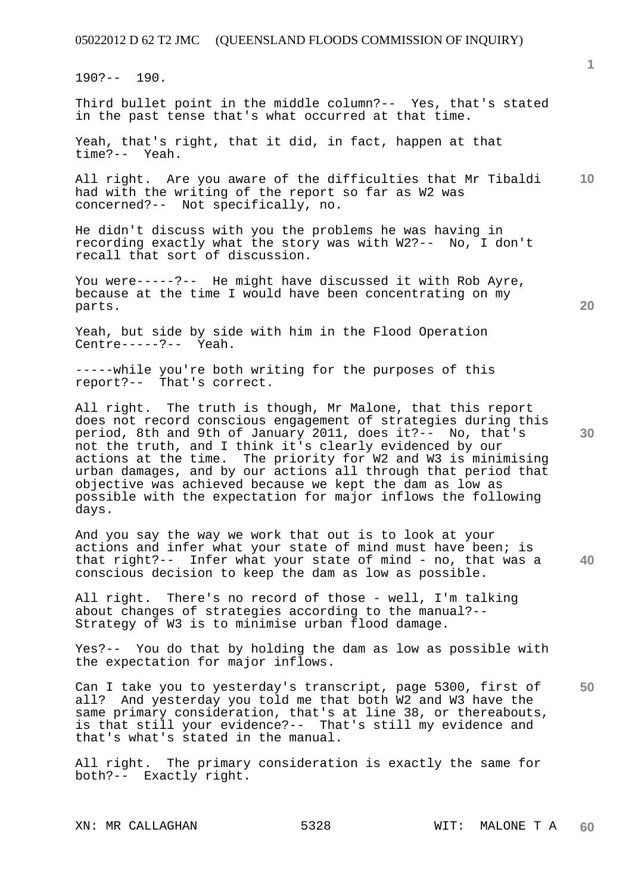190?-- 190.

Third bullet point in the middle column?-- Yes, that's stated in the past tense that's what occurred at that time.

Yeah, that's right, that it did, in fact, happen at that time?-- Yeah.

All right. Are you aware of the difficulties that Mr Tibaldi had with the writing of the report so far as W2 was concerned?-- Not specifically, no.

He didn't discuss with you the problems he was having in recording exactly what the story was with W2?-- No, I don't recall that sort of discussion.

You were-----?-- He might have discussed it with Rob Ayre, because at the time I would have been concentrating on my parts.

Yeah, but side by side with him in the Flood Operation Centre-----?-- Yeah.

-----while you're both writing for the purposes of this report?-- That's correct.

All right. The truth is though, Mr Malone, that this report does not record conscious engagement of strategies during this period, 8th and 9th of January 2011, does it?-- No, that's not the truth, and I think it's clearly evidenced by our actions at the time. The priority for W2 and W3 is minimising urban damages, and by our actions all through that period that objective was achieved because we kept the dam as low as possible with the expectation for major inflows the following days.

And you say the way we work that out is to look at your actions and infer what your state of mind must have been; is that right?-- Infer what your state of mind - no, that was a conscious decision to keep the dam as low as possible.

All right. There's no record of those - well, I'm talking about changes of strategies according to the manual?-- Strategy of W3 is to minimise urban flood damage.

Yes?-- You do that by holding the dam as low as possible with the expectation for major inflows.

Can I take you to yesterday's transcript, page 5300, first of all? And yesterday you told me that both W2 and W3 have the same primary consideration, that's at line 38, or thereabouts, is that still your evidence?-- That's still my evidence and that's what's stated in the manual.

All right. The primary consideration is exactly the same for both?-- Exactly right.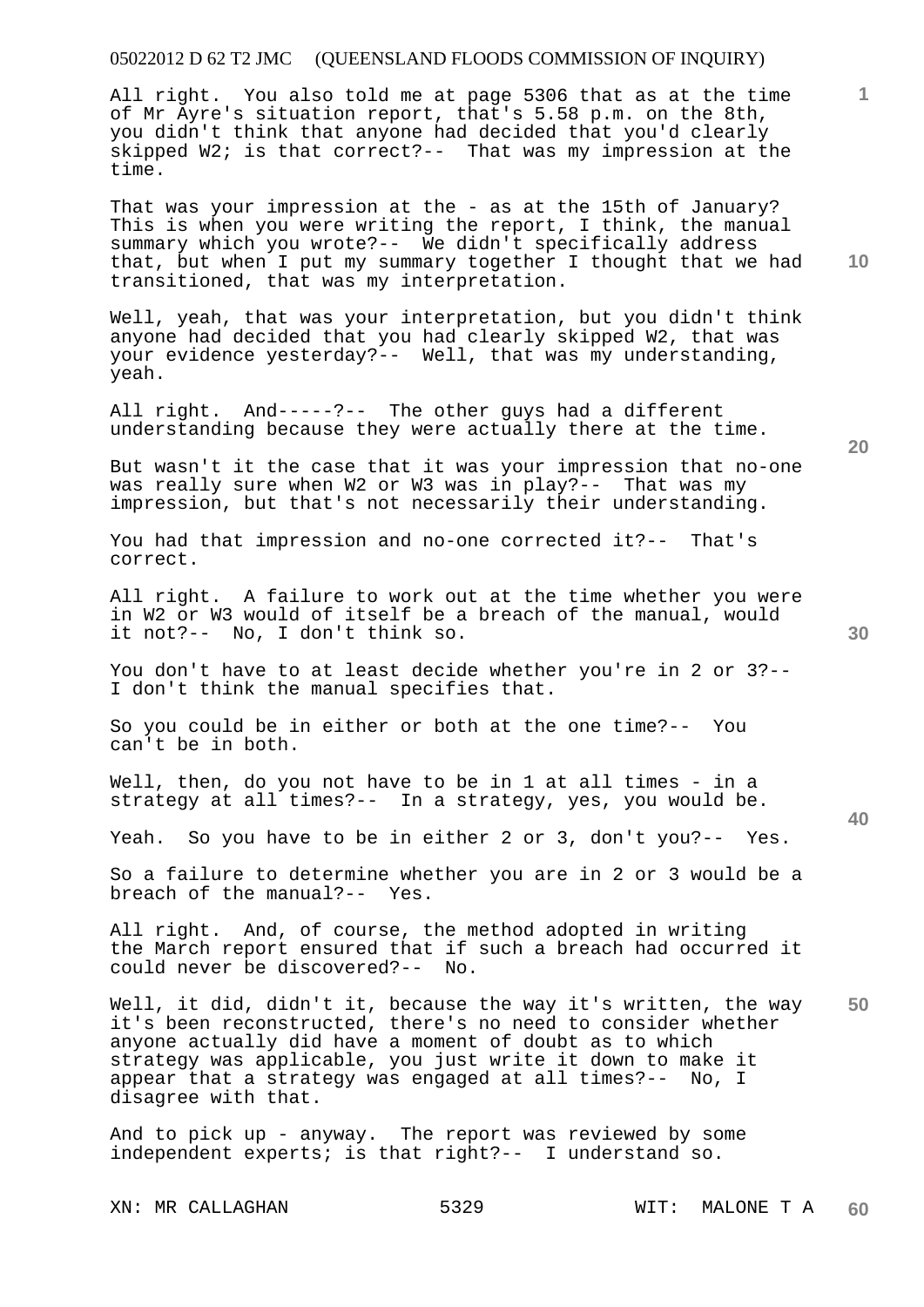All right. You also told me at page 5306 that as at the time of Mr Ayre's situation report, that's 5.58 p.m. on the 8th, you didn't think that anyone had decided that you'd clearly skipped W2; is that correct?-- That was my impression at the time.

That was your impression at the - as at the 15th of January? This is when you were writing the report, I think, the manual summary which you wrote?-- We didn't specifically address that, but when I put my summary together I thought that we had transitioned, that was my interpretation.

Well, yeah, that was your interpretation, but you didn't think anyone had decided that you had clearly skipped W2, that was your evidence yesterday?-- Well, that was my understanding, yeah.

All right. And-----?-- The other guys had a different understanding because they were actually there at the time.

But wasn't it the case that it was your impression that no-one was really sure when W2 or W3 was in play?-- That was my impression, but that's not necessarily their understanding.

You had that impression and no-one corrected it?-- That's correct.

All right. A failure to work out at the time whether you were in W2 or W3 would of itself be a breach of the manual, would it not?-- No, I don't think so.

You don't have to at least decide whether you're in 2 or 3?-- I don't think the manual specifies that.

So you could be in either or both at the one time?-- You can't be in both.

Well, then, do you not have to be in 1 at all times - in a strategy at all times?-- In a strategy, yes, you would be.

Yeah. So you have to be in either 2 or 3, don't you?-- Yes.

So a failure to determine whether you are in 2 or 3 would be a breach of the manual?-- Yes.

All right. And, of course, the method adopted in writing the March report ensured that if such a breach had occurred it could never be discovered?-- No.

Well, it did, didn't it, because the way it's written, the way it's been reconstructed, there's no need to consider whether anyone actually did have a moment of doubt as to which strategy was applicable, you just write it down to make it appear that a strategy was engaged at all times?-- No, I disagree with that.

And to pick up - anyway. The report was reviewed by some independent experts; is that right?-- I understand so.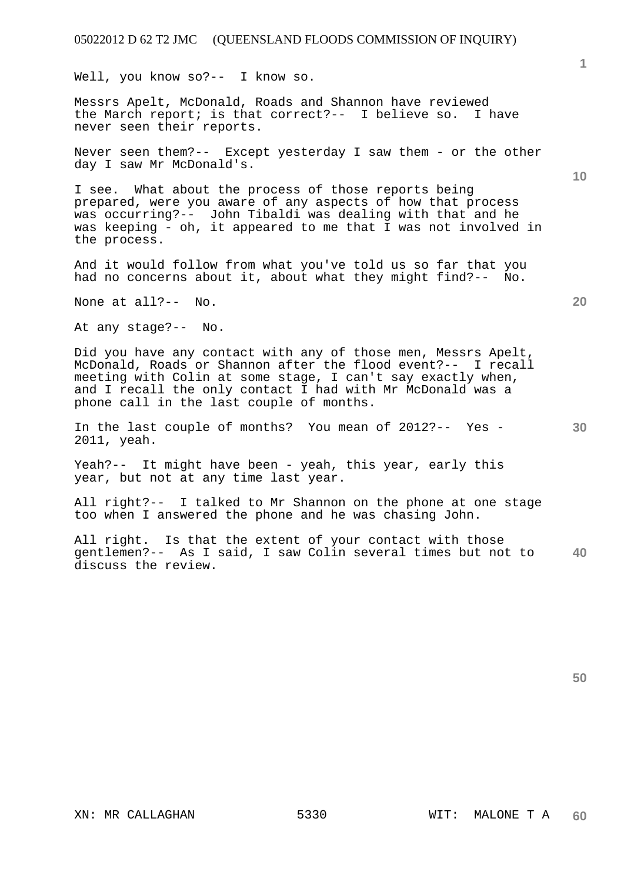Well, you know so?-- I know so.

Messrs Apelt, McDonald, Roads and Shannon have reviewed the March report; is that correct?-- I believe so. I have never seen their reports.

Never seen them?-- Except yesterday I saw them - or the other day I saw Mr McDonald's.

I see. What about the process of those reports being prepared, were you aware of any aspects of how that process was occurring?-- John Tibaldi was dealing with that and he was keeping - oh, it appeared to me that I was not involved in the process.

And it would follow from what you've told us so far that you had no concerns about it, about what they might find?-- No.

None at all?-- No.

At any stage?-- No.

Did you have any contact with any of those men, Messrs Apelt, McDonald, Roads or Shannon after the flood event?-- I recall meeting with Colin at some stage, I can't say exactly when, and I recall the only contact I had with Mr McDonald was a phone call in the last couple of months.

In the last couple of months? You mean of 2012?-- Yes - 2011, yeah.

Yeah?-- It might have been - yeah, this year, early this year, but not at any time last year.

All right?-- I talked to Mr Shannon on the phone at one stage too when I answered the phone and he was chasing John.

All right. Is that the extent of your contact with those gentlemen?-- As I said, I saw Colin several times but not to discuss the review.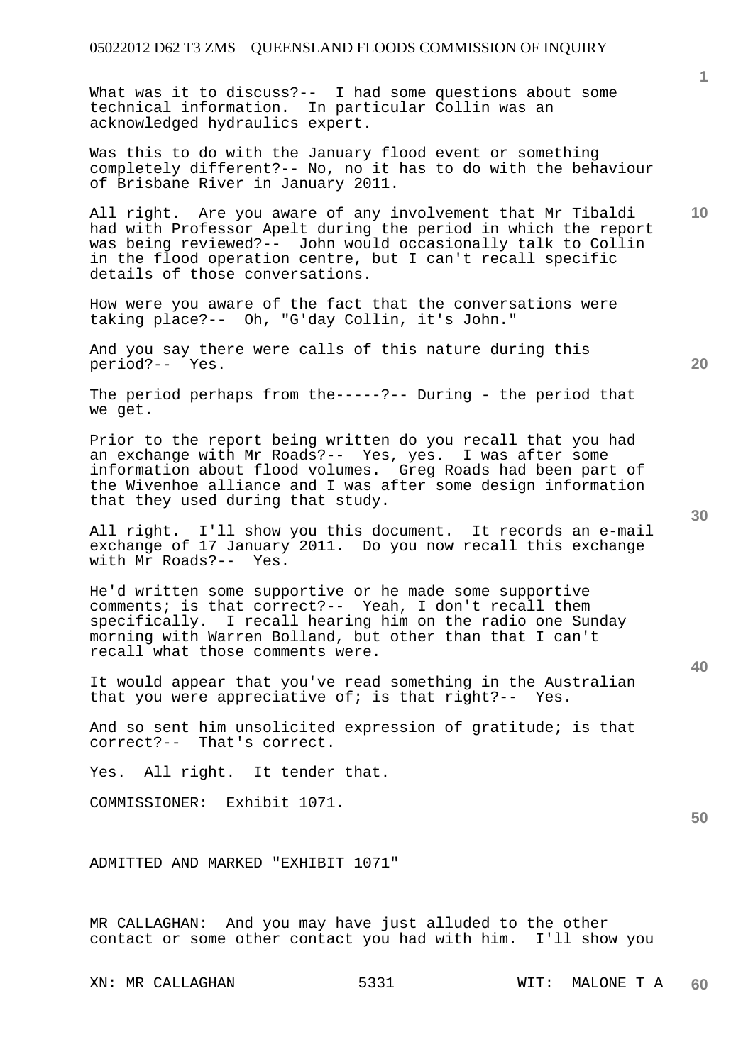What was it to discuss?-- I had some questions about some technical information. In particular Collin was an acknowledged hydraulics expert.

Was this to do with the January flood event or something completely different?-- No, no it has to do with the behaviour of Brisbane River in January 2011.

All right. Are you aware of any involvement that Mr Tibaldi had with Professor Apelt during the period in which the report was being reviewed?-- John would occasionally talk to Collin in the flood operation centre, but I can't recall specific details of those conversations.

How were you aware of the fact that the conversations were taking place?-- Oh, "G'day Collin, it's John."

And you say there were calls of this nature during this period?-- Yes.

The period perhaps from the-----?-- During - the period that we get.

Prior to the report being written do you recall that you had an exchange with Mr Roads?-- Yes, yes. I was after some information about flood volumes. Greg Roads had been part of the Wivenhoe alliance and I was after some design information that they used during that study.

All right. I'll show you this document. It records an e-mail exchange of 17 January 2011. Do you now recall this exchange with Mr Roads?-- Yes.

He'd written some supportive or he made some supportive comments; is that correct?-- Yeah, I don't recall them specifically. I recall hearing him on the radio one Sunday morning with Warren Bolland, but other than that I can't recall what those comments were.

It would appear that you've read something in the Australian that you were appreciative of; is that right?-- Yes.

And so sent him unsolicited expression of gratitude; is that correct?-- That's correct.

Yes. All right. It tender that.

COMMISSIONER: Exhibit 1071.

ADMITTED AND MARKED "EXHIBIT 1071"

MR CALLAGHAN: And you may have just alluded to the other contact or some other contact you had with him. I'll show you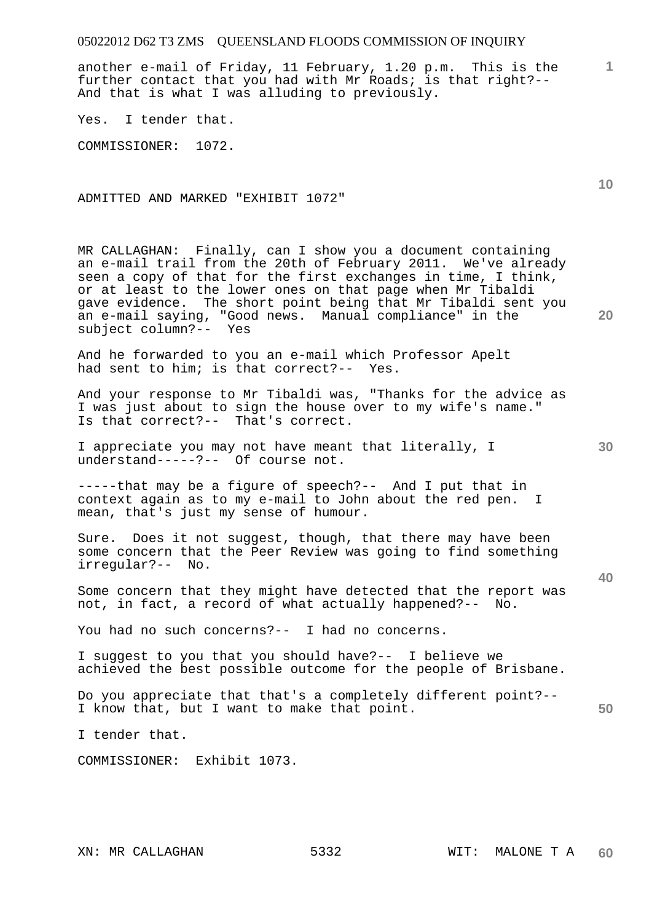another e-mail of Friday, 11 February, 1.20 p.m. This is the further contact that you had with Mr Roads; is that right?-- And that is what I was alluding to previously.

Yes. I tender that.

COMMISSIONER: 1072.

ADMITTED AND MARKED "EXHIBIT 1072"

MR CALLAGHAN: Finally, can I show you a document containing an e-mail trail from the 20th of February 2011. We've already seen a copy of that for the first exchanges in time, I think, or at least to the lower ones on that page when Mr Tibaldi gave evidence. The short point being that Mr Tibaldi sent you an e-mail saying, "Good news. Manual compliance" in the subject column?-- Yes

And he forwarded to you an e-mail which Professor Apelt had sent to him; is that correct?-- Yes.

And your response to Mr Tibaldi was, "Thanks for the advice as I was just about to sign the house over to my wife's name." Is that correct?-- That's correct.

I appreciate you may not have meant that literally, I understand-----?-- Of course not.

-----that may be a figure of speech?-- And I put that in context again as to my e-mail to John about the red pen. I mean, that's just my sense of humour.

Sure. Does it not suggest, though, that there may have been some concern that the Peer Review was going to find something irregular?-- No.

Some concern that they might have detected that the report was not, in fact, a record of what actually happened?-- No.

You had no such concerns?-- I had no concerns.

I suggest to you that you should have?-- I believe we achieved the best possible outcome for the people of Brisbane.

Do you appreciate that that's a completely different point?-- I know that, but I want to make that point.

I tender that.

COMMISSIONER: Exhibit 1073.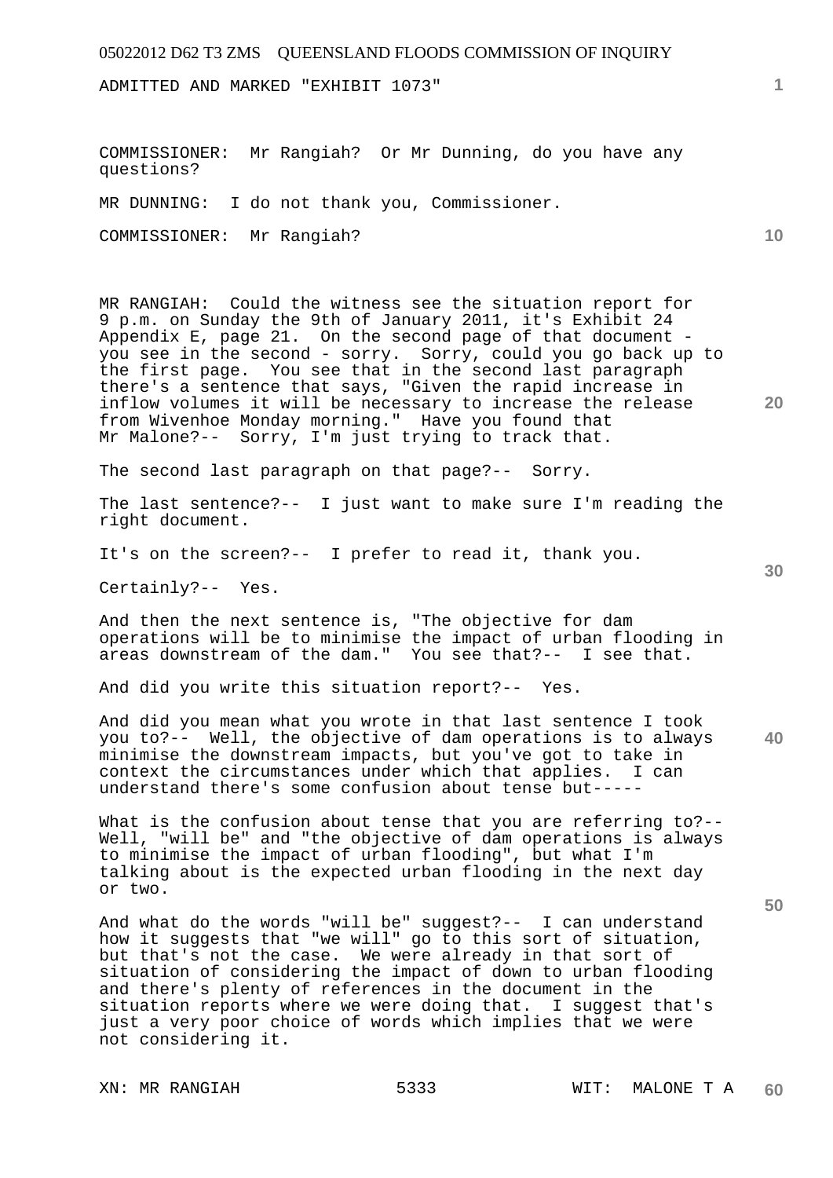ADMITTED AND MARKED "EXHIBIT 1073"

COMMISSIONER: Mr Rangiah? Or Mr Dunning, do you have any questions?

MR DUNNING: I do not thank you, Commissioner.

COMMISSIONER: Mr Rangiah?

MR RANGIAH: Could the witness see the situation report for 9 p.m. on Sunday the 9th of January 2011, it's Exhibit 24 Appendix E, page 21. On the second page of that document - you see in the second - sorry. Sorry, could you go back up to the first page. You see that in the second last paragraph there's a sentence that says, "Given the rapid increase in inflow volumes it will be necessary to increase the release from Wivenhoe Monday morning." Have you found that Mr Malone?-- Sorry, I'm just trying to track that.

The second last paragraph on that page?-- Sorry.

The last sentence?-- I just want to make sure I'm reading the right document.

It's on the screen?-- I prefer to read it, thank you.

Certainly?-- Yes.

And then the next sentence is, "The objective for dam operations will be to minimise the impact of urban flooding in areas downstream of the dam." You see that?-- I see that.

And did you write this situation report?-- Yes.

And did you mean what you wrote in that last sentence I took you to?-- Well, the objective of dam operations is to always minimise the downstream impacts, but you've got to take in context the circumstances under which that applies. I can understand there's some confusion about tense but-----

What is the confusion about tense that you are referring to?-- Well, "will be" and "the objective of dam operations is always to minimise the impact of urban flooding", but what I'm talking about is the expected urban flooding in the next day or two.

And what do the words "will be" suggest?-- I can understand how it suggests that "we will" go to this sort of situation, but that's not the case. We were already in that sort of situation of considering the impact of down to urban flooding and there's plenty of references in the document in the situation reports where we were doing that. I suggest that's just a very poor choice of words which implies that we were not considering it.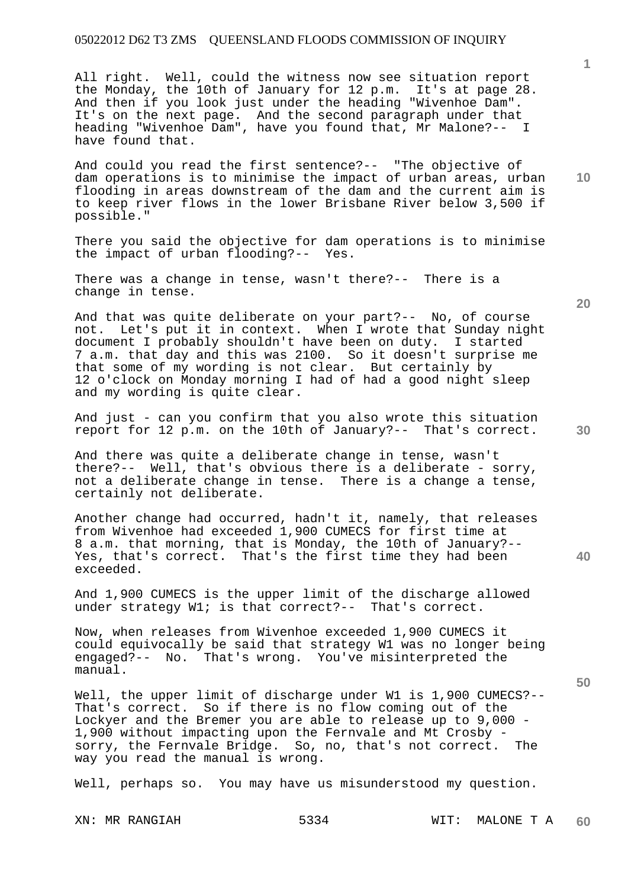All right. Well, could the witness now see situation report the Monday, the 10th of January for 12 p.m. It's at page 28. And then if you look just under the heading "Wivenhoe Dam". It's on the next page. And the second paragraph under that heading "Wivenhoe Dam", have you found that, Mr Malone?-- I have found that.

And could you read the first sentence?-- "The objective of dam operations is to minimise the impact of urban areas, urban flooding in areas downstream of the dam and the current aim is to keep river flows in the lower Brisbane River below 3,500 if possible."

There you said the objective for dam operations is to minimise the impact of urban flooding?-- Yes.

There was a change in tense, wasn't there?-- There is a change in tense.

And that was quite deliberate on your part?-- No, of course not. Let's put it in context. When I wrote that Sunday night document I probably shouldn't have been on duty. I started 7 a.m. that day and this was 2100. So it doesn't surprise me that some of my wording is not clear. But certainly by 12 o'clock on Monday morning I had of had a good night sleep and my wording is quite clear.

And just - can you confirm that you also wrote this situation report for 12 p.m. on the 10th of January?-- That's correct.

And there was quite a deliberate change in tense, wasn't there?-- Well, that's obvious there is a deliberate - sorry, not a deliberate change in tense. There is a change a tense, certainly not deliberate.

Another change had occurred, hadn't it, namely, that releases from Wivenhoe had exceeded 1,900 CUMECS for first time at 8 a.m. that morning, that is Monday, the 10th of January?-- Yes, that's correct. That's the first time they had been exceeded.

And 1,900 CUMECS is the upper limit of the discharge allowed under strategy W1; is that correct?-- That's correct.

Now, when releases from Wivenhoe exceeded 1,900 CUMECS it could equivocally be said that strategy W1 was no longer being engaged?-- No. That's wrong. You've misinterpreted the manual.

Well, the upper limit of discharge under W1 is 1,900 CUMECS?-- That's correct. So if there is no flow coming out of the Lockyer and the Bremer you are able to release up to 9,000 - 1,900 without impacting upon the Fernvale and Mt Crosby - sorry, the Fernvale Bridge. So, no, that's not correct. The way you read the manual is wrong.

Well, perhaps so. You may have us misunderstood my question.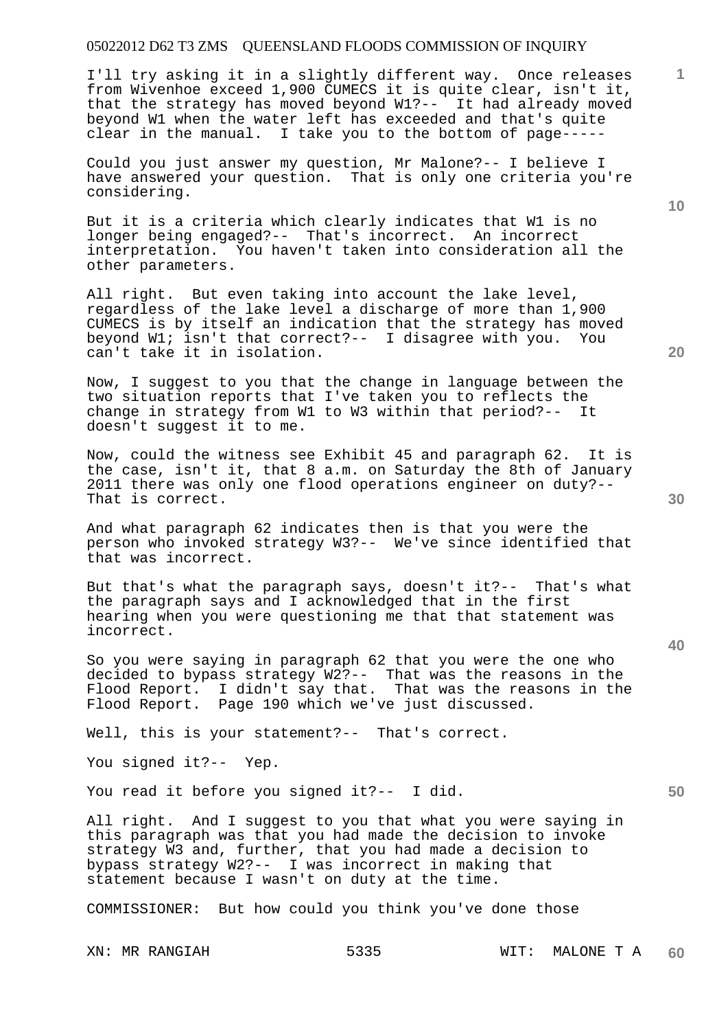I'll try asking it in a slightly different way. Once releases from Wivenhoe exceed 1,900 CUMECS it is quite clear, isn't it, that the strategy has moved beyond W1?-- It had already moved beyond W1 when the water left has exceeded and that's quite clear in the manual. I take you to the bottom of page-----

Could you just answer my question, Mr Malone?-- I believe I have answered your question. That is only one criteria you're considering.

But it is a criteria which clearly indicates that W1 is no longer being engaged?-- That's incorrect. An incorrect interpretation. You haven't taken into consideration all the other parameters.

All right. But even taking into account the lake level, regardless of the lake level a discharge of more than 1,900 CUMECS is by itself an indication that the strategy has moved beyond W1; isn't that correct?-- I disagree with you. You can't take it in isolation.

Now, I suggest to you that the change in language between the two situation reports that I've taken you to reflects the change in strategy from W1 to W3 within that period?-- It doesn't suggest it to me.

Now, could the witness see Exhibit 45 and paragraph 62. It is the case, isn't it, that 8 a.m. on Saturday the 8th of January 2011 there was only one flood operations engineer on duty?-- That is correct.

And what paragraph 62 indicates then is that you were the person who invoked strategy W3?-- We've since identified that that was incorrect.

But that's what the paragraph says, doesn't it?-- That's what the paragraph says and I acknowledged that in the first hearing when you were questioning me that that statement was incorrect.

So you were saying in paragraph 62 that you were the one who decided to bypass strategy W2?-- That was the reasons in the Flood Report. I didn't say that. That was the reasons in the Flood Report. Page 190 which we've just discussed.

Well, this is your statement?-- That's correct.

You signed it?-- Yep.

You read it before you signed it?-- I did.

All right. And I suggest to you that what you were saying in this paragraph was that you had made the decision to invoke strategy W3 and, further, that you had made a decision to bypass strategy W2?-- I was incorrect in making that statement because I wasn't on duty at the time.

COMMISSIONER: But how could you think you've done those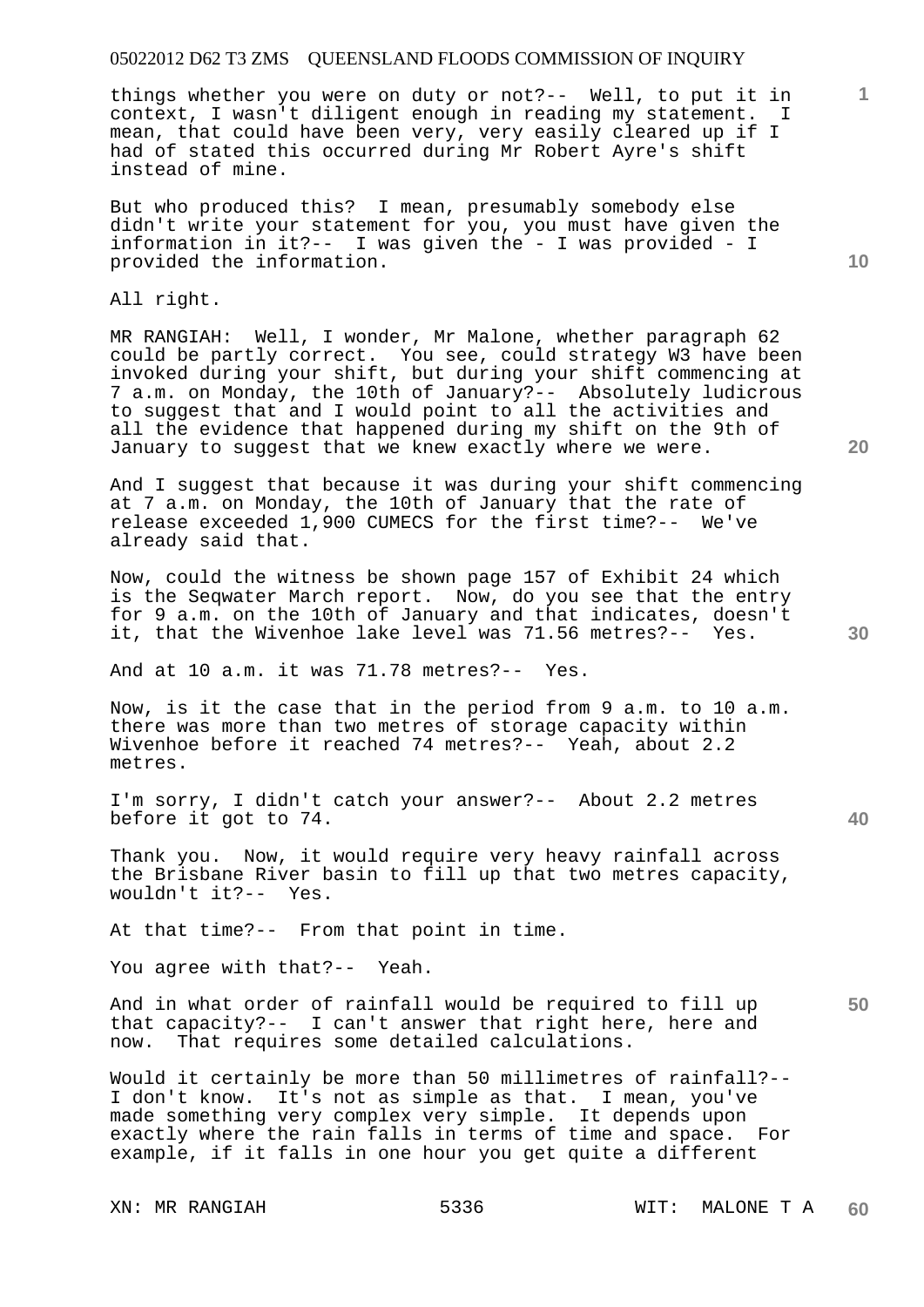things whether you were on duty or not?-- Well, to put it in context, I wasn't diligent enough in reading my statement. I mean, that could have been very, very easily cleared up if I had of stated this occurred during Mr Robert Ayre's shift instead of mine.

But who produced this? I mean, presumably somebody else didn't write your statement for you, you must have given the information in it?-- I was given the - I was provided - I provided the information.

All right.

MR RANGIAH: Well, I wonder, Mr Malone, whether paragraph 62 could be partly correct. You see, could strategy W3 have been invoked during your shift, but during your shift commencing at 7 a.m. on Monday, the 10th of January?-- Absolutely ludicrous to suggest that and I would point to all the activities and all the evidence that happened during my shift on the 9th of January to suggest that we knew exactly where we were.

And I suggest that because it was during your shift commencing at 7 a.m. on Monday, the 10th of January that the rate of release exceeded 1,900 CUMECS for the first time?-- We've already said that.

Now, could the witness be shown page 157 of Exhibit 24 which is the Seqwater March report. Now, do you see that the entry for 9 a.m. on the 10th of January and that indicates, doesn't it, that the Wivenhoe lake level was 71.56 metres?-- Yes.

And at 10 a.m. it was 71.78 metres?-- Yes.

Now, is it the case that in the period from 9 a.m. to 10 a.m. there was more than two metres of storage capacity within Wivenhoe before it reached 74 metres?-- Yeah, about 2.2 metres.

I'm sorry, I didn't catch your answer?-- About 2.2 metres before it got to 74.

Thank you. Now, it would require very heavy rainfall across the Brisbane River basin to fill up that two metres capacity, wouldn't it?-- Yes.

At that time?-- From that point in time.

You agree with that?-- Yeah.

And in what order of rainfall would be required to fill up that capacity?-- I can't answer that right here, here and now. That requires some detailed calculations.

Would it certainly be more than 50 millimetres of rainfall?-- I don't know. It's not as simple as that. I mean, you've made something very complex very simple. It depends upon exactly where the rain falls in terms of time and space. For example, if it falls in one hour you get quite a different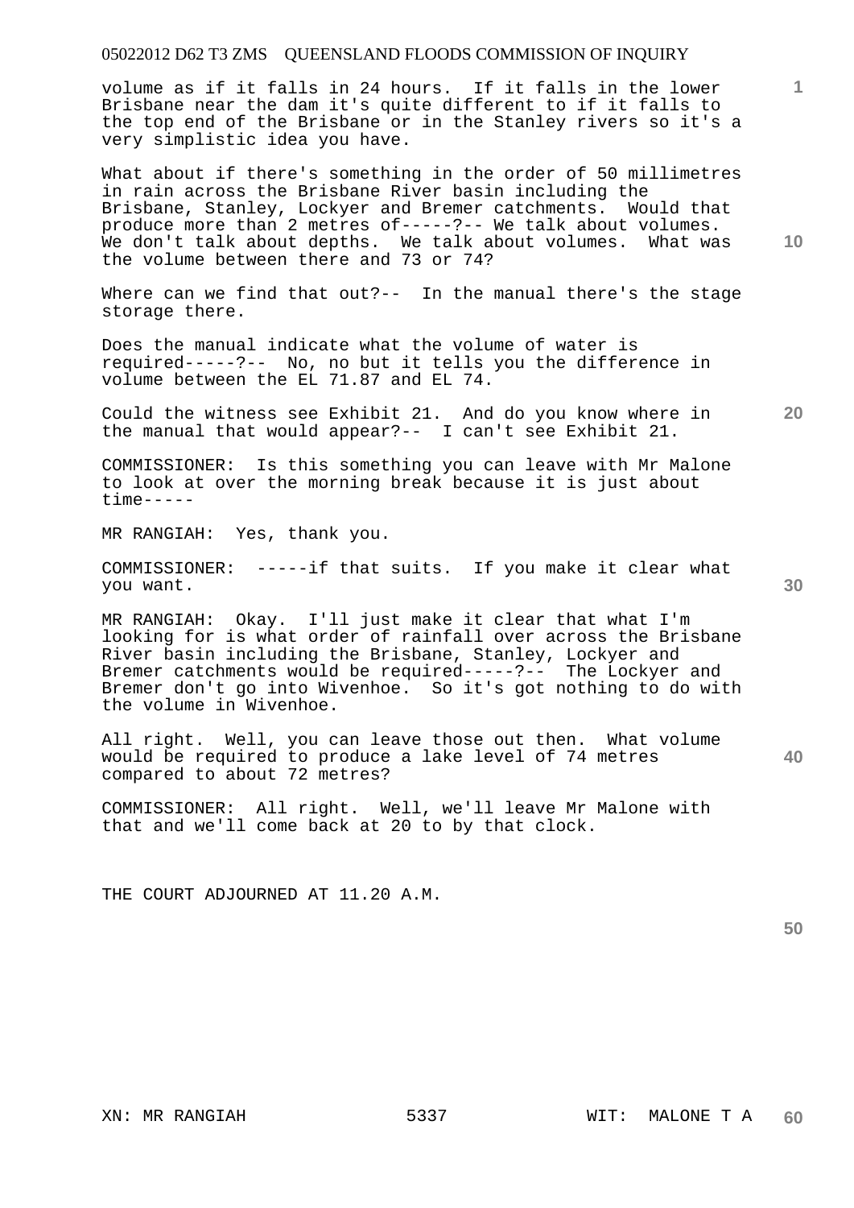volume as if it falls in 24 hours. If it falls in the lower Brisbane near the dam it's quite different to if it falls to the top end of the Brisbane or in the Stanley rivers so it's a very simplistic idea you have.

What about if there's something in the order of 50 millimetres in rain across the Brisbane River basin including the Brisbane, Stanley, Lockyer and Bremer catchments. Would that produce more than 2 metres of-----?-- We talk about volumes. We don't talk about depths. We talk about volumes. What was the volume between there and 73 or 74?

Where can we find that out?-- In the manual there's the stage storage there.

Does the manual indicate what the volume of water is required-----?-- No, no but it tells you the difference in volume between the EL 71.87 and EL 74.

Could the witness see Exhibit 21. And do you know where in the manual that would appear?-- I can't see Exhibit 21.

COMMISSIONER: Is this something you can leave with Mr Malone to look at over the morning break because it is just about time-----

MR RANGIAH: Yes, thank you.

COMMISSIONER: -----if that suits. If you make it clear what you want.

MR RANGIAH: Okay. I'll just make it clear that what I'm looking for is what order of rainfall over across the Brisbane River basin including the Brisbane, Stanley, Lockyer and Bremer catchments would be required-----?-- The Lockyer and Bremer don't go into Wivenhoe. So it's got nothing to do with the volume in Wivenhoe.

All right. Well, you can leave those out then. What volume would be required to produce a lake level of 74 metres compared to about 72 metres?

COMMISSIONER: All right. Well, we'll leave Mr Malone with that and we'll come back at 20 to by that clock.

THE COURT ADJOURNED AT 11.20 A.M.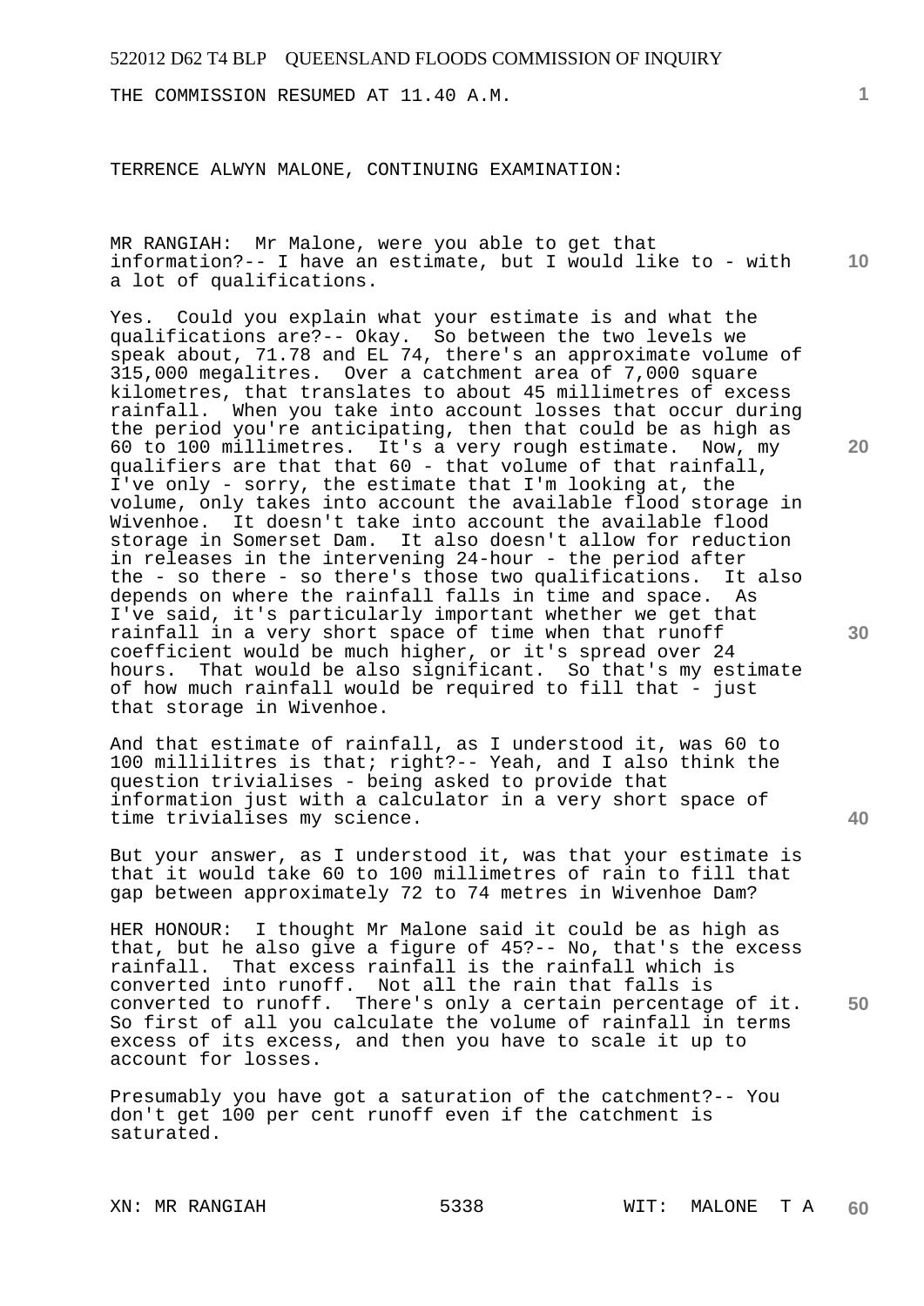THE COMMISSION RESUMED AT 11.40 A.M.

TERRENCE ALWYN MALONE, CONTINUING EXAMINATION:

MR RANGIAH: Mr Malone, were you able to get that information?-- I have an estimate, but I would like to - with a lot of qualifications.

Yes. Could you explain what your estimate is and what the qualifications are?-- Okay. So between the two levels we speak about, 71.78 and EL 74, there's an approximate volume of 315,000 megalitres. Over a catchment area of 7,000 square kilometres, that translates to about 45 millimetres of excess rainfall. When you take into account losses that occur during the period you're anticipating, then that could be as high as 60 to 100 millimetres. It's a very rough estimate. Now, my qualifiers are that that 60 - that volume of that rainfall, I've only - sorry, the estimate that I'm looking at, the volume, only takes into account the available flood storage in Wivenhoe. It doesn't take into account the available flood storage in Somerset Dam. It also doesn't allow for reduction in releases in the intervening 24-hour - the period after the - so there - so there's those two qualifications. It also depends on where the rainfall falls in time and space. As I've said, it's particularly important whether we get that rainfall in a very short space of time when that runoff coefficient would be much higher, or it's spread over 24 hours. That would be also significant. So that's my estimate of how much rainfall would be required to fill that - just that storage in Wivenhoe.

And that estimate of rainfall, as I understood it, was 60 to 100 millilitres is that; right?-- Yeah, and I also think the question trivialises - being asked to provide that information just with a calculator in a very short space of time trivialises my science.

But your answer, as I understood it, was that your estimate is that it would take 60 to 100 millimetres of rain to fill that gap between approximately 72 to 74 metres in Wivenhoe Dam?

HER HONOUR: I thought Mr Malone said it could be as high as that, but he also give a figure of 45?-- No, that's the excess rainfall. That excess rainfall is the rainfall which is converted into runoff. Not all the rain that falls is converted to runoff. There's only a certain percentage of it. So first of all you calculate the volume of rainfall in terms excess of its excess, and then you have to scale it up to account for losses.

Presumably you have got a saturation of the catchment?-- You don't get 100 per cent runoff even if the catchment is saturated.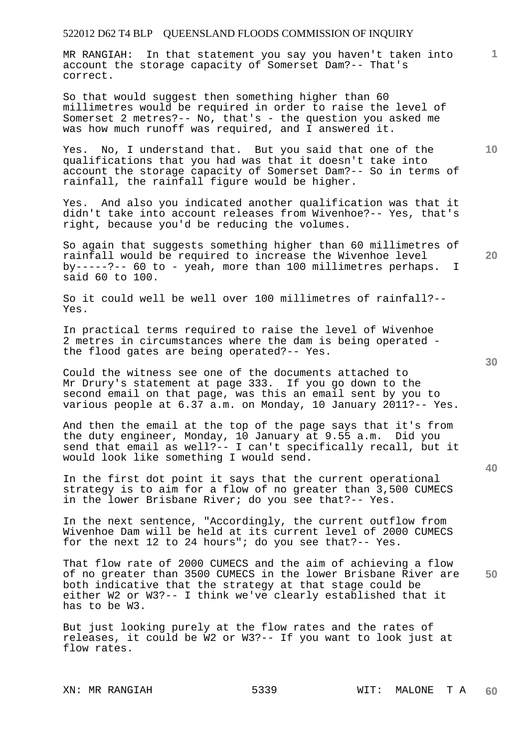MR RANGIAH: In that statement you say you haven't taken into account the storage capacity of Somerset Dam?-- That's correct.

So that would suggest then something higher than 60 millimetres would be required in order to raise the level of Somerset 2 metres?-- No, that's - the question you asked me was how much runoff was required, and I answered it.

Yes. No, I understand that. But you said that one of the qualifications that you had was that it doesn't take into account the storage capacity of Somerset Dam?-- So in terms of rainfall, the rainfall figure would be higher.

Yes. And also you indicated another qualification was that it didn't take into account releases from Wivenhoe?-- Yes, that's right, because you'd be reducing the volumes.

So again that suggests something higher than 60 millimetres of rainfall would be required to increase the Wivenhoe level by-----?-- 60 to - yeah, more than 100 millimetres perhaps. I said 60 to 100.

So it could well be well over 100 millimetres of rainfall?-- Yes.

In practical terms required to raise the level of Wivenhoe 2 metres in circumstances where the dam is being operated - the flood gates are being operated?-- Yes.

Could the witness see one of the documents attached to Mr Drury's statement at page 333. If you go down to the second email on that page, was this an email sent by you to various people at 6.37 a.m. on Monday, 10 January 2011?-- Yes.

And then the email at the top of the page says that it's from the duty engineer, Monday, 10 January at 9.55 a.m. Did you send that email as well?-- I can't specifically recall, but it would look like something I would send.

In the first dot point it says that the current operational strategy is to aim for a flow of no greater than 3,500 CUMECS in the lower Brisbane River; do you see that?-- Yes.

In the next sentence, "Accordingly, the current outflow from Wivenhoe Dam will be held at its current level of 2000 CUMECS for the next 12 to 24 hours"; do you see that?-- Yes.

That flow rate of 2000 CUMECS and the aim of achieving a flow of no greater than 3500 CUMECS in the lower Brisbane River are both indicative that the strategy at that stage could be either W2 or W3?-- I think we've clearly established that it has to be W3.

But just looking purely at the flow rates and the rates of releases, it could be W2 or W3?-- If you want to look just at flow rates.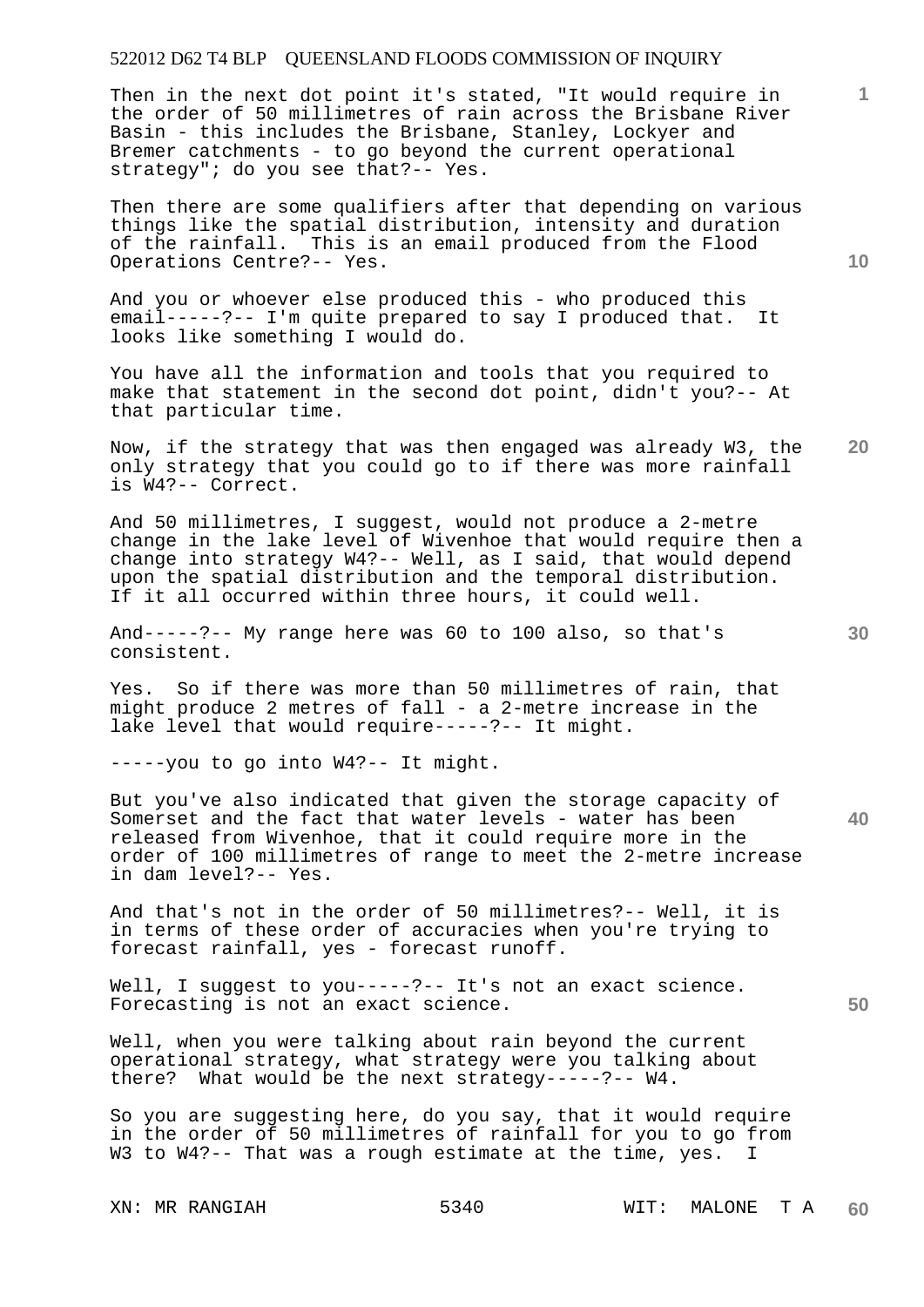Then in the next dot point it's stated, "It would require in the order of 50 millimetres of rain across the Brisbane River Basin - this includes the Brisbane, Stanley, Lockyer and Bremer catchments - to go beyond the current operational strategy"; do you see that?-- Yes.

Then there are some qualifiers after that depending on various things like the spatial distribution, intensity and duration of the rainfall. This is an email produced from the Flood Operations Centre?-- Yes.

And you or whoever else produced this - who produced this email-----?-- I'm quite prepared to say I produced that. It looks like something I would do.

You have all the information and tools that you required to make that statement in the second dot point, didn't you?-- At that particular time.

Now, if the strategy that was then engaged was already W3, the only strategy that you could go to if there was more rainfall is W4?-- Correct.

And 50 millimetres, I suggest, would not produce a 2-metre change in the lake level of Wivenhoe that would require then a change into strategy W4?-- Well, as I said, that would depend upon the spatial distribution and the temporal distribution. If it all occurred within three hours, it could well.

And-----?-- My range here was 60 to 100 also, so that's consistent.

Yes. So if there was more than 50 millimetres of rain, that might produce 2 metres of fall - a 2-metre increase in the lake level that would require-----?-- It might.

-----you to go into W4?-- It might.

But you've also indicated that given the storage capacity of Somerset and the fact that water levels - water has been released from Wivenhoe, that it could require more in the order of 100 millimetres of range to meet the 2-metre increase in dam level?-- Yes.

And that's not in the order of 50 millimetres?-- Well, it is in terms of these order of accuracies when you're trying to forecast rainfall, yes - forecast runoff.

Well, I suggest to you-----?-- It's not an exact science. Forecasting is not an exact science.

Well, when you were talking about rain beyond the current operational strategy, what strategy were you talking about there? What would be the next strategy-----?-- W4.

So you are suggesting here, do you say, that it would require in the order of 50 millimetres of rainfall for you to go from W3 to W4?-- That was a rough estimate at the time, yes. I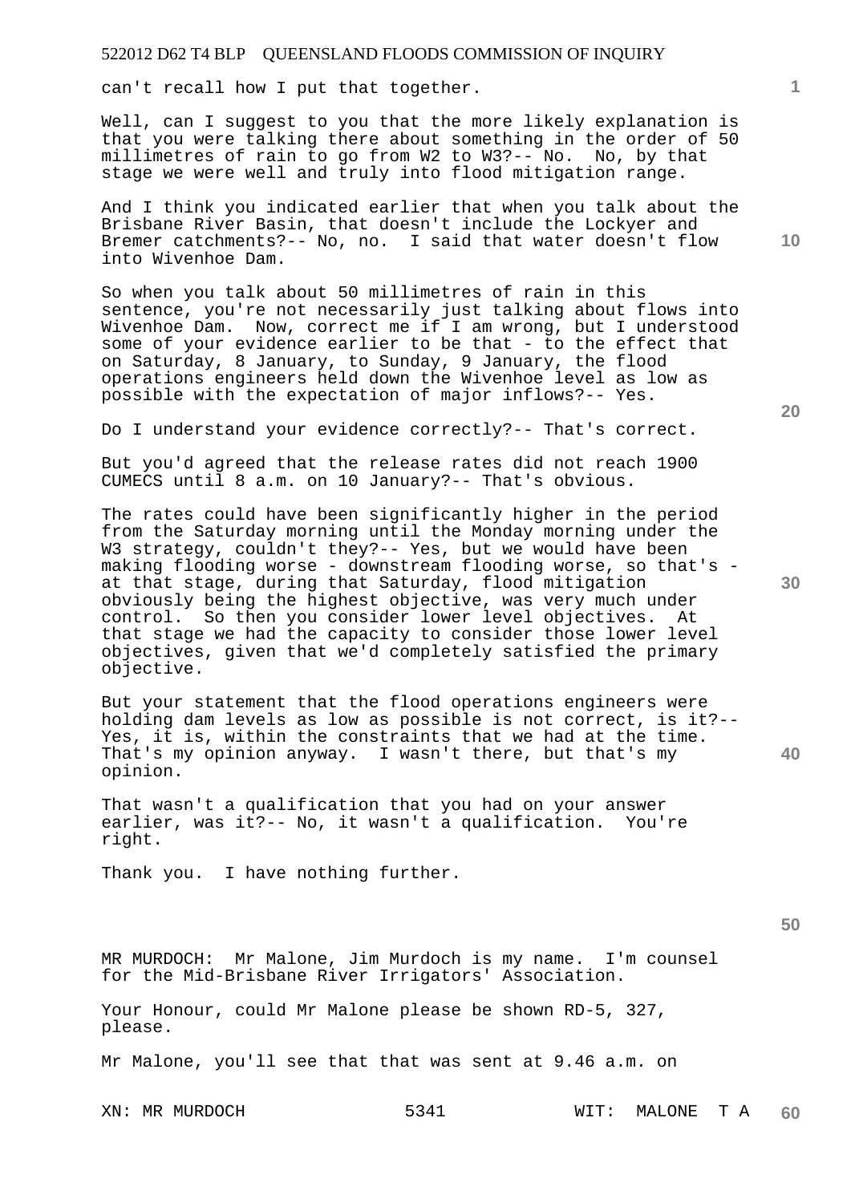can't recall how I put that together.

Well, can I suggest to you that the more likely explanation is that you were talking there about something in the order of 50 millimetres of rain to go from W2 to W3?-- No. No, by that stage we were well and truly into flood mitigation range.

And I think you indicated earlier that when you talk about the Brisbane River Basin, that doesn't include the Lockyer and Bremer catchments?-- No, no. I said that water doesn't flow into Wivenhoe Dam.

So when you talk about 50 millimetres of rain in this sentence, you're not necessarily just talking about flows into Wivenhoe Dam. Now, correct me if I am wrong, but I understood some of your evidence earlier to be that - to the effect that on Saturday, 8 January, to Sunday, 9 January, the flood operations engineers held down the Wivenhoe level as low as possible with the expectation of major inflows?-- Yes.

Do I understand your evidence correctly?-- That's correct.

But you'd agreed that the release rates did not reach 1900 CUMECS until 8 a.m. on 10 January?-- That's obvious.

The rates could have been significantly higher in the period from the Saturday morning until the Monday morning under the W3 strategy, couldn't they?-- Yes, but we would have been making flooding worse - downstream flooding worse, so that's - at that stage, during that Saturday, flood mitigation obviously being the highest objective, was very much under control. So then you consider lower level objectives. At that stage we had the capacity to consider those lower level objectives, given that we'd completely satisfied the primary objective.

But your statement that the flood operations engineers were holding dam levels as low as possible is not correct, is it?-- Yes, it is, within the constraints that we had at the time. That's my opinion anyway. I wasn't there, but that's my opinion.

That wasn't a qualification that you had on your answer earlier, was it?-- No, it wasn't a qualification. You're right.

Thank you. I have nothing further.

MR MURDOCH: Mr Malone, Jim Murdoch is my name. I'm counsel for the Mid-Brisbane River Irrigators' Association.

Your Honour, could Mr Malone please be shown RD-5, 327, please.

Mr Malone, you'll see that that was sent at 9.46 a.m. on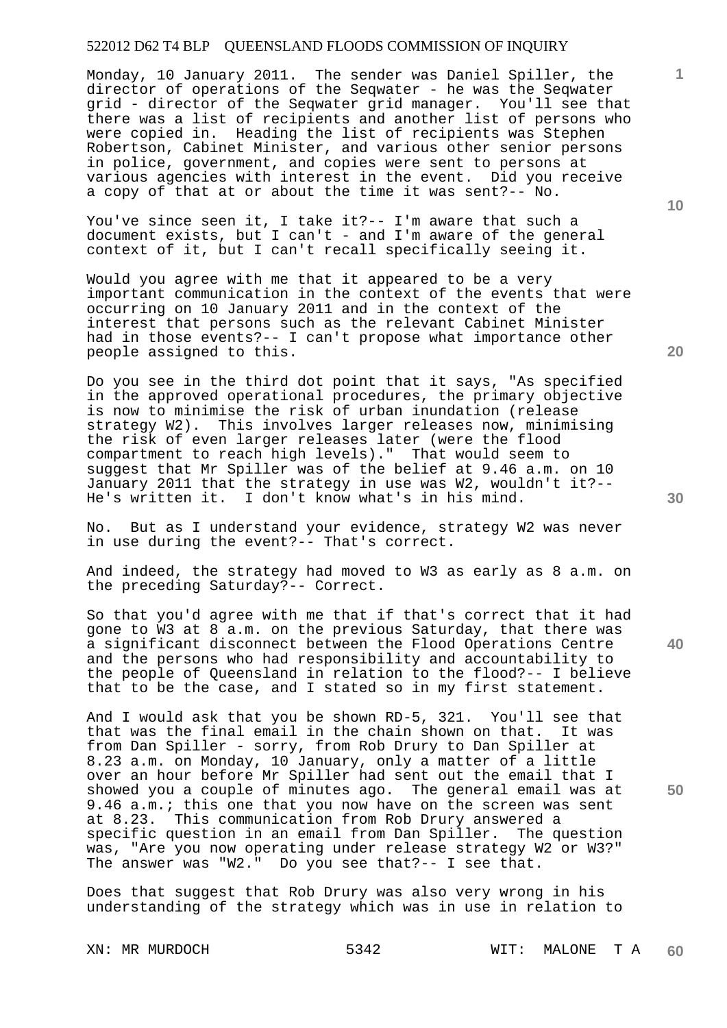Monday, 10 January 2011. The sender was Daniel Spiller, the director of operations of the Seqwater - he was the Seqwater grid - director of the Seqwater grid manager. You'll see that there was a list of recipients and another list of persons who were copied in. Heading the list of recipients was Stephen Robertson, Cabinet Minister, and various other senior persons in police, government, and copies were sent to persons at various agencies with interest in the event. Did you receive a copy of that at or about the time it was sent?-- No.

You've since seen it, I take it?-- I'm aware that such a document exists, but I can't - and I'm aware of the general context of it, but I can't recall specifically seeing it.

Would you agree with me that it appeared to be a very important communication in the context of the events that were occurring on 10 January 2011 and in the context of the interest that persons such as the relevant Cabinet Minister had in those events?-- I can't propose what importance other people assigned to this.

Do you see in the third dot point that it says, "As specified in the approved operational procedures, the primary objective is now to minimise the risk of urban inundation (release strategy W2). This involves larger releases now, minimising the risk of even larger releases later (were the flood compartment to reach high levels)." That would seem to suggest that Mr Spiller was of the belief at 9.46 a.m. on 10 January 2011 that the strategy in use was W2, wouldn't it?-- He's written it. I don't know what's in his mind.

No. But as I understand your evidence, strategy W2 was never in use during the event?-- That's correct.

And indeed, the strategy had moved to W3 as early as 8 a.m. on the preceding Saturday?-- Correct.

So that you'd agree with me that if that's correct that it had gone to W3 at 8 a.m. on the previous Saturday, that there was a significant disconnect between the Flood Operations Centre and the persons who had responsibility and accountability to the people of Queensland in relation to the flood?-- I believe that to be the case, and I stated so in my first statement.

And I would ask that you be shown RD-5, 321. You'll see that that was the final email in the chain shown on that. It was from Dan Spiller - sorry, from Rob Drury to Dan Spiller at 8.23 a.m. on Monday, 10 January, only a matter of a little over an hour before Mr Spiller had sent out the email that I showed you a couple of minutes ago. The general email was at 9.46 a.m.; this one that you now have on the screen was sent at 8.23. This communication from Rob Drury answered a specific question in an email from Dan Spiller. The question was, "Are you now operating under release strategy W2 or W3?" The answer was "W2." Do you see that?-- I see that.

Does that suggest that Rob Drury was also very wrong in his understanding of the strategy which was in use in relation to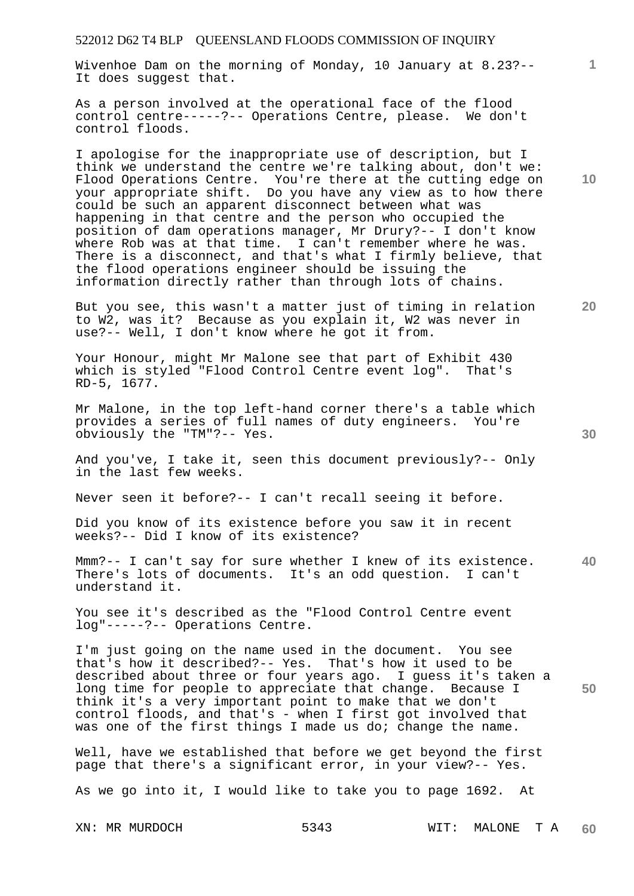Wivenhoe Dam on the morning of Monday, 10 January at 8.23?-- It does suggest that.

As a person involved at the operational face of the flood control centre-----?-- Operations Centre, please. We don't control floods.

I apologise for the inappropriate use of description, but I think we understand the centre we're talking about, don't we: Flood Operations Centre. You're there at the cutting edge on your appropriate shift. Do you have any view as to how there could be such an apparent disconnect between what was happening in that centre and the person who occupied the position of dam operations manager, Mr Drury?-- I don't know where Rob was at that time. I can't remember where he was. There is a disconnect, and that's what I firmly believe, that the flood operations engineer should be issuing the information directly rather than through lots of chains.

But you see, this wasn't a matter just of timing in relation to W2, was it? Because as you explain it, W2 was never in use?-- Well, I don't know where he got it from.

Your Honour, might Mr Malone see that part of Exhibit 430 which is styled "Flood Control Centre event log". That's RD-5, 1677.

Mr Malone, in the top left-hand corner there's a table which provides a series of full names of duty engineers. You're obviously the "TM"?-- Yes.

And you've, I take it, seen this document previously?-- Only in the last few weeks.

Never seen it before?-- I can't recall seeing it before.

Did you know of its existence before you saw it in recent weeks?-- Did I know of its existence?

Mmm?-- I can't say for sure whether I knew of its existence. There's lots of documents. It's an odd question. I can't understand it.

You see it's described as the "Flood Control Centre event log"-----?-- Operations Centre.

I'm just going on the name used in the document. You see that's how it described?-- Yes. That's how it used to be described about three or four years ago. I guess it's taken a long time for people to appreciate that change. Because I think it's a very important point to make that we don't control floods, and that's - when I first got involved that was one of the first things I made us do; change the name.

Well, have we established that before we get beyond the first page that there's a significant error, in your view?-- Yes.

As we go into it, I would like to take you to page 1692. At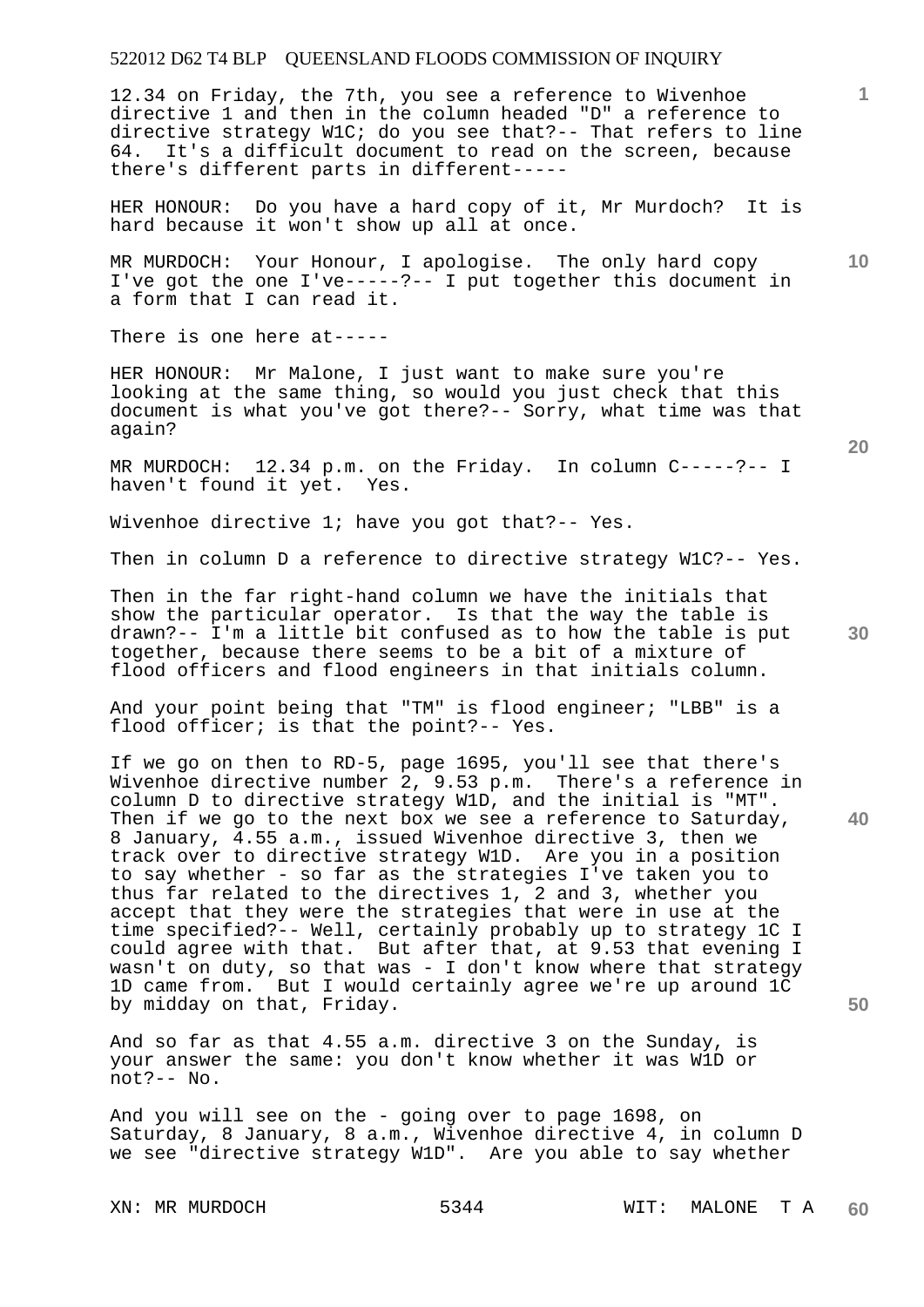12.34 on Friday, the 7th, you see a reference to Wivenhoe directive 1 and then in the column headed "D" a reference to directive strategy W1C; do you see that?-- That refers to line 64. It's a difficult document to read on the screen, because there's different parts in different-----

HER HONOUR: Do you have a hard copy of it, Mr Murdoch? It is hard because it won't show up all at once.

MR MURDOCH: Your Honour, I apologise. The only hard copy I've got the one I've-----?-- I put together this document in a form that I can read it.

There is one here at-----

HER HONOUR: Mr Malone, I just want to make sure you're looking at the same thing, so would you just check that this document is what you've got there?-- Sorry, what time was that again?

MR MURDOCH: 12.34 p.m. on the Friday. In column C-----?-- I haven't found it yet. Yes.

Wivenhoe directive 1; have you got that?-- Yes.

Then in column D a reference to directive strategy W1C?-- Yes.

Then in the far right-hand column we have the initials that show the particular operator. Is that the way the table is drawn?-- I'm a little bit confused as to how the table is put together, because there seems to be a bit of a mixture of flood officers and flood engineers in that initials column.

And your point being that "TM" is flood engineer; "LBB" is a flood officer; is that the point?-- Yes.

If we go on then to RD-5, page 1695, you'll see that there's Wivenhoe directive number 2, 9.53 p.m. There's a reference in column D to directive strategy W1D, and the initial is "MT". Then if we go to the next box we see a reference to Saturday, 8 January, 4.55 a.m., issued Wivenhoe directive 3, then we track over to directive strategy W1D. Are you in a position to say whether - so far as the strategies I've taken you to thus far related to the directives 1, 2 and 3, whether you accept that they were the strategies that were in use at the time specified?-- Well, certainly probably up to strategy 1C I could agree with that. But after that, at 9.53 that evening I wasn't on duty, so that was - I don't know where that strategy 1D came from. But I would certainly agree we're up around 1C by midday on that, Friday.

And so far as that 4.55 a.m. directive 3 on the Sunday, is your answer the same: you don't know whether it was W1D or not?-- No.

And you will see on the - going over to page 1698, on Saturday, 8 January, 8 a.m., Wivenhoe directive 4, in column D we see "directive strategy W1D". Are you able to say whether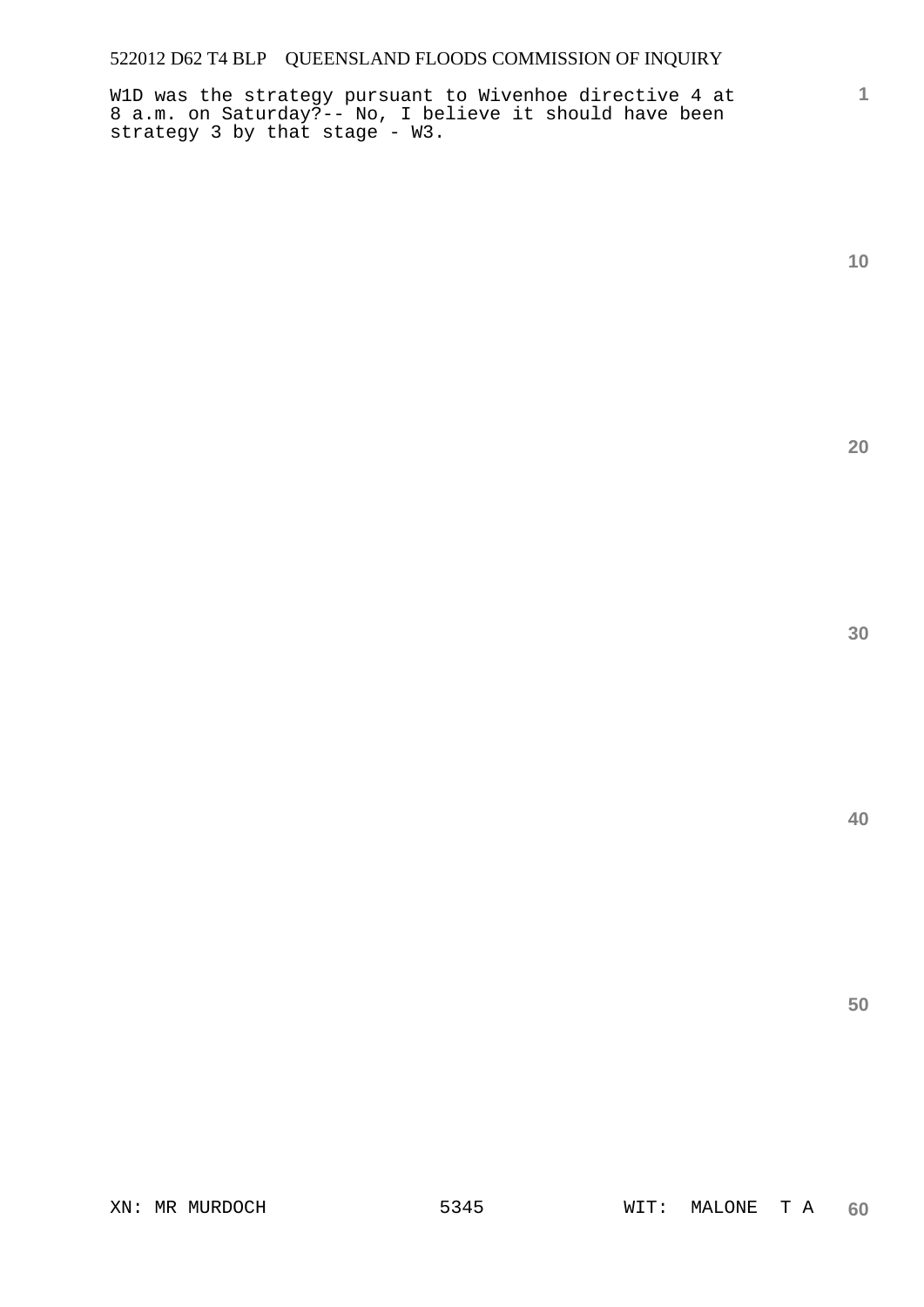W1D was the strategy pursuant to Wivenhoe directive 4 at 8 a.m. on Saturday?-- No, I believe it should have been strategy 3 by that stage - W3.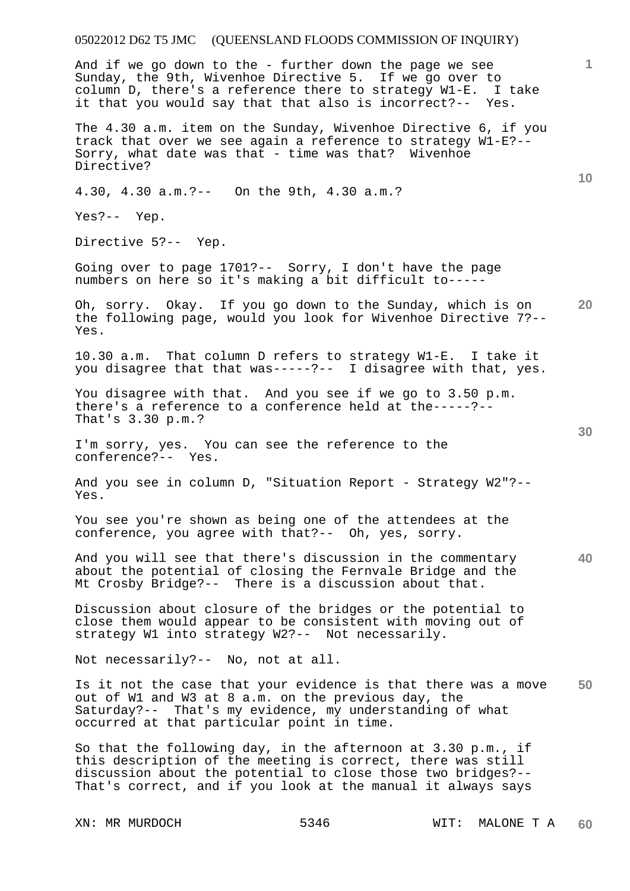And if we go down to the - further down the page we see Sunday, the 9th, Wivenhoe Directive 5. If we go over to column D, there's a reference there to strategy W1-E. I take it that you would say that that also is incorrect?-- Yes.

The 4.30 a.m. item on the Sunday, Wivenhoe Directive 6, if you track that over we see again a reference to strategy W1-E?-- Sorry, what date was that - time was that? Wivenhoe Directive?

4.30, 4.30 a.m.?-- On the 9th, 4.30 a.m.?

Yes?-- Yep.

Directive 5?-- Yep.

Going over to page 1701?-- Sorry, I don't have the page numbers on here so it's making a bit difficult to-----

Oh, sorry. Okay. If you go down to the Sunday, which is on the following page, would you look for Wivenhoe Directive 7?-- Yes.

10.30 a.m. That column D refers to strategy W1-E. I take it you disagree that that was-----?-- I disagree with that, yes.

You disagree with that. And you see if we go to 3.50 p.m. there's a reference to a conference held at the-----?-- That's 3.30 p.m.?

I'm sorry, yes. You can see the reference to the conference?-- Yes.

And you see in column D, "Situation Report - Strategy W2"?-- Yes.

You see you're shown as being one of the attendees at the conference, you agree with that?-- Oh, yes, sorry.

And you will see that there's discussion in the commentary about the potential of closing the Fernvale Bridge and the Mt Crosby Bridge?-- There is a discussion about that.

Discussion about closure of the bridges or the potential to close them would appear to be consistent with moving out of strategy W1 into strategy W2?-- Not necessarily.

Not necessarily?-- No, not at all.

Is it not the case that your evidence is that there was a move out of W1 and W3 at 8 a.m. on the previous day, the Saturday?-- That's my evidence, my understanding of what occurred at that particular point in time.

So that the following day, in the afternoon at 3.30 p.m., if this description of the meeting is correct, there was still discussion about the potential to close those two bridges?-- That's correct, and if you look at the manual it always says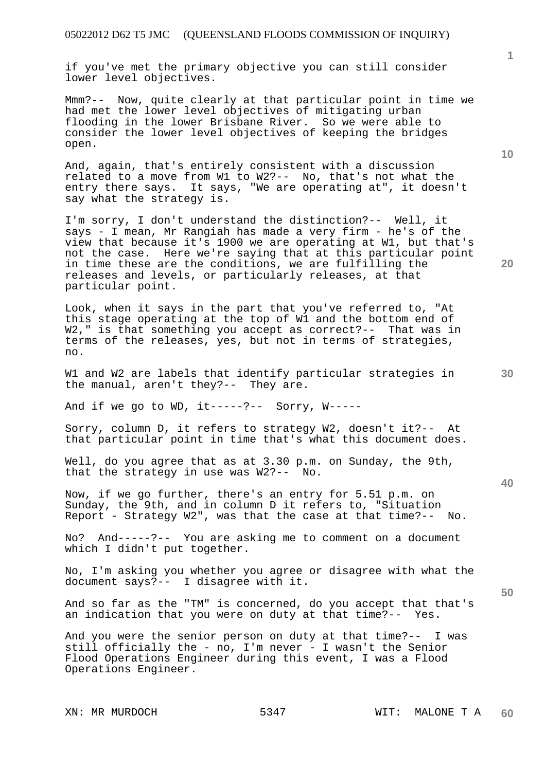if you've met the primary objective you can still consider lower level objectives.

Mmm?-- Now, quite clearly at that particular point in time we had met the lower level objectives of mitigating urban flooding in the lower Brisbane River. So we were able to consider the lower level objectives of keeping the bridges open.

And, again, that's entirely consistent with a discussion related to a move from W1 to W2?-- No, that's not what the entry there says. It says, "We are operating at", it doesn't say what the strategy is.

I'm sorry, I don't understand the distinction?-- Well, it says - I mean, Mr Rangiah has made a very firm - he's of the view that because it's 1900 we are operating at W1, but that's not the case. Here we're saying that at this particular point in time these are the conditions, we are fulfilling the releases and levels, or particularly releases, at that particular point.

Look, when it says in the part that you've referred to, "At this stage operating at the top of W1 and the bottom end of W2," is that something you accept as correct?-- That was in terms of the releases, yes, but not in terms of strategies, no.

W1 and W2 are labels that identify particular strategies in the manual, aren't they?-- They are.

And if we go to WD, it-----?-- Sorry, W-----

Sorry, column D, it refers to strategy W2, doesn't it?-- At that particular point in time that's what this document does.

Well, do you agree that as at 3.30 p.m. on Sunday, the 9th, that the strategy in use was W2?-- No.

Now, if we go further, there's an entry for 5.51 p.m. on Sunday, the 9th, and in column D it refers to, "Situation Report - Strategy W2", was that the case at that time?-- No.

No? And-----?-- You are asking me to comment on a document which I didn't put together.

No, I'm asking you whether you agree or disagree with what the document says?-- I disagree with it.

And so far as the "TM" is concerned, do you accept that that's an indication that you were on duty at that time?-- Yes.

And you were the senior person on duty at that time?-- I was still officially the - no, I'm never - I wasn't the Senior Flood Operations Engineer during this event, I was a Flood Operations Engineer.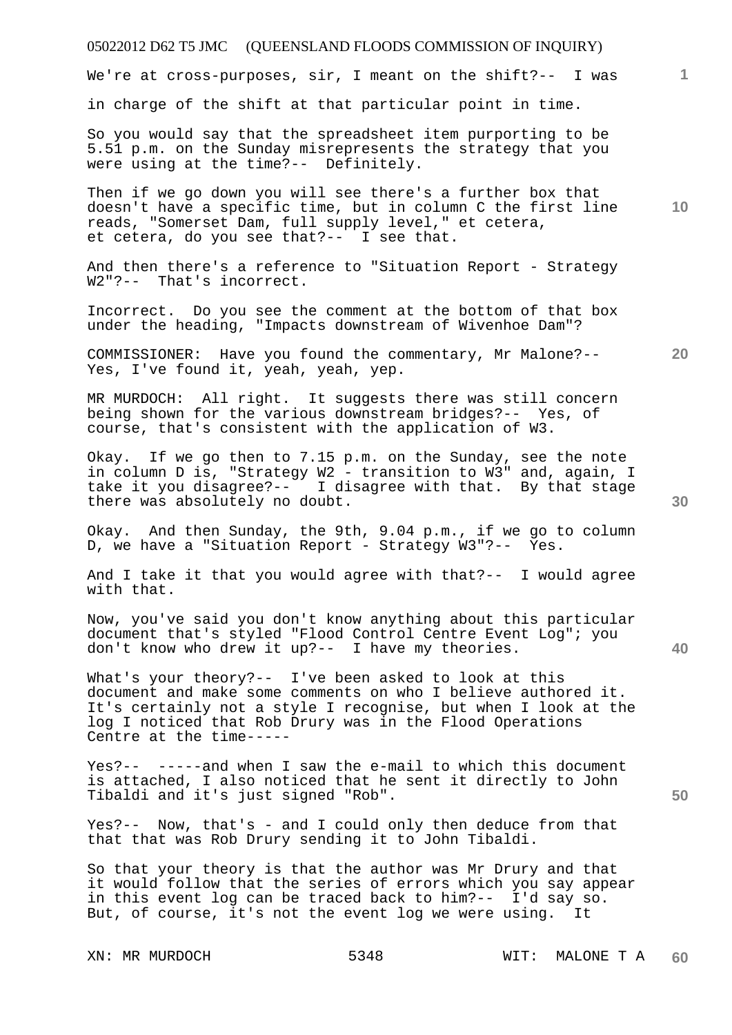We're at cross-purposes, sir, I meant on the shift?-- I was in charge of the shift at that particular point in time.

So you would say that the spreadsheet item purporting to be 5.51 p.m. on the Sunday misrepresents the strategy that you were using at the time?-- Definitely.

Then if we go down you will see there's a further box that doesn't have a specific time, but in column C the first line reads, "Somerset Dam, full supply level," et cetera, et cetera, do you see that?-- I see that.

And then there's a reference to "Situation Report - Strategy W2"?-- That's incorrect.

Incorrect. Do you see the comment at the bottom of that box under the heading, "Impacts downstream of Wivenhoe Dam"?

COMMISSIONER: Have you found the commentary, Mr Malone?-- Yes, I've found it, yeah, yeah, yep.

MR MURDOCH: All right. It suggests there was still concern being shown for the various downstream bridges?-- Yes, of course, that's consistent with the application of W3.

Okay. If we go then to 7.15 p.m. on the Sunday, see the note in column D is, "Strategy W2 - transition to W3" and, again, I take it you disagree?-- I disagree with that. By that stage there was absolutely no doubt.

Okay. And then Sunday, the 9th, 9.04 p.m., if we go to column D, we have a "Situation Report - Strategy W3"?-- Yes.

And I take it that you would agree with that?-- I would agree with that.

Now, you've said you don't know anything about this particular document that's styled "Flood Control Centre Event Log"; you don't know who drew it up?-- I have my theories.

What's your theory?-- I've been asked to look at this document and make some comments on who I believe authored it. It's certainly not a style I recognise, but when I look at the log I noticed that Rob Drury was in the Flood Operations Centre at the time-----

Yes?-- -----and when I saw the e-mail to which this document is attached, I also noticed that he sent it directly to John Tibaldi and it's just signed "Rob".

Yes?-- Now, that's - and I could only then deduce from that that that was Rob Drury sending it to John Tibaldi.

So that your theory is that the author was Mr Drury and that it would follow that the series of errors which you say appear in this event log can be traced back to him?-- I'd say so. But, of course, it's not the event log we were using. It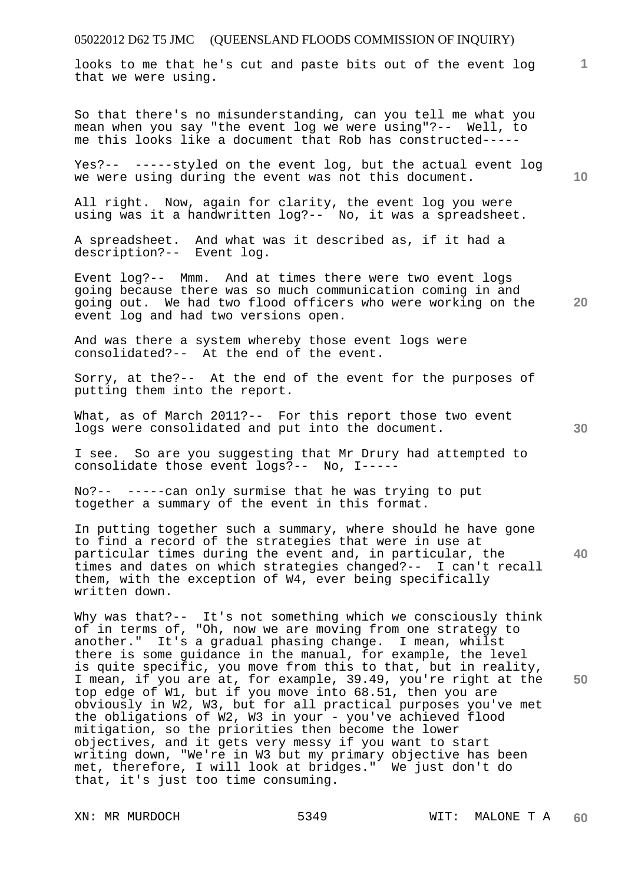looks to me that he's cut and paste bits out of the event log that we were using.

So that there's no misunderstanding, can you tell me what you mean when you say "the event log we were using"?-- Well, to me this looks like a document that Rob has constructed-----

Yes?-- -----styled on the event log, but the actual event log we were using during the event was not this document.

All right. Now, again for clarity, the event log you were using was it a handwritten log?-- No, it was a spreadsheet.

A spreadsheet. And what was it described as, if it had a description?-- Event log.

Event log?-- Mmm. And at times there were two event logs going because there was so much communication coming in and going out. We had two flood officers who were working on the event log and had two versions open.

And was there a system whereby those event logs were consolidated?-- At the end of the event.

Sorry, at the?-- At the end of the event for the purposes of putting them into the report.

What, as of March 2011?-- For this report those two event logs were consolidated and put into the document.

I see. So are you suggesting that Mr Drury had attempted to consolidate those event logs?-- No, I-----

No?-- -----can only surmise that he was trying to put together a summary of the event in this format.

In putting together such a summary, where should he have gone to find a record of the strategies that were in use at particular times during the event and, in particular, the times and dates on which strategies changed?-- I can't recall them, with the exception of W4, ever being specifically written down.

Why was that?-- It's not something which we consciously think of in terms of, "Oh, now we are moving from one strategy to another." It's a gradual phasing change. I mean, whilst there is some guidance in the manual, for example, the level is quite specific, you move from this to that, but in reality, I mean, if you are at, for example, 39.49, you're right at the top edge of W1, but if you move into 68.51, then you are obviously in W2, W3, but for all practical purposes you've met the obligations of W2, W3 in your - you've achieved flood mitigation, so the priorities then become the lower objectives, and it gets very messy if you want to start writing down, "We're in W3 but my primary objective has been met, therefore, I will look at bridges." We just don't do that, it's just too time consuming.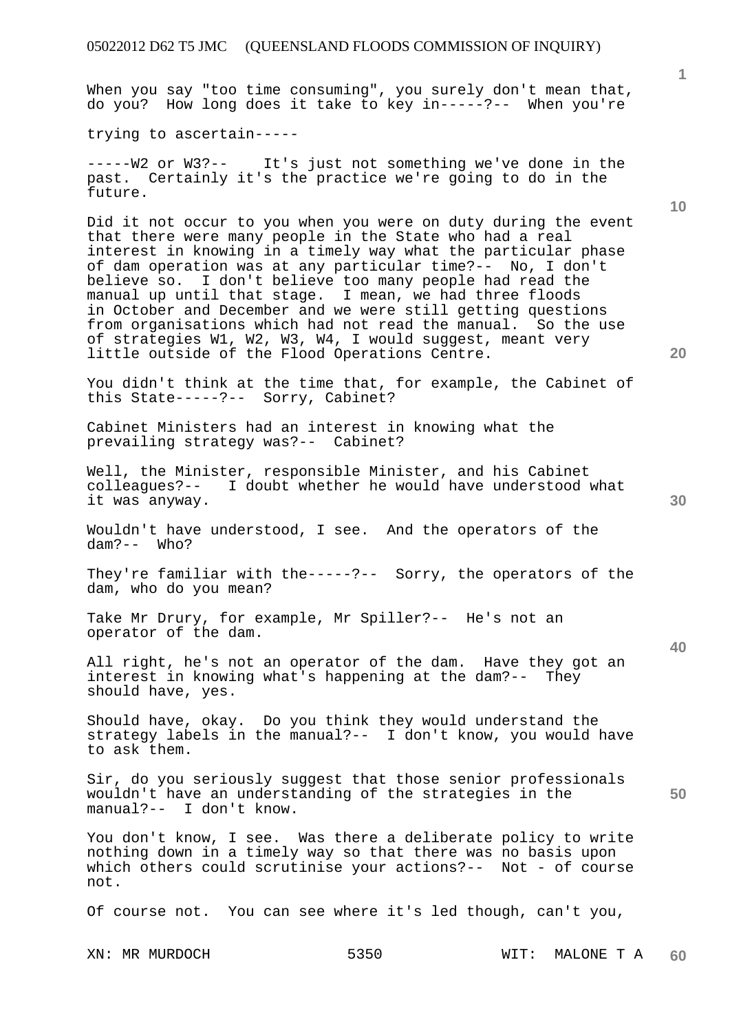When you say "too time consuming", you surely don't mean that, do you? How long does it take to key in-----?-- When you're

trying to ascertain-----

-----W2 or W3?-- It's just not something we've done in the past. Certainly it's the practice we're going to do in the future.

Did it not occur to you when you were on duty during the event that there were many people in the State who had a real interest in knowing in a timely way what the particular phase of dam operation was at any particular time?-- No, I don't believe so. I don't believe too many people had read the manual up until that stage. I mean, we had three floods in October and December and we were still getting questions from organisations which had not read the manual. So the use of strategies W1, W2, W3, W4, I would suggest, meant very little outside of the Flood Operations Centre.

You didn't think at the time that, for example, the Cabinet of this State-----?-- Sorry, Cabinet?

Cabinet Ministers had an interest in knowing what the prevailing strategy was?-- Cabinet?

Well, the Minister, responsible Minister, and his Cabinet colleagues?-- I doubt whether he would have understood what it was anyway.

Wouldn't have understood, I see. And the operators of the dam?-- Who?

They're familiar with the-----?-- Sorry, the operators of the dam, who do you mean?

Take Mr Drury, for example, Mr Spiller?-- He's not an operator of the dam.

All right, he's not an operator of the dam. Have they got an interest in knowing what's happening at the dam?-- They should have, yes.

Should have, okay. Do you think they would understand the strategy labels in the manual?-- I don't know, you would have to ask them.

Sir, do you seriously suggest that those senior professionals wouldn't have an understanding of the strategies in the manual?-- I don't know.

You don't know, I see. Was there a deliberate policy to write nothing down in a timely way so that there was no basis upon which others could scrutinise your actions?-- Not - of course not.

Of course not. You can see where it's led though, can't you,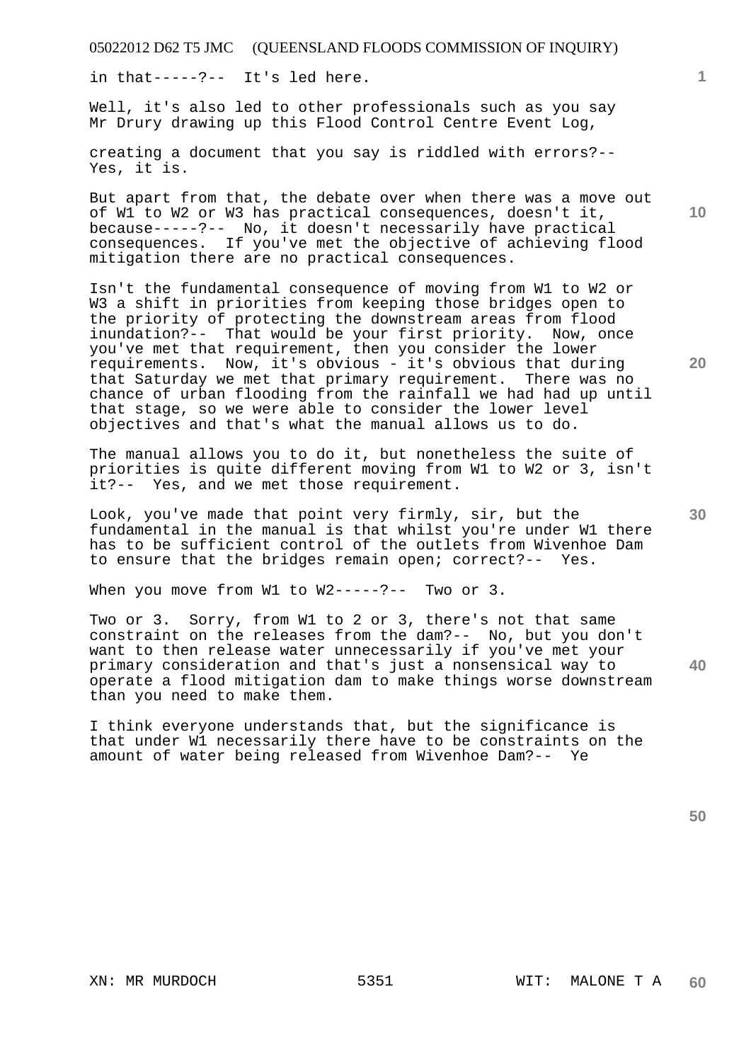in that-----?-- It's led here.

Well, it's also led to other professionals such as you say Mr Drury drawing up this Flood Control Centre Event Log,

creating a document that you say is riddled with errors?-- Yes, it is.

But apart from that, the debate over when there was a move out of W1 to W2 or W3 has practical consequences, doesn't it, because-----?-- No, it doesn't necessarily have practical consequences. If you've met the objective of achieving flood mitigation there are no practical consequences.

Isn't the fundamental consequence of moving from W1 to W2 or W3 a shift in priorities from keeping those bridges open to the priority of protecting the downstream areas from flood inundation?-- That would be your first priority. Now, once you've met that requirement, then you consider the lower requirements. Now, it's obvious - it's obvious that during that Saturday we met that primary requirement. There was no chance of urban flooding from the rainfall we had had up until that stage, so we were able to consider the lower level objectives and that's what the manual allows us to do.

The manual allows you to do it, but nonetheless the suite of priorities is quite different moving from W1 to W2 or 3, isn't it?-- Yes, and we met those requirement.

Look, you've made that point very firmly, sir, but the fundamental in the manual is that whilst you're under W1 there has to be sufficient control of the outlets from Wivenhoe Dam to ensure that the bridges remain open; correct?-- Yes.

When you move from W1 to W2-----?-- Two or 3.

Two or 3. Sorry, from W1 to 2 or 3, there's not that same constraint on the releases from the dam?-- No, but you don't want to then release water unnecessarily if you've met your primary consideration and that's just a nonsensical way to operate a flood mitigation dam to make things worse downstream than you need to make them.

I think everyone understands that, but the significance is that under W1 necessarily there have to be constraints on the amount of water being released from Wivenhoe Dam?-- Ye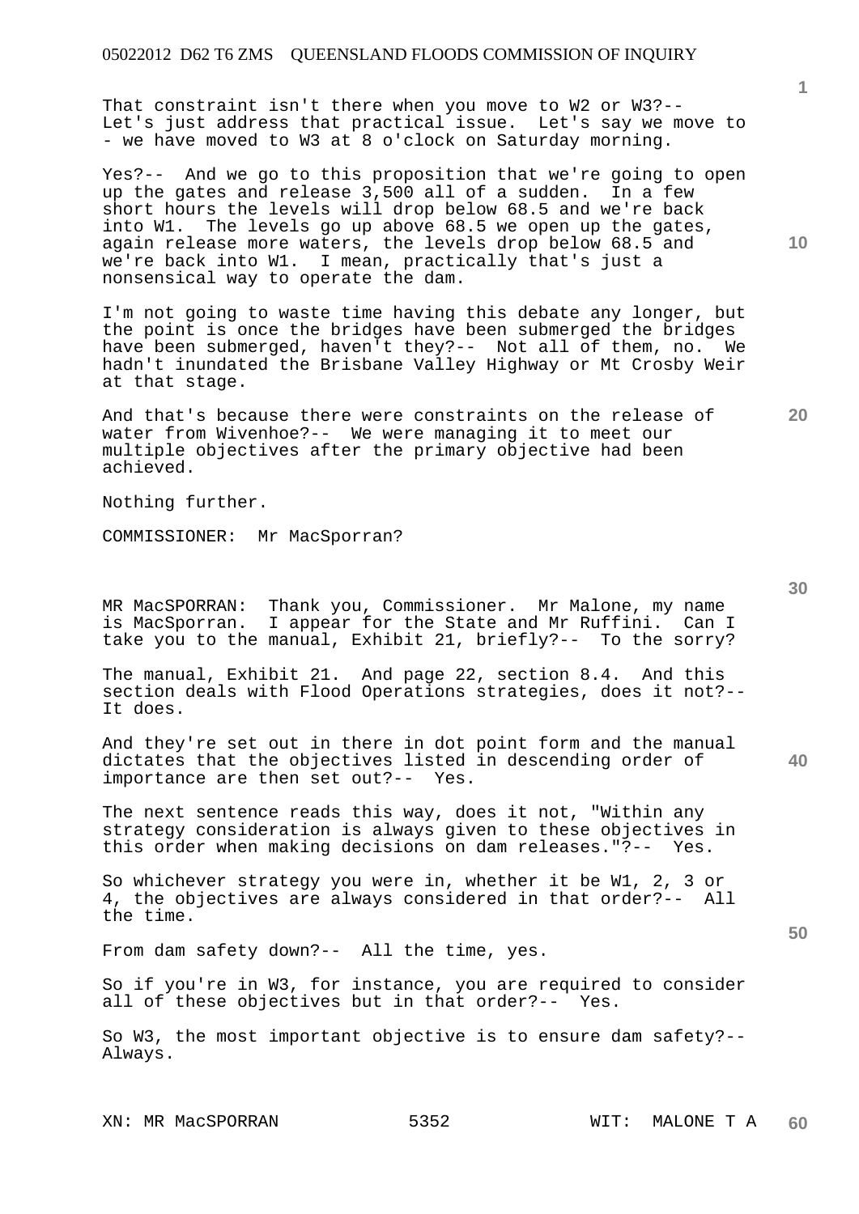That constraint isn't there when you move to W2 or W3?-- Let's just address that practical issue. Let's say we move to - we have moved to W3 at 8 o'clock on Saturday morning.

Yes?-- And we go to this proposition that we're going to open up the gates and release 3,500 all of a sudden. In a few short hours the levels will drop below 68.5 and we're back into W1. The levels go up above 68.5 we open up the gates, again release more waters, the levels drop below 68.5 and we're back into W1. I mean, practically that's just a nonsensical way to operate the dam.

I'm not going to waste time having this debate any longer, but the point is once the bridges have been submerged the bridges have been submerged, haven't they?-- Not all of them, no. We hadn't inundated the Brisbane Valley Highway or Mt Crosby Weir at that stage.

And that's because there were constraints on the release of water from Wivenhoe?-- We were managing it to meet our multiple objectives after the primary objective had been achieved.

Nothing further.

COMMISSIONER: Mr MacSporran?

MR MacSPORRAN: Thank you, Commissioner. Mr Malone, my name is MacSporran. I appear for the State and Mr Ruffini. Can I take you to the manual, Exhibit 21, briefly?-- To the sorry?

The manual, Exhibit 21. And page 22, section 8.4. And this section deals with Flood Operations strategies, does it not?-- It does.

And they're set out in there in dot point form and the manual dictates that the objectives listed in descending order of importance are then set out?-- Yes.

The next sentence reads this way, does it not, "Within any strategy consideration is always given to these objectives in this order when making decisions on dam releases."?-- Yes.

So whichever strategy you were in, whether it be W1, 2, 3 or 4, the objectives are always considered in that order?-- All the time.

From dam safety down?-- All the time, yes.

So if you're in W3, for instance, you are required to consider all of these objectives but in that order?-- Yes.

So W3, the most important objective is to ensure dam safety?-- Always.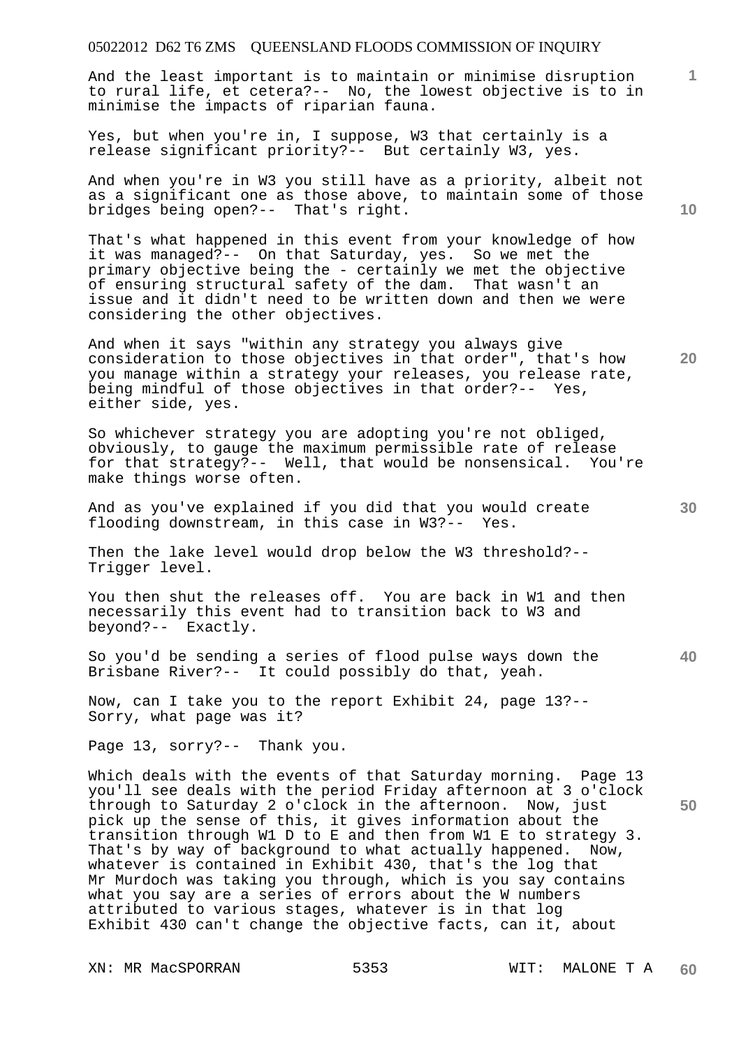And the least important is to maintain or minimise disruption to rural life, et cetera?-- No, the lowest objective is to in minimise the impacts of riparian fauna.

Yes, but when you're in, I suppose, W3 that certainly is a release significant priority?-- But certainly W3, yes.

And when you're in W3 you still have as a priority, albeit not as a significant one as those above, to maintain some of those bridges being open?-- That's right.

That's what happened in this event from your knowledge of how it was managed?-- On that Saturday, yes. So we met the primary objective being the - certainly we met the objective of ensuring structural safety of the dam. That wasn't an issue and it didn't need to be written down and then we were considering the other objectives.

And when it says "within any strategy you always give consideration to those objectives in that order", that's how you manage within a strategy your releases, you release rate, being mindful of those objectives in that order?-- Yes, either side, yes.

So whichever strategy you are adopting you're not obliged, obviously, to gauge the maximum permissible rate of release for that strategy?-- Well, that would be nonsensical. You're make things worse often.

And as you've explained if you did that you would create flooding downstream, in this case in W3?-- Yes.

Then the lake level would drop below the W3 threshold?-- Trigger level.

You then shut the releases off. You are back in W1 and then necessarily this event had to transition back to W3 and beyond?-- Exactly.

So you'd be sending a series of flood pulse ways down the Brisbane River?-- It could possibly do that, yeah.

Now, can I take you to the report Exhibit 24, page 13?-- Sorry, what page was it?

Page 13, sorry?-- Thank you.

Which deals with the events of that Saturday morning. Page 13 you'll see deals with the period Friday afternoon at 3 o'clock through to Saturday 2 o'clock in the afternoon. Now, just pick up the sense of this, it gives information about the transition through W1 D to E and then from W1 E to strategy 3. That's by way of background to what actually happened. Now, whatever is contained in Exhibit 430, that's the log that Mr Murdoch was taking you through, which is you say contains what you say are a series of errors about the W numbers attributed to various stages, whatever is in that log Exhibit 430 can't change the objective facts, can it, about

XN: MR MacSPORRAN 5353 WIT: MALONE T A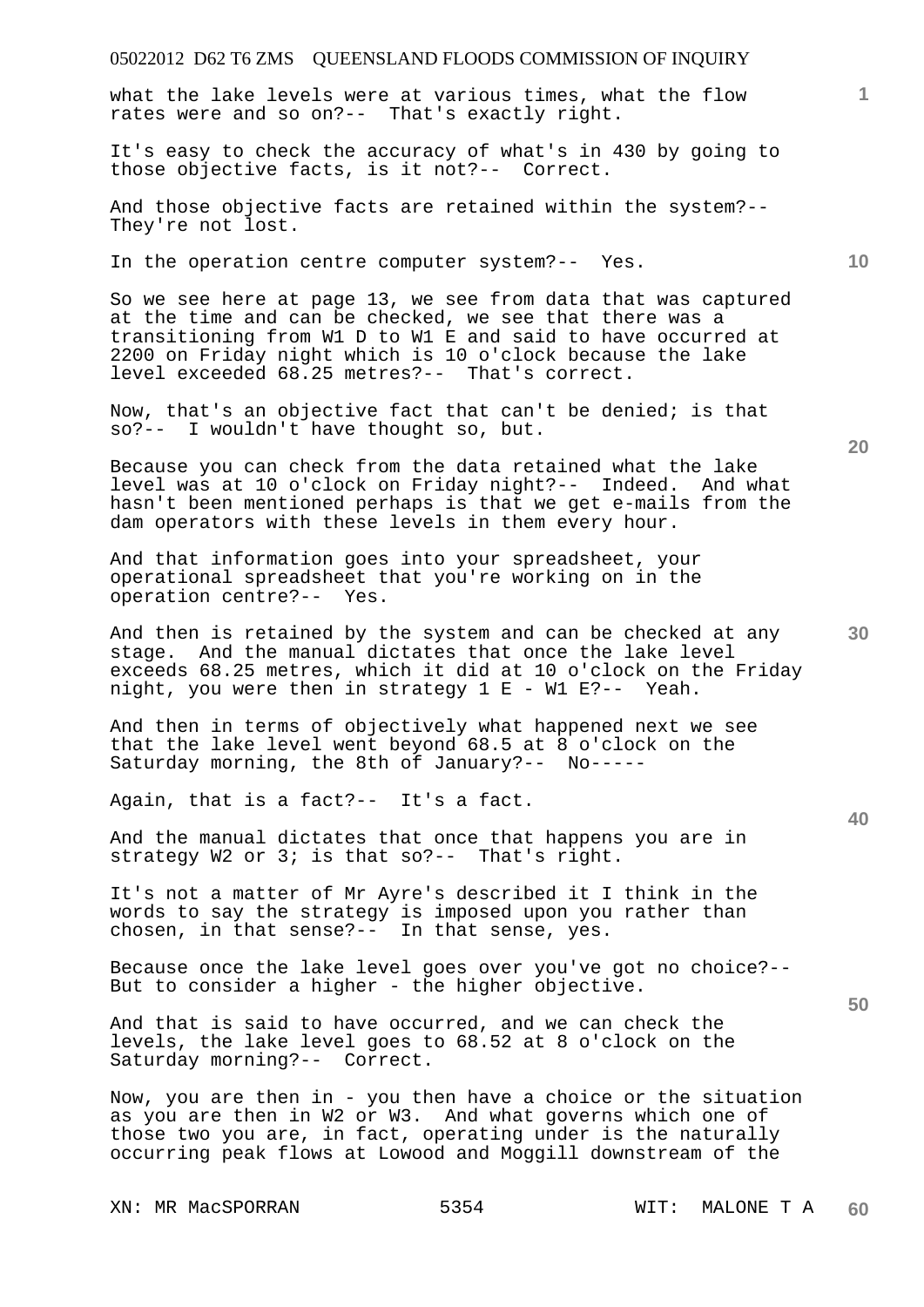what the lake levels were at various times, what the flow rates were and so on?-- That's exactly right.

It's easy to check the accuracy of what's in 430 by going to those objective facts, is it not?-- Correct.

And those objective facts are retained within the system?-- They're not lost.

In the operation centre computer system?-- Yes.

So we see here at page 13, we see from data that was captured at the time and can be checked, we see that there was a transitioning from W1 D to W1 E and said to have occurred at 2200 on Friday night which is 10 o'clock because the lake level exceeded 68.25 metres?-- That's correct.

Now, that's an objective fact that can't be denied; is that so?-- I wouldn't have thought so, but.

Because you can check from the data retained what the lake level was at 10 o'clock on Friday night?-- Indeed. And what hasn't been mentioned perhaps is that we get e-mails from the dam operators with these levels in them every hour.

And that information goes into your spreadsheet, your operational spreadsheet that you're working on in the operation centre?-- Yes.

And then is retained by the system and can be checked at any stage. And the manual dictates that once the lake level exceeds 68.25 metres, which it did at 10 o'clock on the Friday night, you were then in strategy 1 E - W1 E?-- Yeah.

And then in terms of objectively what happened next we see that the lake level went beyond 68.5 at 8 o'clock on the Saturday morning, the 8th of January?-- No-----

Again, that is a fact?-- It's a fact.

And the manual dictates that once that happens you are in strategy W2 or 3; is that so?-- That's right.

It's not a matter of Mr Ayre's described it I think in the words to say the strategy is imposed upon you rather than chosen, in that sense?-- In that sense, yes.

Because once the lake level goes over you've got no choice?-- But to consider a higher - the higher objective.

And that is said to have occurred, and we can check the levels, the lake level goes to 68.52 at 8 o'clock on the Saturday morning?-- Correct.

Now, you are then in - you then have a choice or the situation as you are then in W2 or W3. And what governs which one of those two you are, in fact, operating under is the naturally occurring peak flows at Lowood and Moggill downstream of the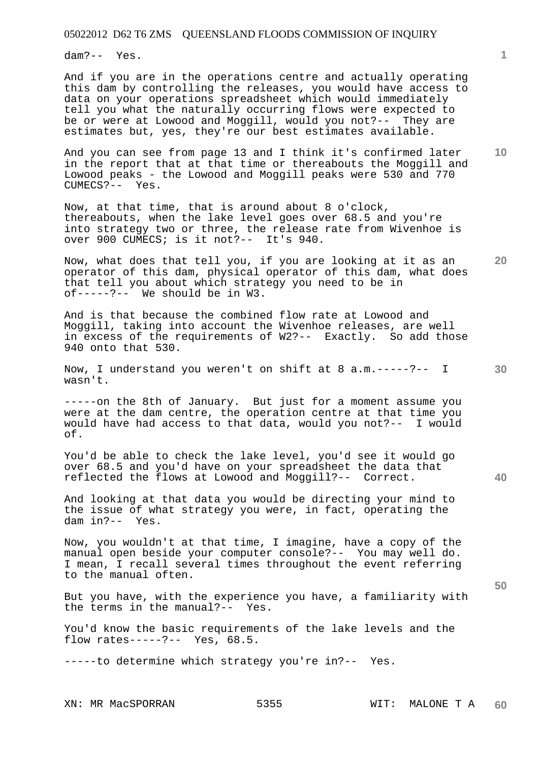dam?-- Yes.

And if you are in the operations centre and actually operating this dam by controlling the releases, you would have access to data on your operations spreadsheet which would immediately tell you what the naturally occurring flows were expected to be or were at Lowood and Moggill, would you not?-- They are estimates but, yes, they're our best estimates available.

And you can see from page 13 and I think it's confirmed later in the report that at that time or thereabouts the Moggill and Lowood peaks - the Lowood and Moggill peaks were 530 and 770 CUMECS?-- Yes.

Now, at that time, that is around about 8 o'clock, thereabouts, when the lake level goes over 68.5 and you're into strategy two or three, the release rate from Wivenhoe is over 900 CUMECS; is it not?-- It's 940.

Now, what does that tell you, if you are looking at it as an operator of this dam, physical operator of this dam, what does that tell you about which strategy you need to be in of-----?-- We should be in W3.

And is that because the combined flow rate at Lowood and Moggill, taking into account the Wivenhoe releases, are well in excess of the requirements of W2?-- Exactly. So add those 940 onto that 530.

Now, I understand you weren't on shift at 8 a.m.-----?-- I wasn't.

-----on the 8th of January. But just for a moment assume you were at the dam centre, the operation centre at that time you would have had access to that data, would you not?-- I would of.

You'd be able to check the lake level, you'd see it would go over 68.5 and you'd have on your spreadsheet the data that reflected the flows at Lowood and Moggill?-- Correct.

And looking at that data you would be directing your mind to the issue of what strategy you were, in fact, operating the dam in?-- Yes.

Now, you wouldn't at that time, I imagine, have a copy of the manual open beside your computer console?-- You may well do. I mean, I recall several times throughout the event referring to the manual often.

But you have, with the experience you have, a familiarity with the terms in the manual?-- Yes.

You'd know the basic requirements of the lake levels and the flow rates-----?-- Yes, 68.5.

-----to determine which strategy you're in?-- Yes.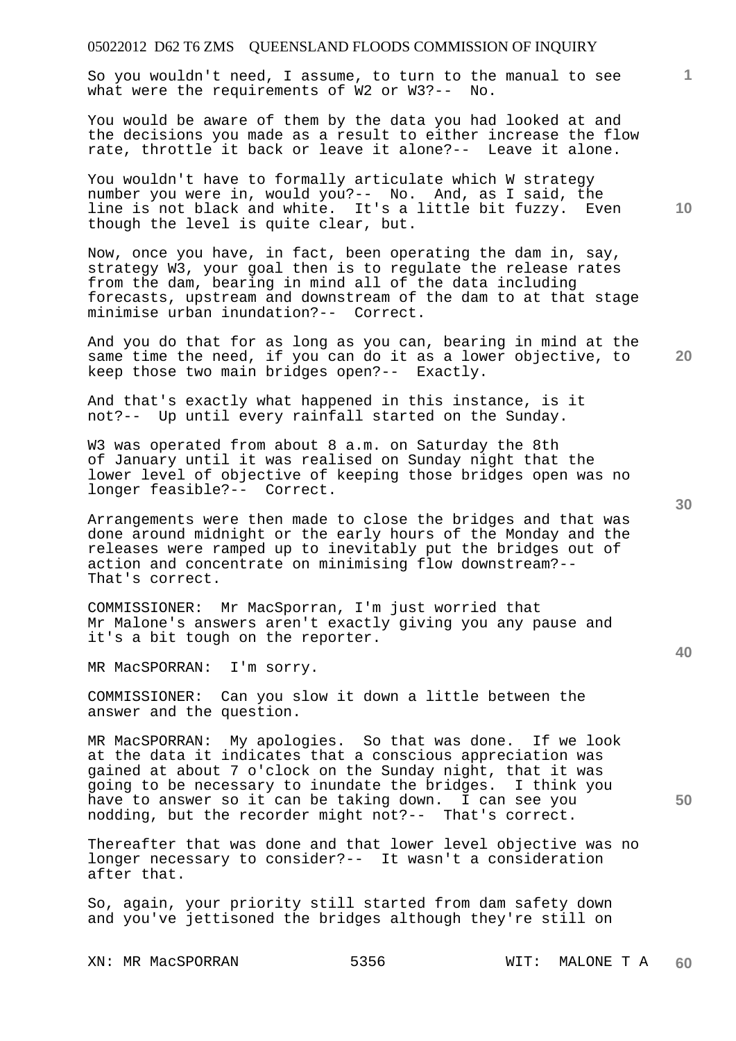So you wouldn't need, I assume, to turn to the manual to see what were the requirements of W2 or W3?-- No.

You would be aware of them by the data you had looked at and the decisions you made as a result to either increase the flow rate, throttle it back or leave it alone?-- Leave it alone.

You wouldn't have to formally articulate which W strategy number you were in, would you?-- No. And, as I said, the line is not black and white. It's a little bit fuzzy. Even though the level is quite clear, but.

Now, once you have, in fact, been operating the dam in, say, strategy W3, your goal then is to regulate the release rates from the dam, bearing in mind all of the data including forecasts, upstream and downstream of the dam to at that stage minimise urban inundation?-- Correct.

And you do that for as long as you can, bearing in mind at the same time the need, if you can do it as a lower objective, to keep those two main bridges open?-- Exactly.

And that's exactly what happened in this instance, is it not?-- Up until every rainfall started on the Sunday.

W3 was operated from about 8 a.m. on Saturday the 8th of January until it was realised on Sunday night that the lower level of objective of keeping those bridges open was no longer feasible?-- Correct.

Arrangements were then made to close the bridges and that was done around midnight or the early hours of the Monday and the releases were ramped up to inevitably put the bridges out of action and concentrate on minimising flow downstream?-- That's correct.

COMMISSIONER: Mr MacSporran, I'm just worried that Mr Malone's answers aren't exactly giving you any pause and it's a bit tough on the reporter.

MR MacSPORRAN: I'm sorry.

COMMISSIONER: Can you slow it down a little between the answer and the question.

MR MacSPORRAN: My apologies. So that was done. If we look at the data it indicates that a conscious appreciation was gained at about 7 o'clock on the Sunday night, that it was going to be necessary to inundate the bridges. I think you have to answer so it can be taking down. I can see you nodding, but the recorder might not?-- That's correct.

Thereafter that was done and that lower level objective was no longer necessary to consider?-- It wasn't a consideration after that.

So, again, your priority still started from dam safety down and you've jettisoned the bridges although they're still on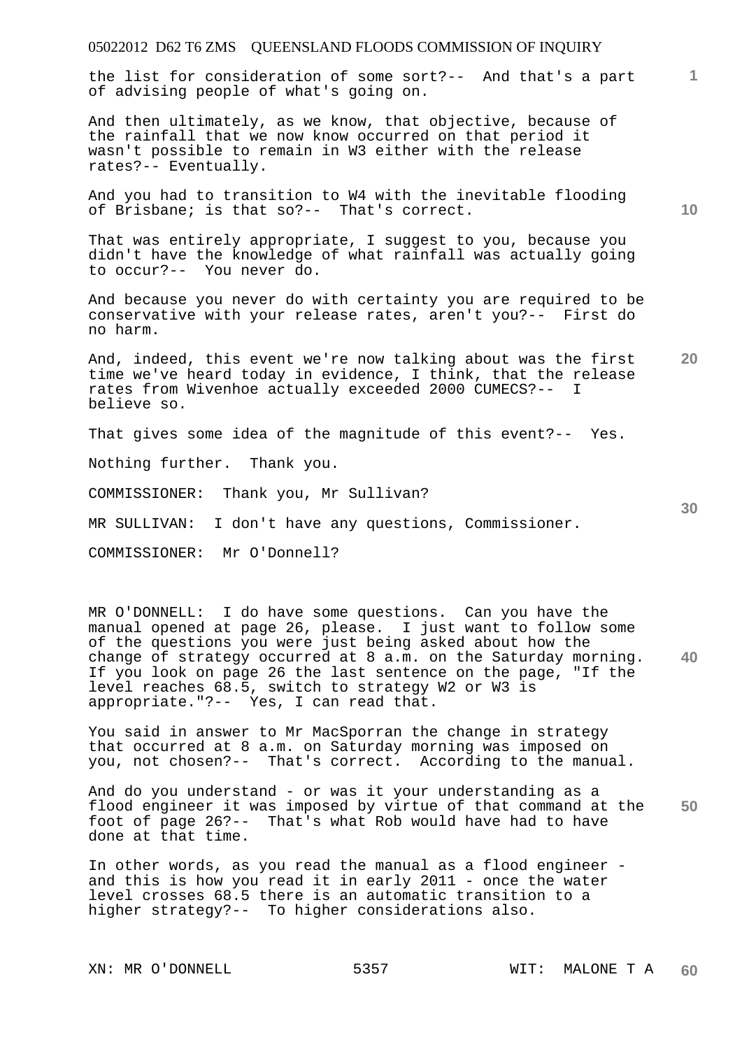the list for consideration of some sort?-- And that's a part of advising people of what's going on.

And then ultimately, as we know, that objective, because of the rainfall that we now know occurred on that period it wasn't possible to remain in W3 either with the release rates?-- Eventually.

And you had to transition to W4 with the inevitable flooding of Brisbane; is that so?-- That's correct.

That was entirely appropriate, I suggest to you, because you didn't have the knowledge of what rainfall was actually going to occur?-- You never do.

And because you never do with certainty you are required to be conservative with your release rates, aren't you?-- First do no harm.

And, indeed, this event we're now talking about was the first time we've heard today in evidence, I think, that the release rates from Wivenhoe actually exceeded 2000 CUMECS?-- I believe so.

That gives some idea of the magnitude of this event?-- Yes.

Nothing further. Thank you.

COMMISSIONER: Thank you, Mr Sullivan?

MR SULLIVAN: I don't have any questions, Commissioner.

COMMISSIONER: Mr O'Donnell?

MR O'DONNELL: I do have some questions. Can you have the manual opened at page 26, please. I just want to follow some of the questions you were just being asked about how the change of strategy occurred at 8 a.m. on the Saturday morning. If you look on page 26 the last sentence on the page, "If the level reaches 68.5, switch to strategy W2 or W3 is appropriate."?-- Yes, I can read that.

You said in answer to Mr MacSporran the change in strategy that occurred at 8 a.m. on Saturday morning was imposed on you, not chosen?-- That's correct. According to the manual.

And do you understand - or was it your understanding as a flood engineer it was imposed by virtue of that command at the foot of page 26?-- That's what Rob would have had to have done at that time.

In other words, as you read the manual as a flood engineer - and this is how you read it in early 2011 - once the water level crosses 68.5 there is an automatic transition to a higher strategy?-- To higher considerations also.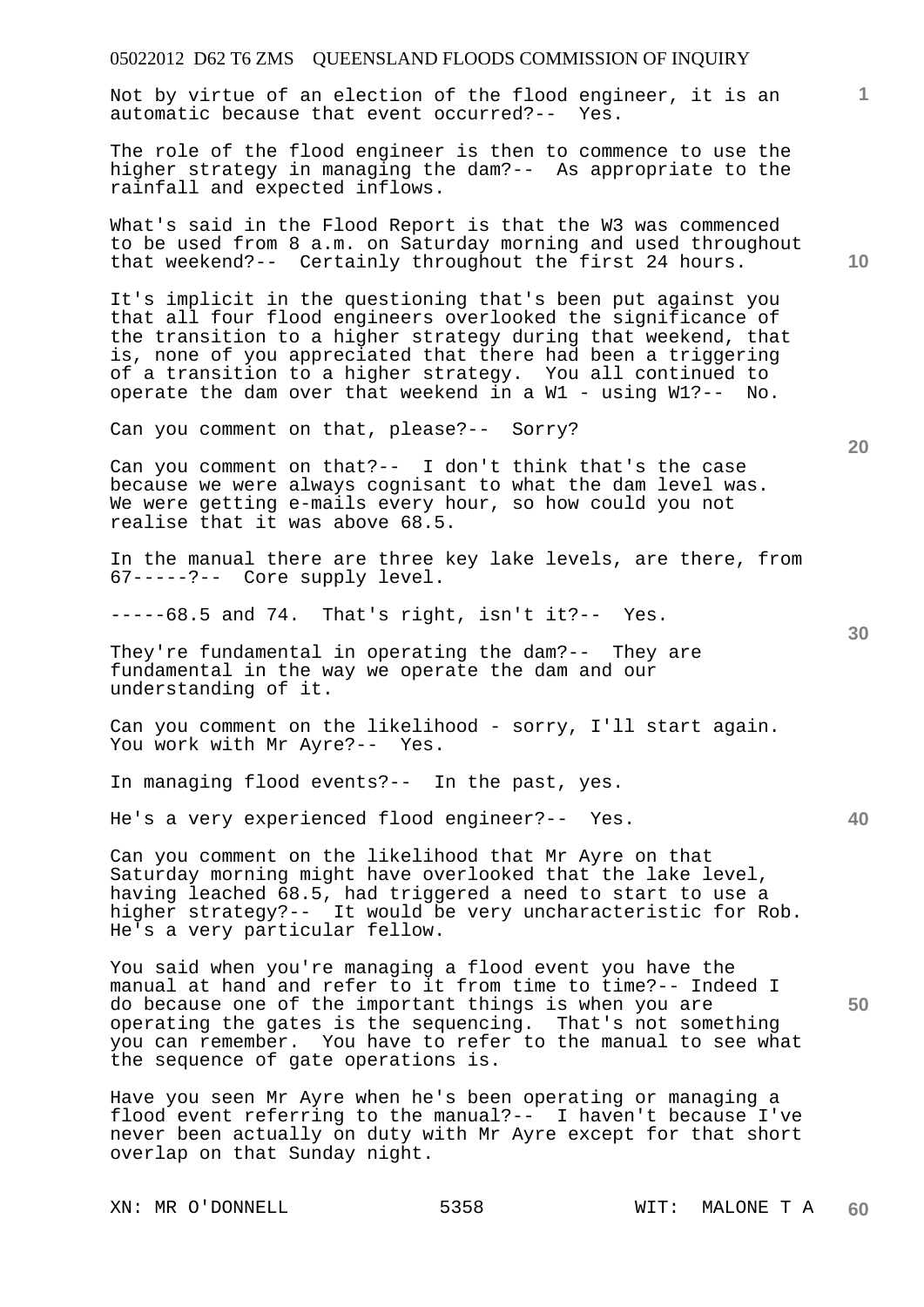Not by virtue of an election of the flood engineer, it is an automatic because that event occurred?-- Yes.

The role of the flood engineer is then to commence to use the higher strategy in managing the dam?-- As appropriate to the rainfall and expected inflows.

What's said in the Flood Report is that the W3 was commenced to be used from 8 a.m. on Saturday morning and used throughout that weekend?-- Certainly throughout the first 24 hours.

It's implicit in the questioning that's been put against you that all four flood engineers overlooked the significance of the transition to a higher strategy during that weekend, that is, none of you appreciated that there had been a triggering of a transition to a higher strategy. You all continued to operate the dam over that weekend in a W1 - using W1?-- No.

Can you comment on that, please?-- Sorry?

Can you comment on that?-- I don't think that's the case because we were always cognisant to what the dam level was. We were getting e-mails every hour, so how could you not realise that it was above 68.5.

In the manual there are three key lake levels, are there, from 67-----?-- Core supply level.

-----68.5 and 74. That's right, isn't it?-- Yes.

They're fundamental in operating the dam?-- They are fundamental in the way we operate the dam and our understanding of it.

Can you comment on the likelihood - sorry, I'll start again. You work with Mr Ayre?-- Yes.

In managing flood events?-- In the past, yes.

He's a very experienced flood engineer?-- Yes.

Can you comment on the likelihood that Mr Ayre on that Saturday morning might have overlooked that the lake level, having leached 68.5, had triggered a need to start to use a higher strategy?-- It would be very uncharacteristic for Rob. He's a very particular fellow.

You said when you're managing a flood event you have the manual at hand and refer to it from time to time?-- Indeed I do because one of the important things is when you are operating the gates is the sequencing. That's not something you can remember. You have to refer to the manual to see what the sequence of gate operations is.

Have you seen Mr Ayre when he's been operating or managing a flood event referring to the manual?-- I haven't because I've never been actually on duty with Mr Ayre except for that short overlap on that Sunday night.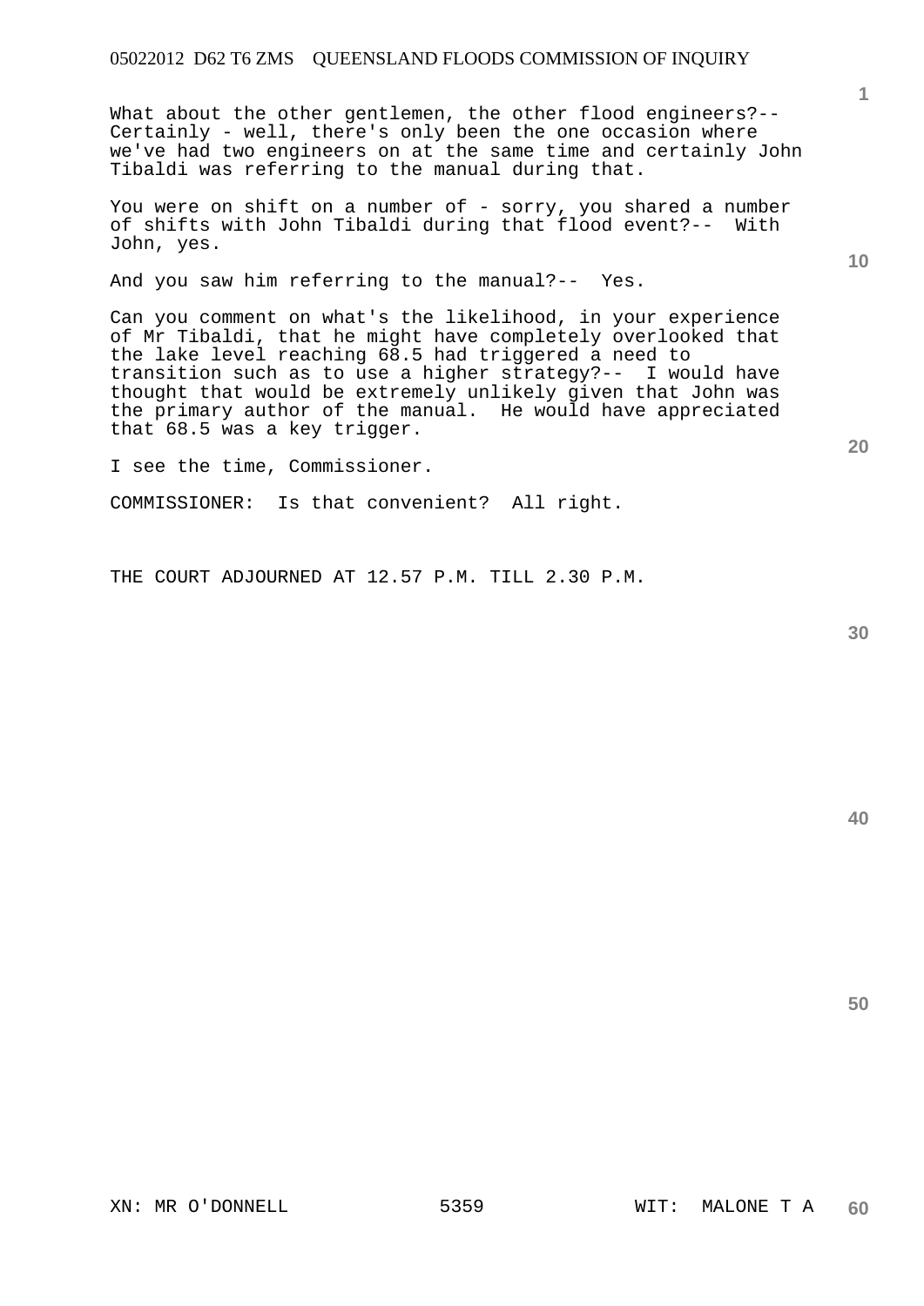What about the other gentlemen, the other flood engineers?-- Certainly - well, there's only been the one occasion where we've had two engineers on at the same time and certainly John Tibaldi was referring to the manual during that.

You were on shift on a number of - sorry, you shared a number of shifts with John Tibaldi during that flood event?-- With John, yes.

And you saw him referring to the manual?-- Yes.

Can you comment on what's the likelihood, in your experience of Mr Tibaldi, that he might have completely overlooked that the lake level reaching 68.5 had triggered a need to transition such as to use a higher strategy?-- I would have thought that would be extremely unlikely given that John was the primary author of the manual. He would have appreciated that 68.5 was a key trigger.

I see the time, Commissioner.

COMMISSIONER: Is that convenient? All right.

THE COURT ADJOURNED AT 12.57 P.M. TILL 2.30 P.M.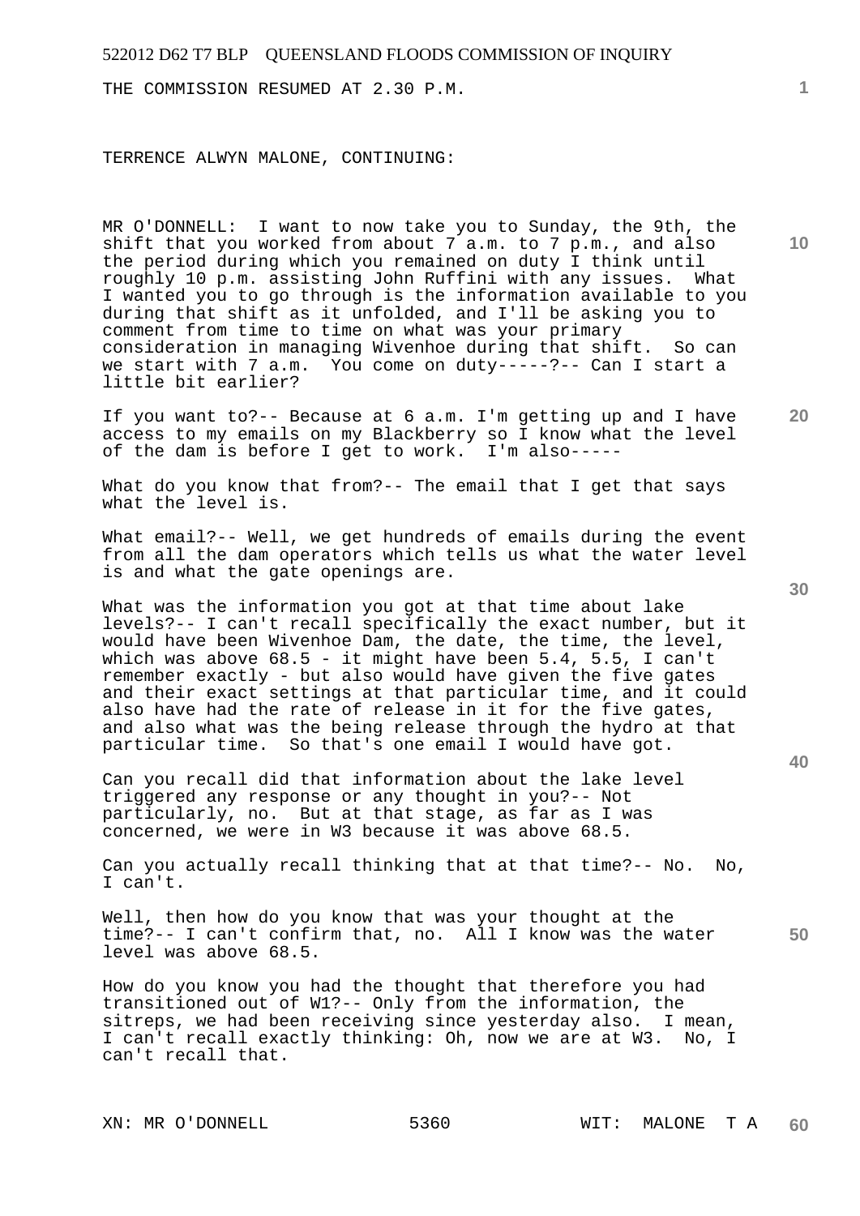THE COMMISSION RESUMED AT 2.30 P.M.

TERRENCE ALWYN MALONE, CONTINUING:

MR O'DONNELL: I want to now take you to Sunday, the 9th, the shift that you worked from about 7 a.m. to 7 p.m., and also the period during which you remained on duty I think until roughly 10 p.m. assisting John Ruffini with any issues. What I wanted you to go through is the information available to you during that shift as it unfolded, and I'll be asking you to comment from time to time on what was your primary consideration in managing Wivenhoe during that shift. So can we start with 7 a.m. You come on duty-----?-- Can I start a little bit earlier?

If you want to?-- Because at 6 a.m. I'm getting up and I have access to my emails on my Blackberry so I know what the level of the dam is before I get to work. I'm also-----

What do you know that from?-- The email that I get that says what the level is.

What email?-- Well, we get hundreds of emails during the event from all the dam operators which tells us what the water level is and what the gate openings are.

What was the information you got at that time about lake levels?-- I can't recall specifically the exact number, but it would have been Wivenhoe Dam, the date, the time, the level, which was above 68.5 - it might have been 5.4, 5.5, I can't remember exactly - but also would have given the five gates and their exact settings at that particular time, and it could also have had the rate of release in it for the five gates, and also what was the being release through the hydro at that particular time. So that's one email I would have got.

Can you recall did that information about the lake level triggered any response or any thought in you?-- Not particularly, no. But at that stage, as far as I was concerned, we were in W3 because it was above 68.5.

Can you actually recall thinking that at that time?-- No. No, I can't.

Well, then how do you know that was your thought at the time?-- I can't confirm that, no. All I know was the water level was above 68.5.

How do you know you had the thought that therefore you had transitioned out of W1?-- Only from the information, the sitreps, we had been receiving since yesterday also. I mean, I can't recall exactly thinking: Oh, now we are at W3. No, I can't recall that.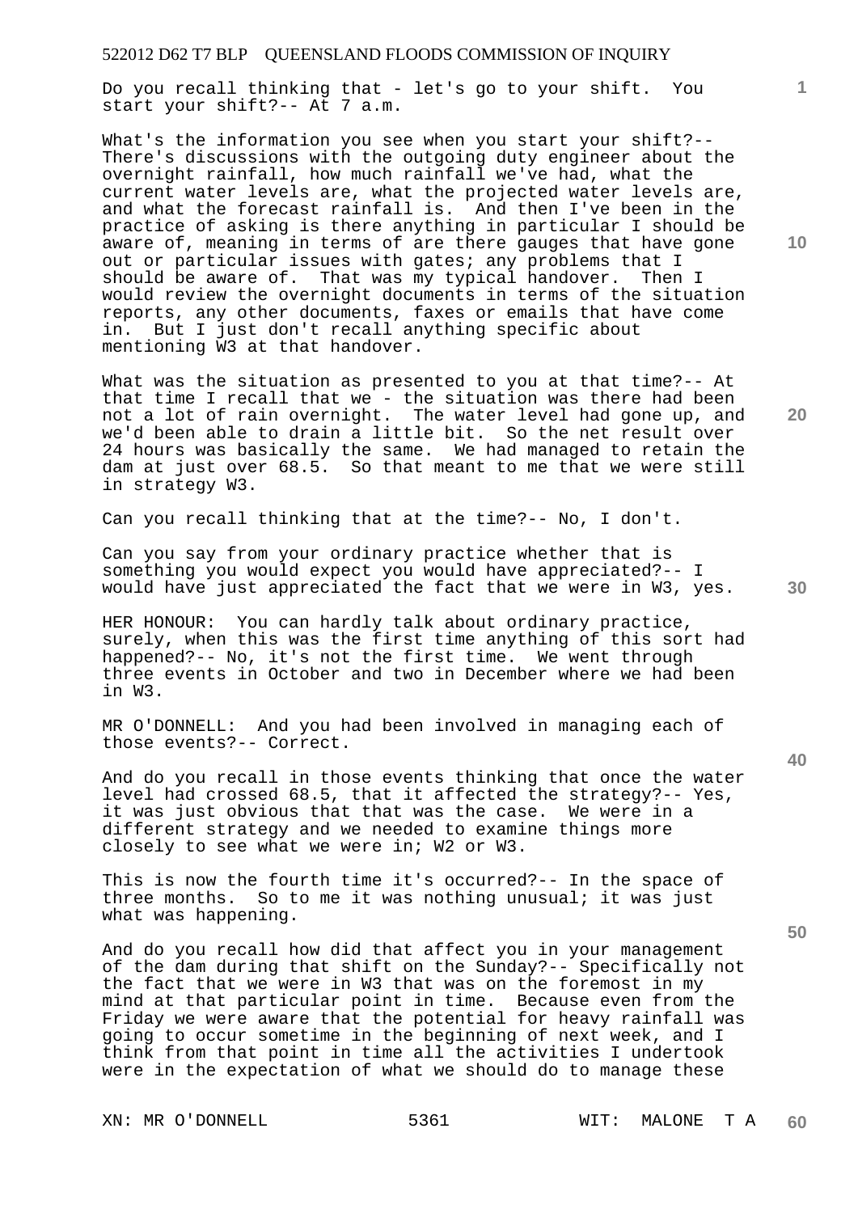Do you recall thinking that - let's go to your shift. You start your shift?-- At 7 a.m.

What's the information you see when you start your shift?-- There's discussions with the outgoing duty engineer about the overnight rainfall, how much rainfall we've had, what the current water levels are, what the projected water levels are, and what the forecast rainfall is. And then I've been in the practice of asking is there anything in particular I should be aware of, meaning in terms of are there gauges that have gone out or particular issues with gates; any problems that I should be aware of. That was my typical handover. Then I would review the overnight documents in terms of the situation reports, any other documents, faxes or emails that have come in. But I just don't recall anything specific about mentioning W3 at that handover.

What was the situation as presented to you at that time?-- At that time I recall that we - the situation was there had been not a lot of rain overnight. The water level had gone up, and we'd been able to drain a little bit. So the net result over 24 hours was basically the same. We had managed to retain the dam at just over 68.5. So that meant to me that we were still in strategy W3.

Can you recall thinking that at the time?-- No, I don't.

Can you say from your ordinary practice whether that is something you would expect you would have appreciated?-- I would have just appreciated the fact that we were in W3, yes.

HER HONOUR: You can hardly talk about ordinary practice, surely, when this was the first time anything of this sort had happened?-- No, it's not the first time. We went through three events in October and two in December where we had been in W3.

MR O'DONNELL: And you had been involved in managing each of those events?-- Correct.

And do you recall in those events thinking that once the water level had crossed 68.5, that it affected the strategy?-- Yes, it was just obvious that that was the case. We were in a different strategy and we needed to examine things more closely to see what we were in; W2 or W3.

This is now the fourth time it's occurred?-- In the space of three months. So to me it was nothing unusual; it was just what was happening.

And do you recall how did that affect you in your management of the dam during that shift on the Sunday?-- Specifically not the fact that we were in W3 that was on the foremost in my mind at that particular point in time. Because even from the Friday we were aware that the potential for heavy rainfall was going to occur sometime in the beginning of next week, and I think from that point in time all the activities I undertook were in the expectation of what we should do to manage these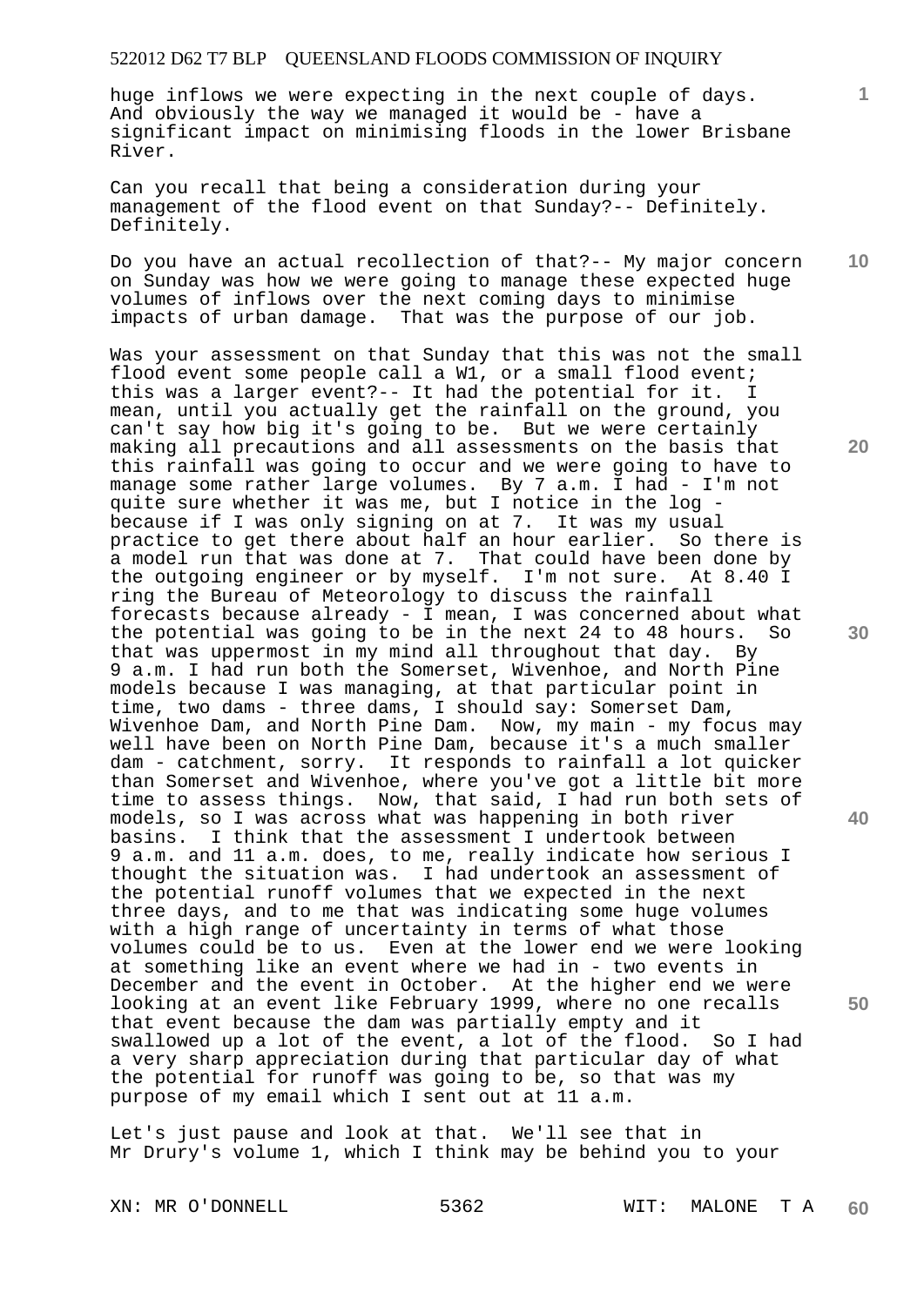huge inflows we were expecting in the next couple of days. And obviously the way we managed it would be - have a significant impact on minimising floods in the lower Brisbane River.

Can you recall that being a consideration during your management of the flood event on that Sunday?-- Definitely. Definitely.

Do you have an actual recollection of that?-- My major concern on Sunday was how we were going to manage these expected huge volumes of inflows over the next coming days to minimise impacts of urban damage. That was the purpose of our job.

Was your assessment on that Sunday that this was not the small flood event some people call a W1, or a small flood event; this was a larger event?-- It had the potential for it. I mean, until you actually get the rainfall on the ground, you can't say how big it's going to be. But we were certainly making all precautions and all assessments on the basis that this rainfall was going to occur and we were going to have to manage some rather large volumes. By 7 a.m. I had - I'm not quite sure whether it was me, but I notice in the log - because if I was only signing on at 7. It was my usual practice to get there about half an hour earlier. So there is a model run that was done at 7. That could have been done by the outgoing engineer or by myself. I'm not sure. At 8.40 I ring the Bureau of Meteorology to discuss the rainfall forecasts because already - I mean, I was concerned about what the potential was going to be in the next 24 to 48 hours. So that was uppermost in my mind all throughout that day. By 9 a.m. I had run both the Somerset, Wivenhoe, and North Pine models because I was managing, at that particular point in time, two dams - three dams, I should say: Somerset Dam, Wivenhoe Dam, and North Pine Dam. Now, my main - my focus may well have been on North Pine Dam, because it's a much smaller dam - catchment, sorry. It responds to rainfall a lot quicker than Somerset and Wivenhoe, where you've got a little bit more time to assess things. Now, that said, I had run both sets of models, so I was across what was happening in both river basins. I think that the assessment I undertook between 9 a.m. and 11 a.m. does, to me, really indicate how serious I thought the situation was. I had undertook an assessment of the potential runoff volumes that we expected in the next three days, and to me that was indicating some huge volumes with a high range of uncertainty in terms of what those volumes could be to us. Even at the lower end we were looking at something like an event where we had in - two events in December and the event in October. At the higher end we were looking at an event like February 1999, where no one recalls that event because the dam was partially empty and it swallowed up a lot of the event, a lot of the flood. So I had a very sharp appreciation during that particular day of what the potential for runoff was going to be, so that was my purpose of my email which I sent out at 11 a.m.

Let's just pause and look at that. We'll see that in Mr Drury's volume 1, which I think may be behind you to your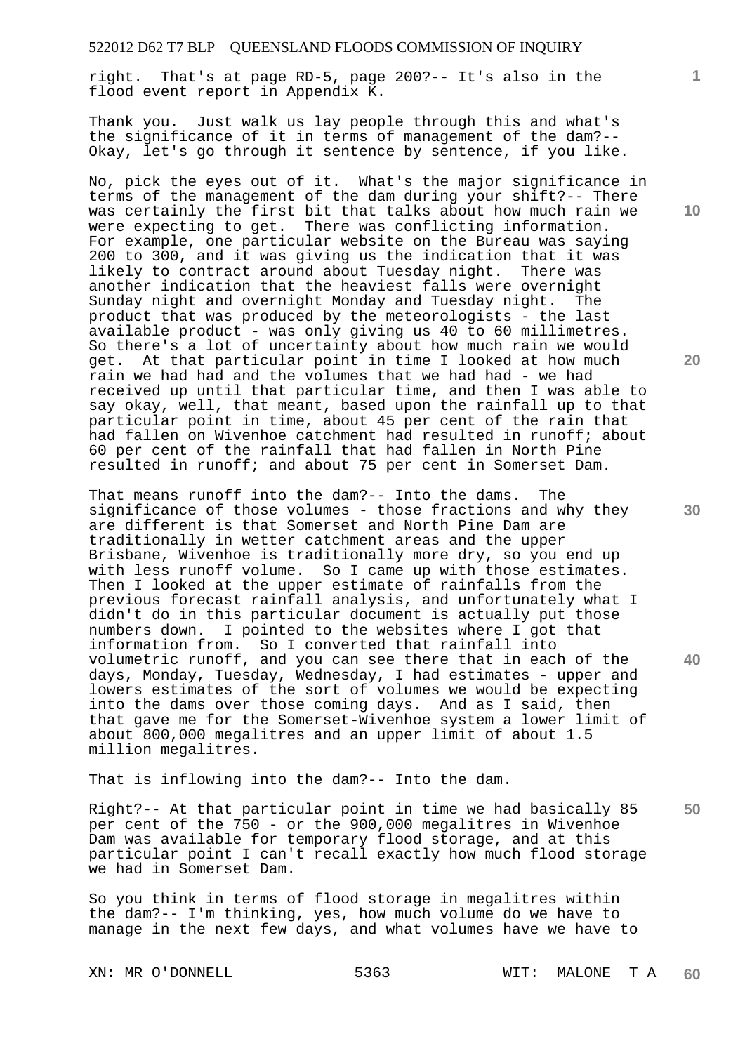right. That's at page RD-5, page 200?-- It's also in the flood event report in Appendix K.

Thank you. Just walk us lay people through this and what's the significance of it in terms of management of the dam?-- Okay, let's go through it sentence by sentence, if you like.

No, pick the eyes out of it. What's the major significance in terms of the management of the dam during your shift?-- There was certainly the first bit that talks about how much rain we were expecting to get. There was conflicting information. For example, one particular website on the Bureau was saying 200 to 300, and it was giving us the indication that it was likely to contract around about Tuesday night. There was another indication that the heaviest falls were overnight Sunday night and overnight Monday and Tuesday night. The product that was produced by the meteorologists - the last available product - was only giving us 40 to 60 millimetres. So there's a lot of uncertainty about how much rain we would get. At that particular point in time I looked at how much rain we had had and the volumes that we had had - we had received up until that particular time, and then I was able to say okay, well, that meant, based upon the rainfall up to that particular point in time, about 45 per cent of the rain that had fallen on Wivenhoe catchment had resulted in runoff; about 60 per cent of the rainfall that had fallen in North Pine resulted in runoff; and about 75 per cent in Somerset Dam.

That means runoff into the dam?-- Into the dams. The significance of those volumes - those fractions and why they are different is that Somerset and North Pine Dam are traditionally in wetter catchment areas and the upper Brisbane, Wivenhoe is traditionally more dry, so you end up with less runoff volume. So I came up with those estimates. Then I looked at the upper estimate of rainfalls from the previous forecast rainfall analysis, and unfortunately what I didn't do in this particular document is actually put those numbers down. I pointed to the websites where I got that information from. So I converted that rainfall into volumetric runoff, and you can see there that in each of the days, Monday, Tuesday, Wednesday, I had estimates - upper and lowers estimates of the sort of volumes we would be expecting into the dams over those coming days. And as I said, then that gave me for the Somerset-Wivenhoe system a lower limit of about 800,000 megalitres and an upper limit of about 1.5 million megalitres.

That is inflowing into the dam?-- Into the dam.

Right?-- At that particular point in time we had basically 85 per cent of the 750 - or the 900,000 megalitres in Wivenhoe Dam was available for temporary flood storage, and at this particular point I can't recall exactly how much flood storage we had in Somerset Dam.

So you think in terms of flood storage in megalitres within the dam?-- I'm thinking, yes, how much volume do we have to manage in the next few days, and what volumes have we have to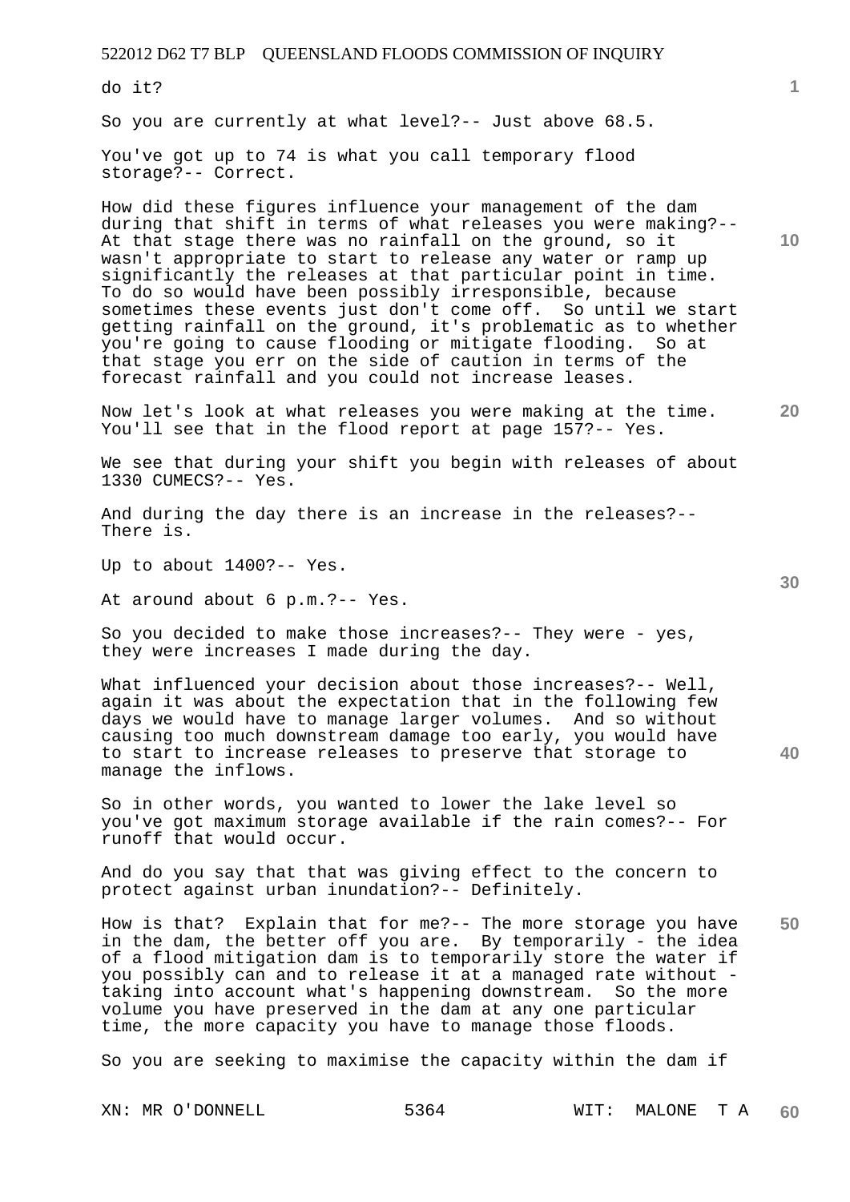do it?

So you are currently at what level?-- Just above 68.5.

You've got up to 74 is what you call temporary flood storage?-- Correct.

How did these figures influence your management of the dam during that shift in terms of what releases you were making?-- At that stage there was no rainfall on the ground, so it wasn't appropriate to start to release any water or ramp up significantly the releases at that particular point in time. To do so would have been possibly irresponsible, because sometimes these events just don't come off. So until we start getting rainfall on the ground, it's problematic as to whether you're going to cause flooding or mitigate flooding. So at that stage you err on the side of caution in terms of the forecast rainfall and you could not increase leases.

Now let's look at what releases you were making at the time. You'll see that in the flood report at page 157?-- Yes.

We see that during your shift you begin with releases of about 1330 CUMECS?-- Yes.

And during the day there is an increase in the releases?-- There is.

Up to about 1400?-- Yes.

At around about 6 p.m.?-- Yes.

So you decided to make those increases?-- They were - yes, they were increases I made during the day.

What influenced your decision about those increases?-- Well, again it was about the expectation that in the following few days we would have to manage larger volumes. And so without causing too much downstream damage too early, you would have to start to increase releases to preserve that storage to manage the inflows.

So in other words, you wanted to lower the lake level so you've got maximum storage available if the rain comes?-- For runoff that would occur.

And do you say that that was giving effect to the concern to protect against urban inundation?-- Definitely.

How is that? Explain that for me?-- The more storage you have in the dam, the better off you are. By temporarily - the idea of a flood mitigation dam is to temporarily store the water if you possibly can and to release it at a managed rate without - taking into account what's happening downstream. So the more volume you have preserved in the dam at any one particular time, the more capacity you have to manage those floods.

So you are seeking to maximise the capacity within the dam if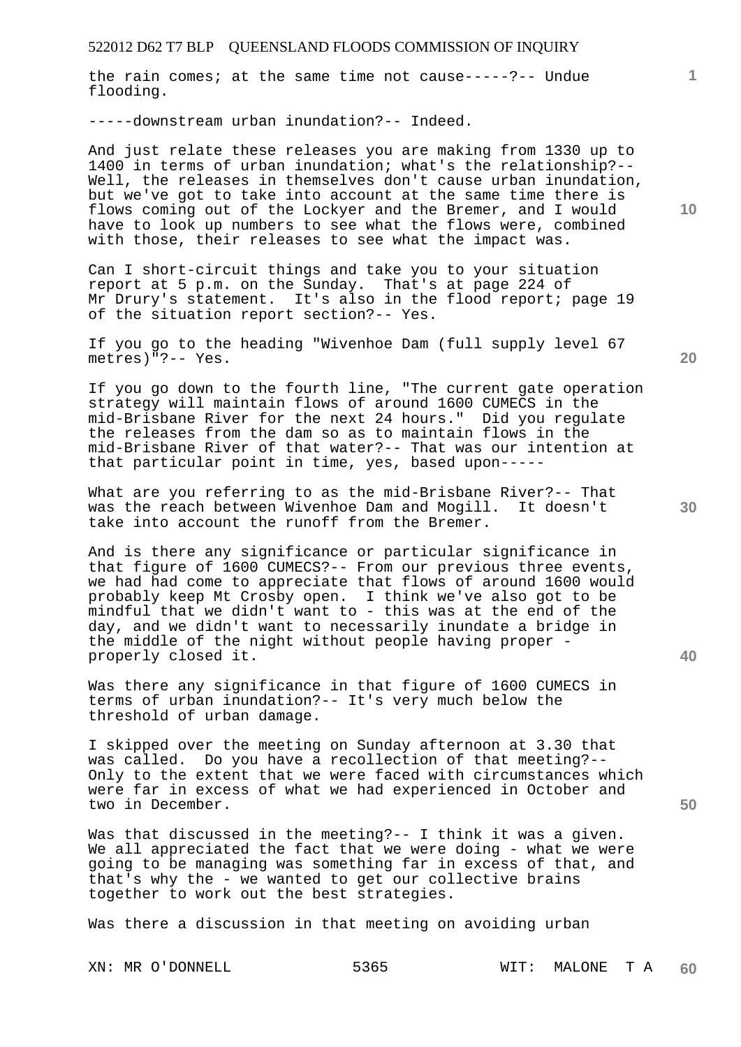the rain comes; at the same time not cause-----?-- Undue flooding.

-----downstream urban inundation?-- Indeed.

And just relate these releases you are making from 1330 up to 1400 in terms of urban inundation; what's the relationship?-- Well, the releases in themselves don't cause urban inundation, but we've got to take into account at the same time there is flows coming out of the Lockyer and the Bremer, and I would have to look up numbers to see what the flows were, combined with those, their releases to see what the impact was.

Can I short-circuit things and take you to your situation report at 5 p.m. on the Sunday. That's at page 224 of Mr Drury's statement. It's also in the flood report; page 19 of the situation report section?-- Yes.

If you go to the heading "Wivenhoe Dam (full supply level 67 metres)"?-- Yes.

If you go down to the fourth line, "The current gate operation strategy will maintain flows of around 1600 CUMECS in the mid-Brisbane River for the next 24 hours." Did you regulate the releases from the dam so as to maintain flows in the mid-Brisbane River of that water?-- That was our intention at that particular point in time, yes, based upon-----

What are you referring to as the mid-Brisbane River?-- That was the reach between Wivenhoe Dam and Mogill. It doesn't take into account the runoff from the Bremer.

And is there any significance or particular significance in that figure of 1600 CUMECS?-- From our previous three events, we had had come to appreciate that flows of around 1600 would probably keep Mt Crosby open. I think we've also got to be mindful that we didn't want to - this was at the end of the day, and we didn't want to necessarily inundate a bridge in the middle of the night without people having proper - properly closed it.

Was there any significance in that figure of 1600 CUMECS in terms of urban inundation?-- It's very much below the threshold of urban damage.

I skipped over the meeting on Sunday afternoon at 3.30 that was called. Do you have a recollection of that meeting?-- Only to the extent that we were faced with circumstances which were far in excess of what we had experienced in October and two in December.

Was that discussed in the meeting?-- I think it was a given. We all appreciated the fact that we were doing - what we were going to be managing was something far in excess of that, and that's why the - we wanted to get our collective brains together to work out the best strategies.

Was there a discussion in that meeting on avoiding urban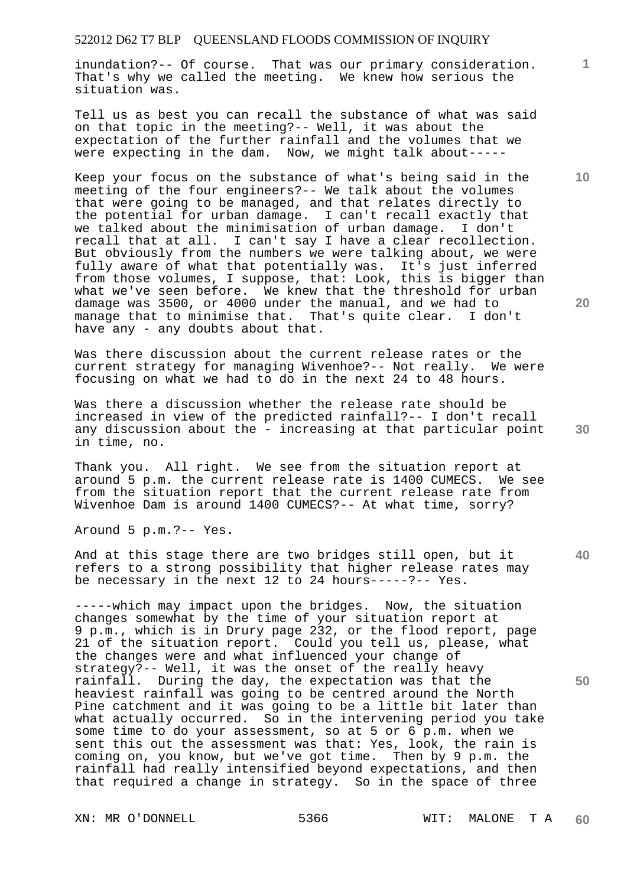inundation?-- Of course. That was our primary consideration. That's why we called the meeting. We knew how serious the situation was.

Tell us as best you can recall the substance of what was said on that topic in the meeting?-- Well, it was about the expectation of the further rainfall and the volumes that we were expecting in the dam. Now, we might talk about-----

Keep your focus on the substance of what's being said in the meeting of the four engineers?-- We talk about the volumes that were going to be managed, and that relates directly to the potential for urban damage. I can't recall exactly that we talked about the minimisation of urban damage. I don't recall that at all. I can't say I have a clear recollection. But obviously from the numbers we were talking about, we were fully aware of what that potentially was. It's just inferred from those volumes, I suppose, that: Look, this is bigger than what we've seen before. We knew that the threshold for urban damage was 3500, or 4000 under the manual, and we had to manage that to minimise that. That's quite clear. I don't have any - any doubts about that.

Was there discussion about the current release rates or the current strategy for managing Wivenhoe?-- Not really. We were focusing on what we had to do in the next 24 to 48 hours.

Was there a discussion whether the release rate should be increased in view of the predicted rainfall?-- I don't recall any discussion about the - increasing at that particular point in time, no.

Thank you. All right. We see from the situation report at around 5 p.m. the current release rate is 1400 CUMECS. We see from the situation report that the current release rate from Wivenhoe Dam is around 1400 CUMECS?-- At what time, sorry?

Around 5 p.m.?-- Yes.

And at this stage there are two bridges still open, but it refers to a strong possibility that higher release rates may be necessary in the next 12 to 24 hours-----?-- Yes.

-----which may impact upon the bridges. Now, the situation changes somewhat by the time of your situation report at 9 p.m., which is in Drury page 232, or the flood report, page 21 of the situation report. Could you tell us, please, what the changes were and what influenced your change of strategy?-- Well, it was the onset of the really heavy rainfall. During the day, the expectation was that the heaviest rainfall was going to be centred around the North Pine catchment and it was going to be a little bit later than what actually occurred. So in the intervening period you take some time to do your assessment, so at 5 or 6 p.m. when we sent this out the assessment was that: Yes, look, the rain is coming on, you know, but we've got time. Then by 9 p.m. the rainfall had really intensified beyond expectations, and then that required a change in strategy. So in the space of three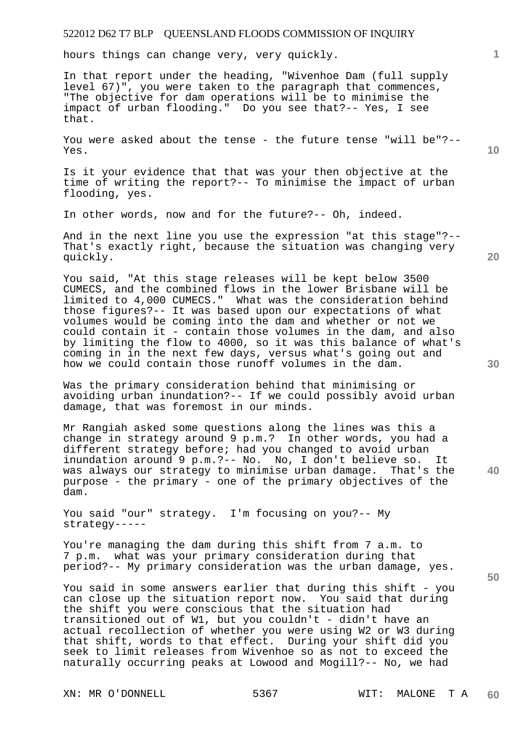hours things can change very, very quickly.

In that report under the heading, "Wivenhoe Dam (full supply level 67)", you were taken to the paragraph that commences, "The objective for dam operations will be to minimise the impact of urban flooding." Do you see that?-- Yes, I see that.

You were asked about the tense - the future tense "will be"?-- Yes.

Is it your evidence that that was your then objective at the time of writing the report?-- To minimise the impact of urban flooding, yes.

In other words, now and for the future?-- Oh, indeed.

And in the next line you use the expression "at this stage"?-- That's exactly right, because the situation was changing very quickly.

You said, "At this stage releases will be kept below 3500 CUMECS, and the combined flows in the lower Brisbane will be limited to 4,000 CUMECS." What was the consideration behind those figures?-- It was based upon our expectations of what volumes would be coming into the dam and whether or not we could contain it - contain those volumes in the dam, and also by limiting the flow to 4000, so it was this balance of what's coming in in the next few days, versus what's going out and how we could contain those runoff volumes in the dam.

Was the primary consideration behind that minimising or avoiding urban inundation?-- If we could possibly avoid urban damage, that was foremost in our minds.

Mr Rangiah asked some questions along the lines was this a change in strategy around 9 p.m.? In other words, you had a different strategy before; had you changed to avoid urban inundation around 9 p.m.?-- No. No, I don't believe so. It was always our strategy to minimise urban damage. That's the purpose - the primary - one of the primary objectives of the dam.

You said "our" strategy. I'm focusing on you?-- My strategy-----

You're managing the dam during this shift from 7 a.m. to 7 p.m. what was your primary consideration during that period?-- My primary consideration was the urban damage, yes.

You said in some answers earlier that during this shift - you can close up the situation report now. You said that during the shift you were conscious that the situation had transitioned out of W1, but you couldn't - didn't have an actual recollection of whether you were using W2 or W3 during that shift, words to that effect. During your shift did you seek to limit releases from Wivenhoe so as not to exceed the naturally occurring peaks at Lowood and Mogill?-- No, we had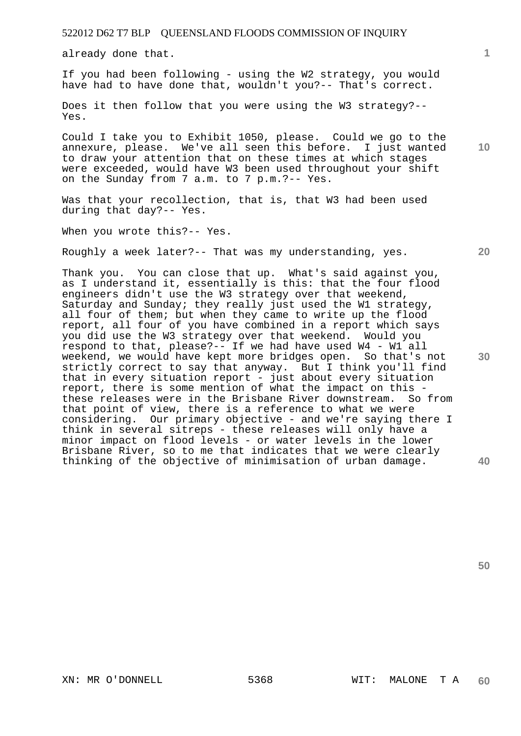already done that.

If you had been following - using the W2 strategy, you would have had to have done that, wouldn't you?-- That's correct.

Does it then follow that you were using the W3 strategy?-- Yes.

Could I take you to Exhibit 1050, please. Could we go to the annexure, please. We've all seen this before. I just wanted to draw your attention that on these times at which stages were exceeded, would have W3 been used throughout your shift on the Sunday from 7 a.m. to 7 p.m.?-- Yes.

Was that your recollection, that is, that W3 had been used during that day?-- Yes.

When you wrote this?-- Yes.

Roughly a week later?-- That was my understanding, yes.

Thank you. You can close that up. What's said against you, as I understand it, essentially is this: that the four flood engineers didn't use the W3 strategy over that weekend, Saturday and Sunday; they really just used the W1 strategy, all four of them; but when they came to write up the flood report, all four of you have combined in a report which says you did use the W3 strategy over that weekend. Would you respond to that, please?-- If we had have used W4 - W1 all weekend, we would have kept more bridges open. So that's not strictly correct to say that anyway. But I think you'll find that in every situation report - just about every situation report, there is some mention of what the impact on this - these releases were in the Brisbane River downstream. So from that point of view, there is a reference to what we were considering. Our primary objective - and we're saying there I think in several sitreps - these releases will only have a minor impact on flood levels - or water levels in the lower Brisbane River, so to me that indicates that we were clearly thinking of the objective of minimisation of urban damage.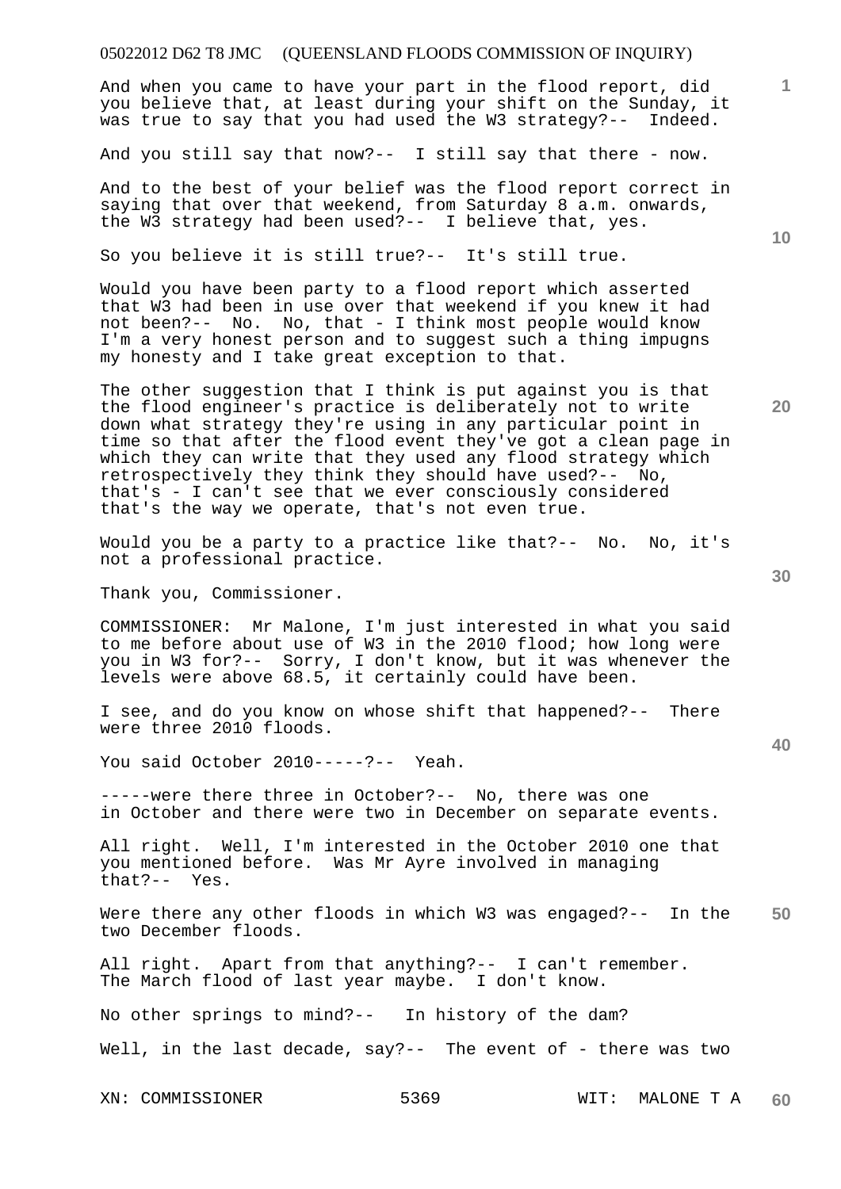And when you came to have your part in the flood report, did you believe that, at least during your shift on the Sunday, it was true to say that you had used the W3 strategy?-- Indeed.

And you still say that now?-- I still say that there - now.

And to the best of your belief was the flood report correct in saying that over that weekend, from Saturday 8 a.m. onwards, the W3 strategy had been used?-- I believe that, yes.

So you believe it is still true?-- It's still true.

Would you have been party to a flood report which asserted that W3 had been in use over that weekend if you knew it had not been?-- No. No, that - I think most people would know I'm a very honest person and to suggest such a thing impugns my honesty and I take great exception to that.

The other suggestion that I think is put against you is that the flood engineer's practice is deliberately not to write down what strategy they're using in any particular point in time so that after the flood event they've got a clean page in which they can write that they used any flood strategy which retrospectively they think they should have used?-- No, that's - I can't see that we ever consciously considered that's the way we operate, that's not even true.

Would you be a party to a practice like that?-- No. No, it's not a professional practice.

Thank you, Commissioner.

COMMISSIONER: Mr Malone, I'm just interested in what you said to me before about use of W3 in the 2010 flood; how long were you in W3 for?-- Sorry, I don't know, but it was whenever the levels were above 68.5, it certainly could have been.

I see, and do you know on whose shift that happened?-- There were three 2010 floods.

You said October 2010-----?-- Yeah.

-----were there three in October?-- No, there was one in October and there were two in December on separate events.

All right. Well, I'm interested in the October 2010 one that you mentioned before. Was Mr Ayre involved in managing that?-- Yes.

Were there any other floods in which W3 was engaged?-- In the two December floods.

All right. Apart from that anything?-- I can't remember. The March flood of last year maybe. I don't know.

No other springs to mind?-- In history of the dam?

Well, in the last decade, say?-- The event of - there was two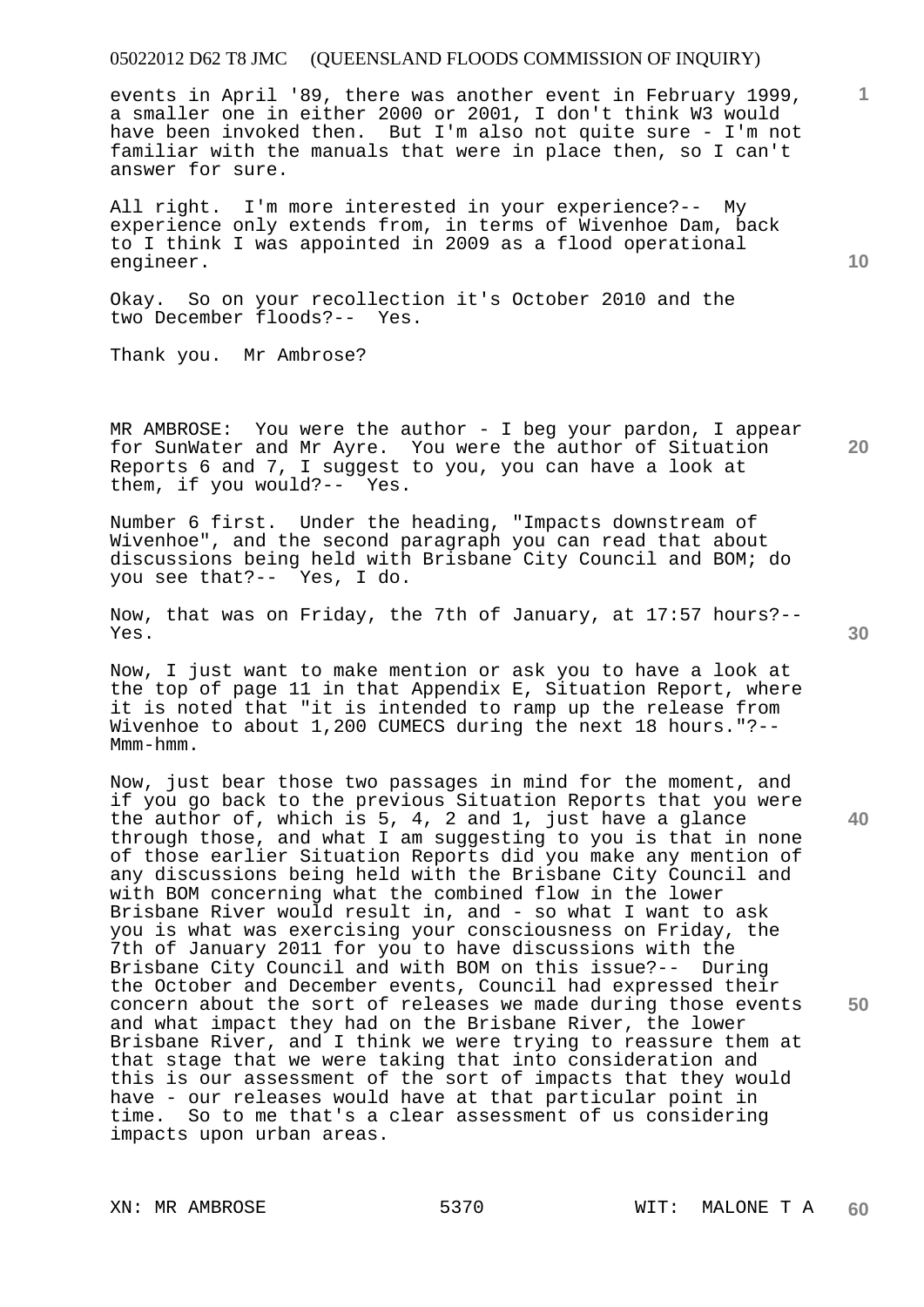events in April '89, there was another event in February 1999, a smaller one in either 2000 or 2001, I don't think W3 would have been invoked then. But I'm also not quite sure - I'm not familiar with the manuals that were in place then, so I can't answer for sure.

All right. I'm more interested in your experience?-- My experience only extends from, in terms of Wivenhoe Dam, back to I think I was appointed in 2009 as a flood operational engineer.

Okay. So on your recollection it's October 2010 and the two December floods?-- Yes.

Thank you. Mr Ambrose?

MR AMBROSE: You were the author - I beg your pardon, I appear for SunWater and Mr Ayre. You were the author of Situation Reports 6 and 7, I suggest to you, you can have a look at them, if you would?-- Yes.

Number 6 first. Under the heading, "Impacts downstream of Wivenhoe", and the second paragraph you can read that about discussions being held with Brisbane City Council and BOM; do you see that?-- Yes, I do.

Now, that was on Friday, the 7th of January, at 17:57 hours?-- Yes.

Now, I just want to make mention or ask you to have a look at the top of page 11 in that Appendix E, Situation Report, where it is noted that "it is intended to ramp up the release from Wivenhoe to about 1,200 CUMECS during the next 18 hours."?-- Mmm-hmm.

Now, just bear those two passages in mind for the moment, and if you go back to the previous Situation Reports that you were the author of, which is 5, 4, 2 and 1, just have a glance through those, and what I am suggesting to you is that in none of those earlier Situation Reports did you make any mention of any discussions being held with the Brisbane City Council and with BOM concerning what the combined flow in the lower Brisbane River would result in, and - so what I want to ask you is what was exercising your consciousness on Friday, the 7th of January 2011 for you to have discussions with the Brisbane City Council and with BOM on this issue?-- During the October and December events, Council had expressed their concern about the sort of releases we made during those events and what impact they had on the Brisbane River, the lower Brisbane River, and I think we were trying to reassure them at that stage that we were taking that into consideration and this is our assessment of the sort of impacts that they would have - our releases would have at that particular point in time. So to me that's a clear assessment of us considering impacts upon urban areas.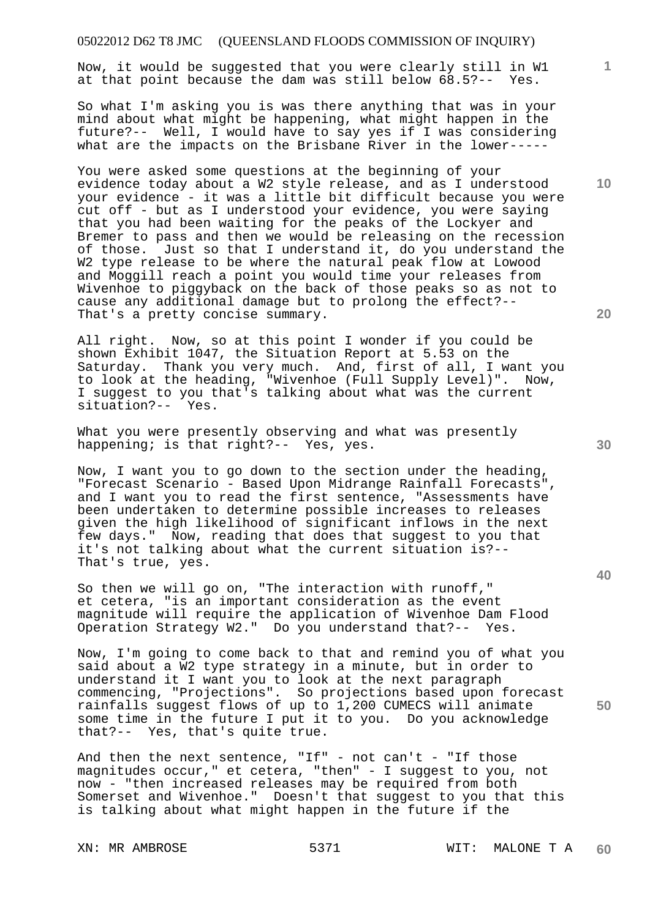Now, it would be suggested that you were clearly still in W1 at that point because the dam was still below 68.5?-- Yes.

So what I'm asking you is was there anything that was in your mind about what might be happening, what might happen in the future?-- Well, I would have to say yes if I was considering what are the impacts on the Brisbane River in the lower-----

You were asked some questions at the beginning of your evidence today about a W2 style release, and as I understood your evidence - it was a little bit difficult because you were cut off - but as I understood your evidence, you were saying that you had been waiting for the peaks of the Lockyer and Bremer to pass and then we would be releasing on the recession of those. Just so that I understand it, do you understand the W2 type release to be where the natural peak flow at Lowood and Moggill reach a point you would time your releases from Wivenhoe to piggyback on the back of those peaks so as not to cause any additional damage but to prolong the effect?-- That's a pretty concise summary.

All right. Now, so at this point I wonder if you could be shown Exhibit 1047, the Situation Report at 5.53 on the Saturday. Thank you very much. And, first of all, I want you to look at the heading, "Wivenhoe (Full Supply Level)". Now, I suggest to you that's talking about what was the current situation?-- Yes.

What you were presently observing and what was presently happening; is that right?-- Yes, yes.

Now, I want you to go down to the section under the heading, "Forecast Scenario - Based Upon Midrange Rainfall Forecasts", and I want you to read the first sentence, "Assessments have been undertaken to determine possible increases to releases given the high likelihood of significant inflows in the next few days." Now, reading that does that suggest to you that it's not talking about what the current situation is?-- That's true, yes.

So then we will go on, "The interaction with runoff," et cetera, "is an important consideration as the event magnitude will require the application of Wivenhoe Dam Flood Operation Strategy W2." Do you understand that?-- Yes.

Now, I'm going to come back to that and remind you of what you said about a W2 type strategy in a minute, but in order to understand it I want you to look at the next paragraph commencing, "Projections". So projections based upon forecast rainfalls suggest flows of up to 1,200 CUMECS will animate some time in the future I put it to you. Do you acknowledge that?-- Yes, that's quite true.

And then the next sentence, "If" - not can't - "If those magnitudes occur," et cetera, "then" - I suggest to you, not now - "then increased releases may be required from both Somerset and Wivenhoe." Doesn't that suggest to you that this is talking about what might happen in the future if the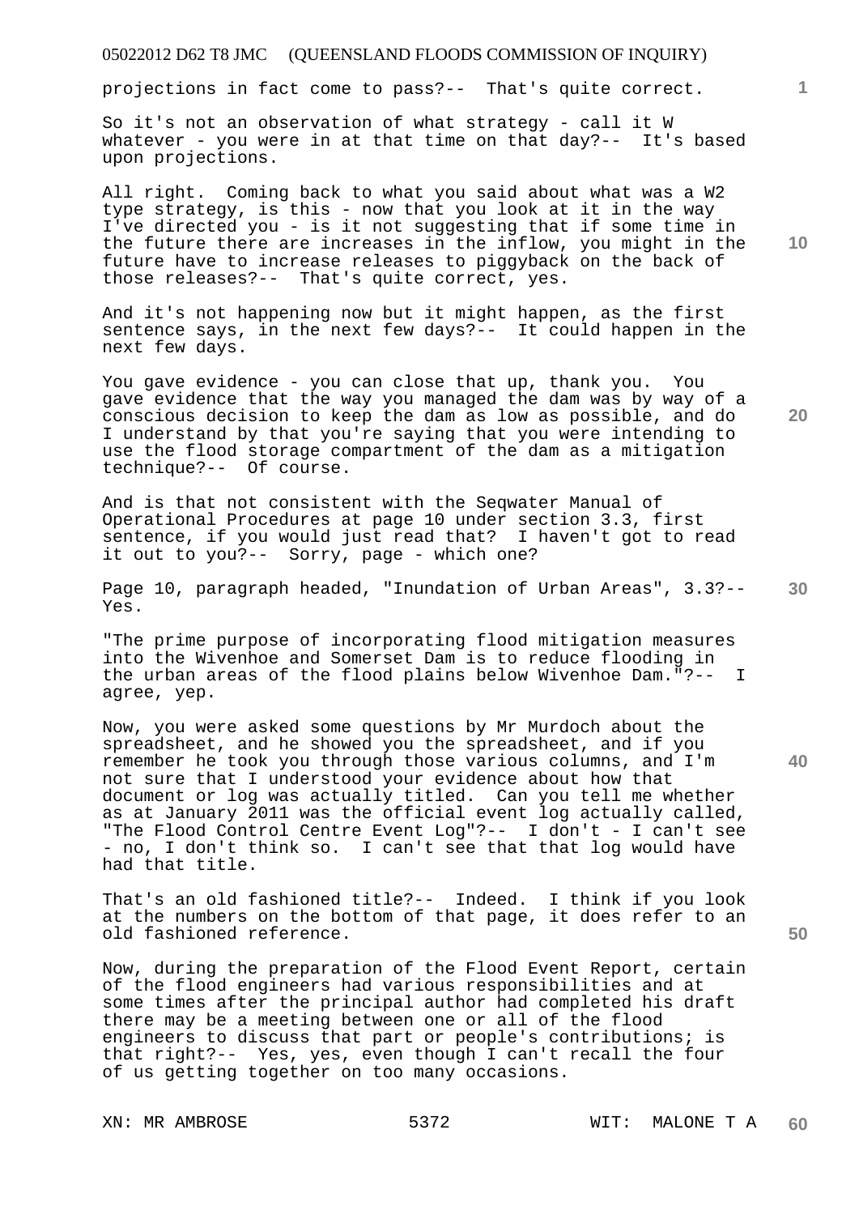projections in fact come to pass?-- That's quite correct.

So it's not an observation of what strategy - call it W whatever - you were in at that time on that day?-- It's based upon projections.

All right. Coming back to what you said about what was a W2 type strategy, is this - now that you look at it in the way I've directed you - is it not suggesting that if some time in the future there are increases in the inflow, you might in the future have to increase releases to piggyback on the back of those releases?-- That's quite correct, yes.

And it's not happening now but it might happen, as the first sentence says, in the next few days?-- It could happen in the next few days.

You gave evidence - you can close that up, thank you. You gave evidence that the way you managed the dam was by way of a conscious decision to keep the dam as low as possible, and do I understand by that you're saying that you were intending to use the flood storage compartment of the dam as a mitigation technique?-- Of course.

And is that not consistent with the Seqwater Manual of Operational Procedures at page 10 under section 3.3, first sentence, if you would just read that? I haven't got to read it out to you?-- Sorry, page - which one?

Page 10, paragraph headed, "Inundation of Urban Areas", 3.3?-- Yes.

"The prime purpose of incorporating flood mitigation measures into the Wivenhoe and Somerset Dam is to reduce flooding in the urban areas of the flood plains below Wivenhoe Dam."?-- I agree, yep.

Now, you were asked some questions by Mr Murdoch about the spreadsheet, and he showed you the spreadsheet, and if you remember he took you through those various columns, and I'm not sure that I understood your evidence about how that document or log was actually titled. Can you tell me whether as at January 2011 was the official event log actually called, "The Flood Control Centre Event Log"?-- I don't - I can't see - no, I don't think so. I can't see that that log would have had that title.

That's an old fashioned title?-- Indeed. I think if you look at the numbers on the bottom of that page, it does refer to an old fashioned reference.

Now, during the preparation of the Flood Event Report, certain of the flood engineers had various responsibilities and at some times after the principal author had completed his draft there may be a meeting between one or all of the flood engineers to discuss that part or people's contributions; is that right?-- Yes, yes, even though I can't recall the four of us getting together on too many occasions.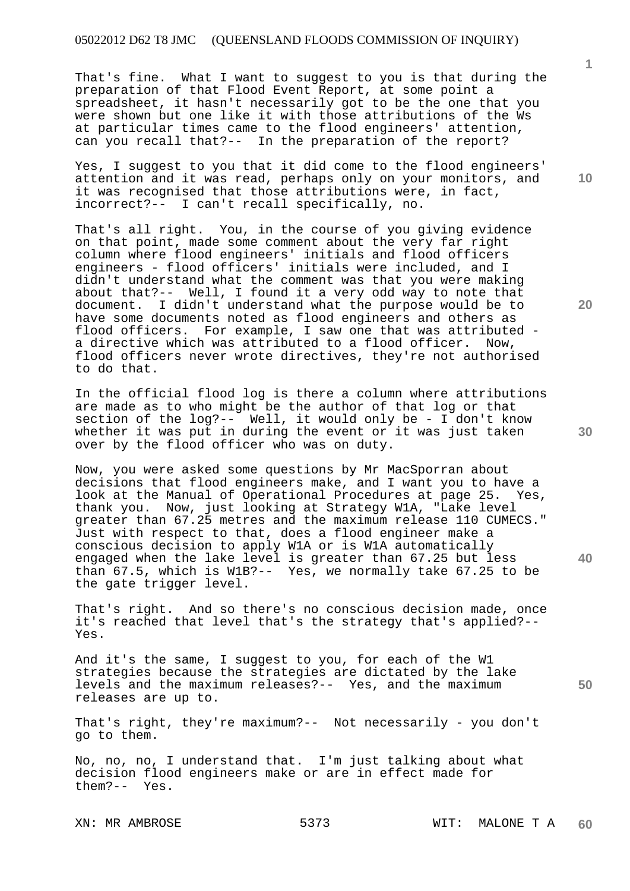That's fine. What I want to suggest to you is that during the preparation of that Flood Event Report, at some point a spreadsheet, it hasn't necessarily got to be the one that you were shown but one like it with those attributions of the Ws at particular times came to the flood engineers' attention, can you recall that?-- In the preparation of the report?

Yes, I suggest to you that it did come to the flood engineers' attention and it was read, perhaps only on your monitors, and it was recognised that those attributions were, in fact, incorrect?-- I can't recall specifically, no.

That's all right. You, in the course of you giving evidence on that point, made some comment about the very far right column where flood engineers' initials and flood officers engineers - flood officers' initials were included, and I didn't understand what the comment was that you were making about that?-- Well, I found it a very odd way to note that document. I didn't understand what the purpose would be to have some documents noted as flood engineers and others as flood officers. For example, I saw one that was attributed - a directive which was attributed to a flood officer. Now, flood officers never wrote directives, they're not authorised to do that.

In the official flood log is there a column where attributions are made as to who might be the author of that log or that section of the log?-- Well, it would only be - I don't know whether it was put in during the event or it was just taken over by the flood officer who was on duty.

Now, you were asked some questions by Mr MacSporran about decisions that flood engineers make, and I want you to have a look at the Manual of Operational Procedures at page 25. Yes, thank you. Now, just looking at Strategy W1A, "Lake level greater than 67.25 metres and the maximum release 110 CUMECS." Just with respect to that, does a flood engineer make a conscious decision to apply W1A or is W1A automatically engaged when the lake level is greater than 67.25 but less than 67.5, which is W1B?-- Yes, we normally take 67.25 to be the gate trigger level.

That's right. And so there's no conscious decision made, once it's reached that level that's the strategy that's applied?-- Yes.

And it's the same, I suggest to you, for each of the W1 strategies because the strategies are dictated by the lake levels and the maximum releases?-- Yes, and the maximum releases are up to.

That's right, they're maximum?-- Not necessarily - you don't go to them.

No, no, no, I understand that. I'm just talking about what decision flood engineers make or are in effect made for them?-- Yes.

XN: MR AMBROSE WIT: MALONE T A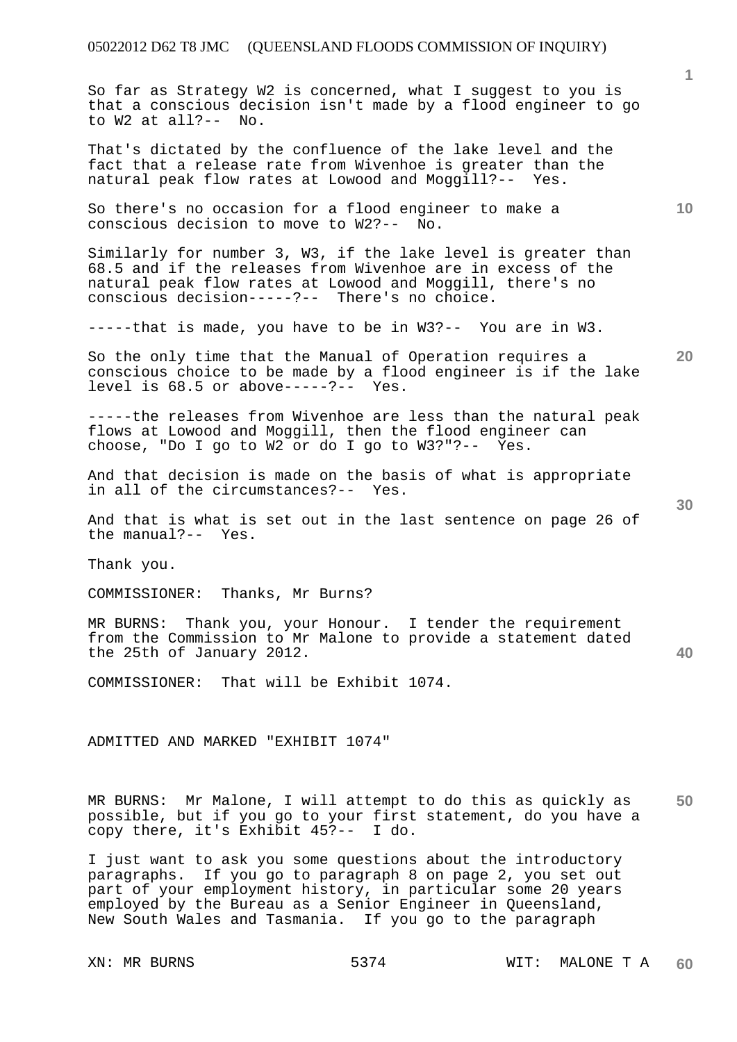So far as Strategy W2 is concerned, what I suggest to you is that a conscious decision isn't made by a flood engineer to go to W2 at all?-- No.

That's dictated by the confluence of the lake level and the fact that a release rate from Wivenhoe is greater than the natural peak flow rates at Lowood and Moggill?-- Yes.

So there's no occasion for a flood engineer to make a conscious decision to move to W2?-- No.

Similarly for number 3, W3, if the lake level is greater than 68.5 and if the releases from Wivenhoe are in excess of the natural peak flow rates at Lowood and Moggill, there's no conscious decision-----?-- There's no choice.

-----that is made, you have to be in W3?-- You are in W3.

So the only time that the Manual of Operation requires a conscious choice to be made by a flood engineer is if the lake level is 68.5 or above-----?-- Yes.

-----the releases from Wivenhoe are less than the natural peak flows at Lowood and Moggill, then the flood engineer can choose, "Do I go to W2 or do I go to W3?"?-- Yes.

And that decision is made on the basis of what is appropriate in all of the circumstances?-- Yes.

And that is what is set out in the last sentence on page 26 of the manual?-- Yes.

Thank you.

COMMISSIONER: Thanks, Mr Burns?

MR BURNS: Thank you, your Honour. I tender the requirement from the Commission to Mr Malone to provide a statement dated the 25th of January 2012.

COMMISSIONER: That will be Exhibit 1074.

ADMITTED AND MARKED "EXHIBIT 1074"

MR BURNS: Mr Malone, I will attempt to do this as quickly as possible, but if you go to your first statement, do you have a copy there, it's Exhibit 45?-- I do.

I just want to ask you some questions about the introductory paragraphs. If you go to paragraph 8 on page 2, you set out part of your employment history, in particular some 20 years employed by the Bureau as a Senior Engineer in Queensland, New South Wales and Tasmania. If you go to the paragraph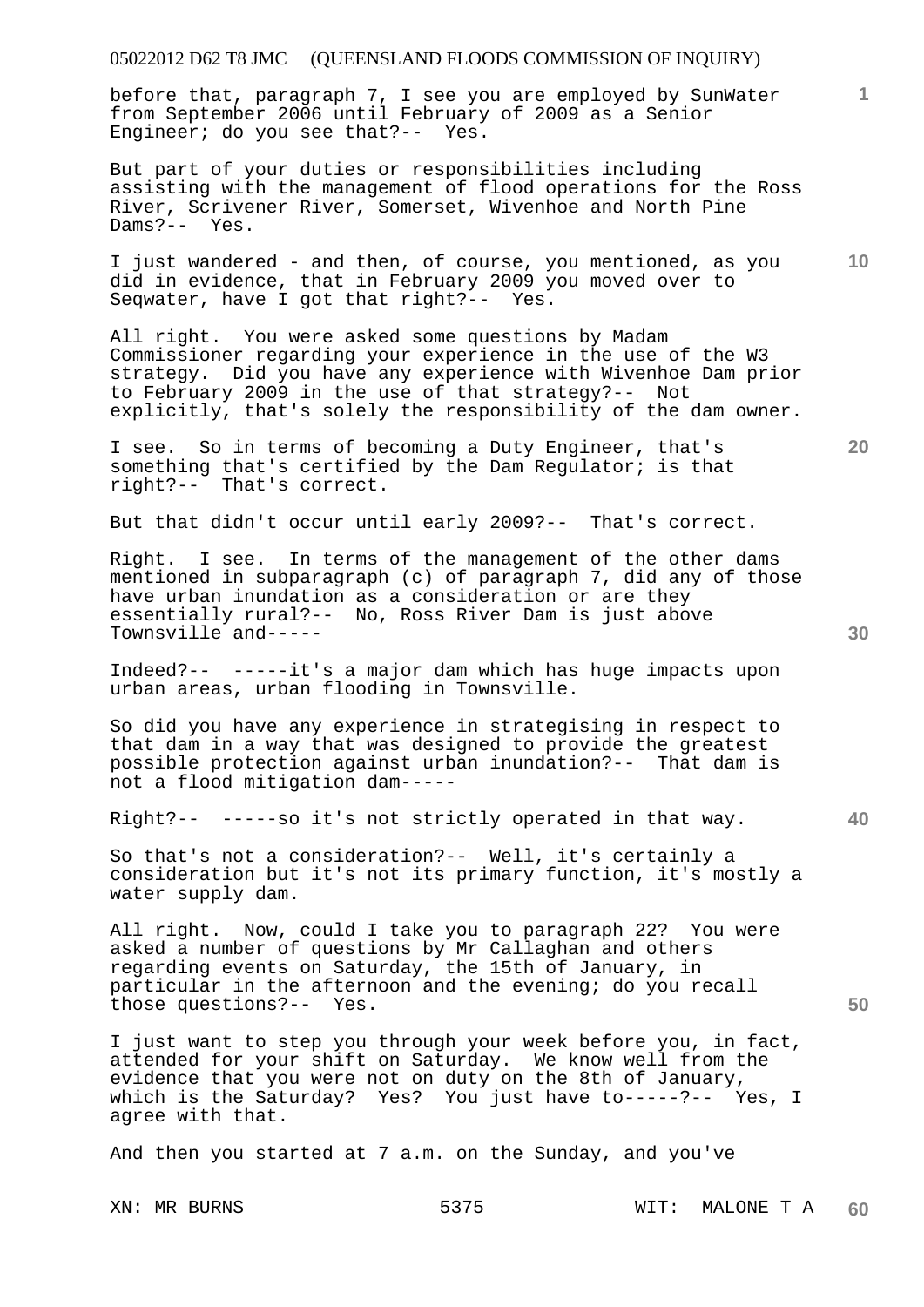before that, paragraph 7, I see you are employed by SunWater from September 2006 until February of 2009 as a Senior Engineer; do you see that?-- Yes.

But part of your duties or responsibilities including assisting with the management of flood operations for the Ross River, Scrivener River, Somerset, Wivenhoe and North Pine Dams?-- Yes.

I just wandered - and then, of course, you mentioned, as you did in evidence, that in February 2009 you moved over to Seqwater, have I got that right?-- Yes.

All right. You were asked some questions by Madam Commissioner regarding your experience in the use of the W3 strategy. Did you have any experience with Wivenhoe Dam prior to February 2009 in the use of that strategy?-- Not explicitly, that's solely the responsibility of the dam owner.

I see. So in terms of becoming a Duty Engineer, that's something that's certified by the Dam Regulator; is that right?-- That's correct.

But that didn't occur until early 2009?-- That's correct.

Right. I see. In terms of the management of the other dams mentioned in subparagraph (c) of paragraph 7, did any of those have urban inundation as a consideration or are they essentially rural?-- No, Ross River Dam is just above Townsville and-----

Indeed?-- -----it's a major dam which has huge impacts upon urban areas, urban flooding in Townsville.

So did you have any experience in strategising in respect to that dam in a way that was designed to provide the greatest possible protection against urban inundation?-- That dam is not a flood mitigation dam-----

Right?-- -----so it's not strictly operated in that way.

So that's not a consideration?-- Well, it's certainly a consideration but it's not its primary function, it's mostly a water supply dam.

All right. Now, could I take you to paragraph 22? You were asked a number of questions by Mr Callaghan and others regarding events on Saturday, the 15th of January, in particular in the afternoon and the evening; do you recall those questions?-- Yes.

I just want to step you through your week before you, in fact, attended for your shift on Saturday. We know well from the evidence that you were not on duty on the 8th of January, which is the Saturday? Yes? You just have to-----?-- Yes, I agree with that.

And then you started at 7 a.m. on the Sunday, and you've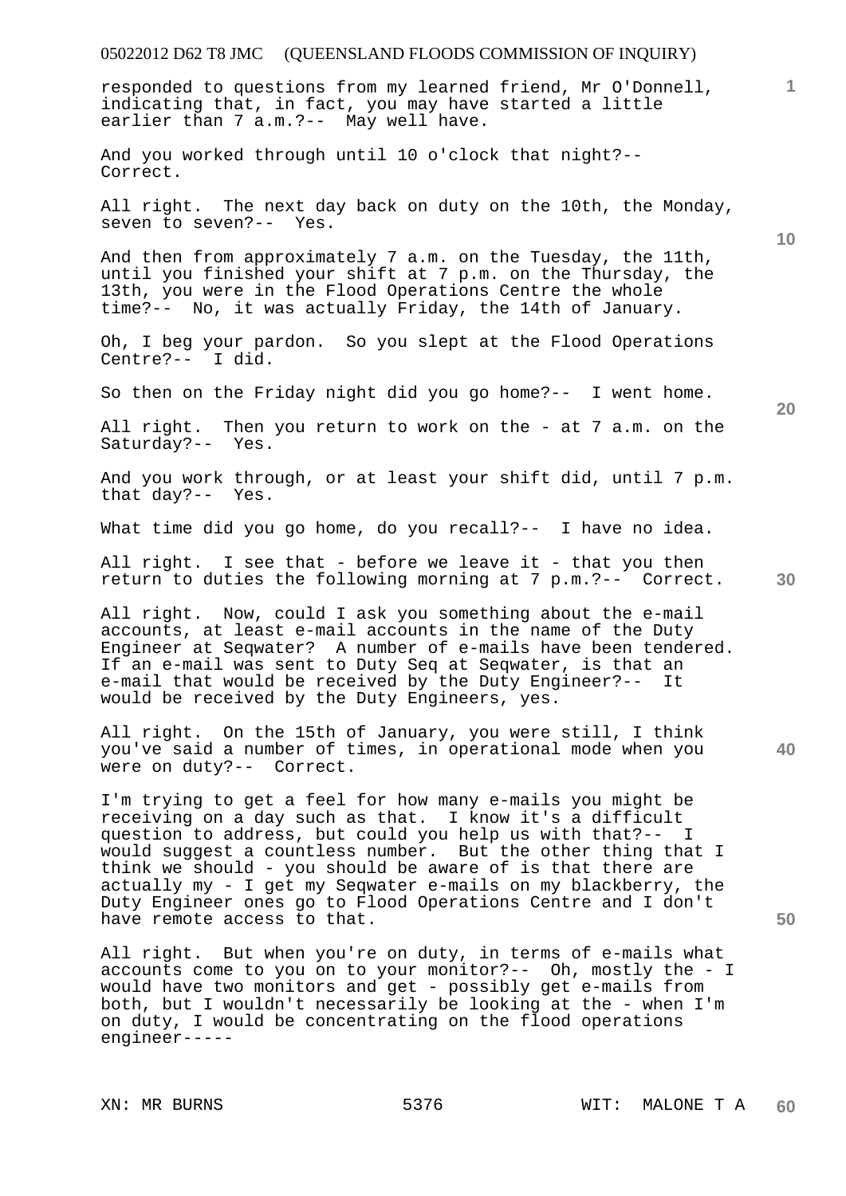responded to questions from my learned friend, Mr O'Donnell, indicating that, in fact, you may have started a little earlier than 7 a.m.?-- May well have.

And you worked through until 10 o'clock that night?-- Correct.

All right. The next day back on duty on the 10th, the Monday, seven to seven?-- Yes.

And then from approximately 7 a.m. on the Tuesday, the 11th, until you finished your shift at 7 p.m. on the Thursday, the 13th, you were in the Flood Operations Centre the whole time?-- No, it was actually Friday, the 14th of January.

Oh, I beg your pardon. So you slept at the Flood Operations Centre?-- I did.

So then on the Friday night did you go home?-- I went home.

All right. Then you return to work on the - at 7 a.m. on the Saturday?-- Yes.

And you work through, or at least your shift did, until 7 p.m. that day?-- Yes.

What time did you go home, do you recall?-- I have no idea.

All right. I see that - before we leave it - that you then return to duties the following morning at 7 p.m.?-- Correct.

All right. Now, could I ask you something about the e-mail accounts, at least e-mail accounts in the name of the Duty Engineer at Seqwater? A number of e-mails have been tendered. If an e-mail was sent to Duty Seq at Seqwater, is that an e-mail that would be received by the Duty Engineer?-- It would be received by the Duty Engineers, yes.

All right. On the 15th of January, you were still, I think you've said a number of times, in operational mode when you were on duty?-- Correct.

I'm trying to get a feel for how many e-mails you might be receiving on a day such as that. I know it's a difficult question to address, but could you help us with that?-- I would suggest a countless number. But the other thing that I think we should - you should be aware of is that there are actually my - I get my Seqwater e-mails on my blackberry, the Duty Engineer ones go to Flood Operations Centre and I don't have remote access to that.

All right. But when you're on duty, in terms of e-mails what accounts come to you on to your monitor?-- Oh, mostly the - I would have two monitors and get - possibly get e-mails from both, but I wouldn't necessarily be looking at the - when I'm on duty, I would be concentrating on the flood operations engineer-----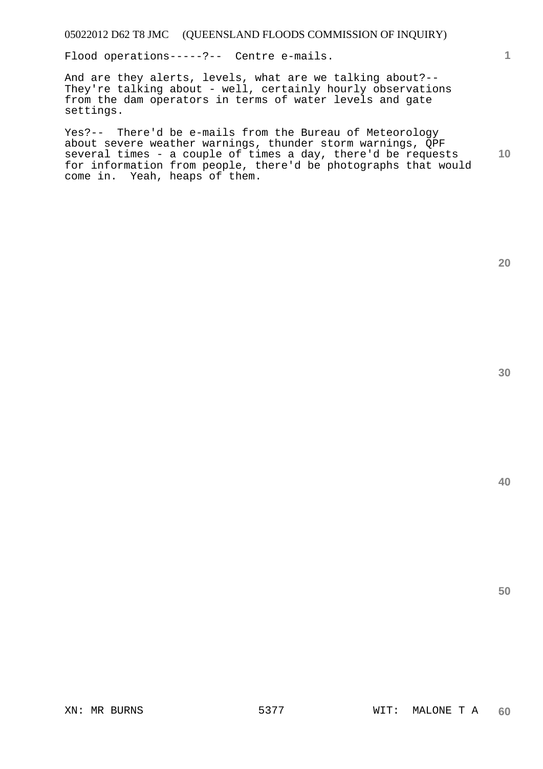Flood operations-----?-- Centre e-mails.

And are they alerts, levels, what are we talking about?-- They're talking about - well, certainly hourly observations from the dam operators in terms of water levels and gate settings.

Yes?-- There'd be e-mails from the Bureau of Meteorology about severe weather warnings, thunder storm warnings, QPF several times - a couple of times a day, there'd be requests for information from people, there'd be photographs that would come in. Yeah, heaps of them.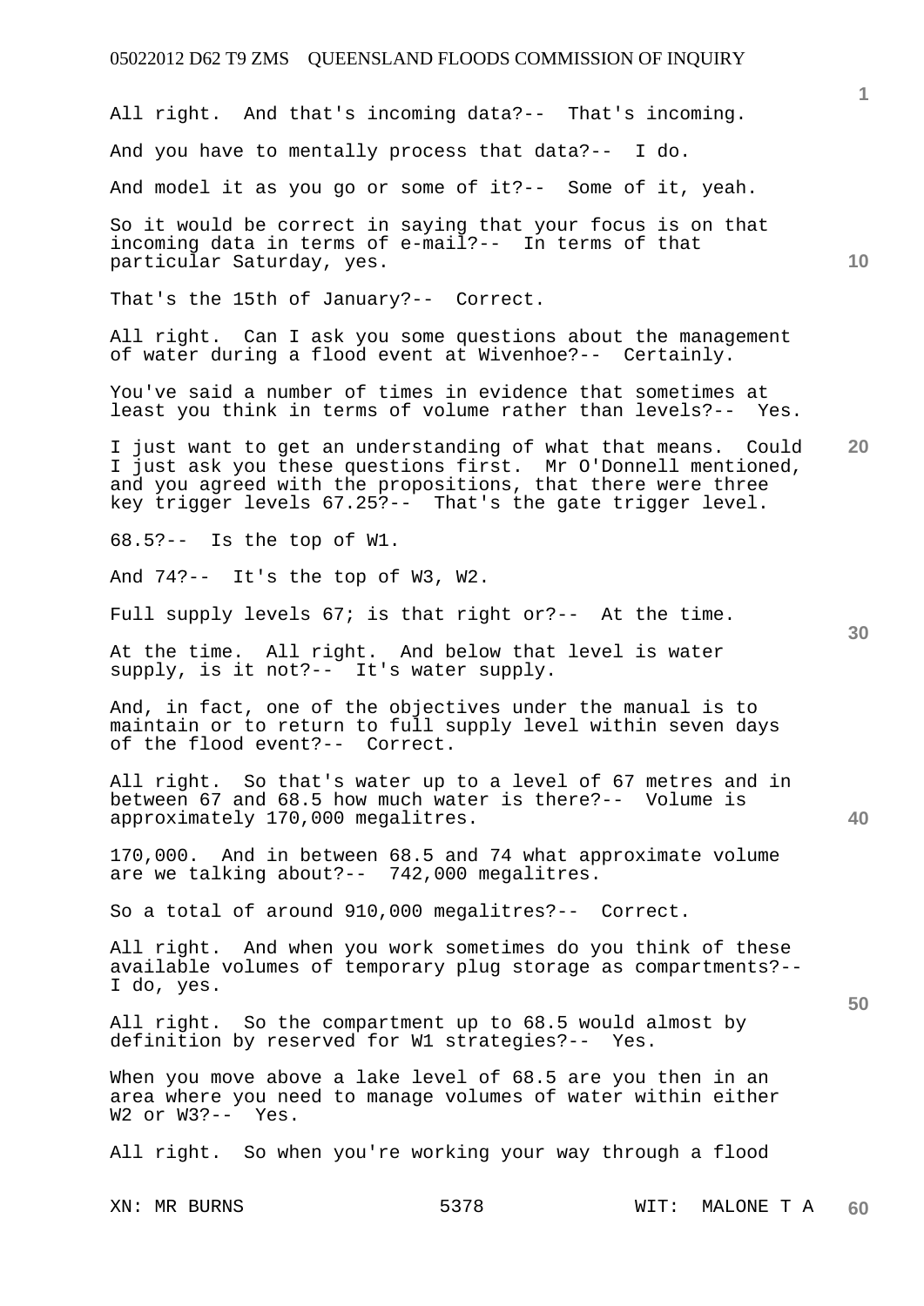All right. And that's incoming data?-- That's incoming.

And you have to mentally process that data?-- I do.

And model it as you go or some of it?-- Some of it, yeah.

So it would be correct in saying that your focus is on that incoming data in terms of e-mail?-- In terms of that particular Saturday, yes.

That's the 15th of January?-- Correct.

All right. Can I ask you some questions about the management of water during a flood event at Wivenhoe?-- Certainly.

You've said a number of times in evidence that sometimes at least you think in terms of volume rather than levels?-- Yes.

I just want to get an understanding of what that means. Could I just ask you these questions first. Mr O'Donnell mentioned, and you agreed with the propositions, that there were three key trigger levels 67.25?-- That's the gate trigger level.

68.5?-- Is the top of W1.

And 74?-- It's the top of W3, W2.

Full supply levels 67; is that right or?-- At the time.

At the time. All right. And below that level is water supply, is it not?-- It's water supply.

And, in fact, one of the objectives under the manual is to maintain or to return to full supply level within seven days of the flood event?-- Correct.

All right. So that's water up to a level of 67 metres and in between 67 and 68.5 how much water is there?-- Volume is approximately 170,000 megalitres.

170,000. And in between 68.5 and 74 what approximate volume are we talking about?-- 742,000 megalitres.

So a total of around 910,000 megalitres?-- Correct.

All right. And when you work sometimes do you think of these available volumes of temporary plug storage as compartments?-- I do, yes.

All right. So the compartment up to 68.5 would almost by definition by reserved for W1 strategies?-- Yes.

When you move above a lake level of 68.5 are you then in an area where you need to manage volumes of water within either W2 or W3?-- Yes.

All right. So when you're working your way through a flood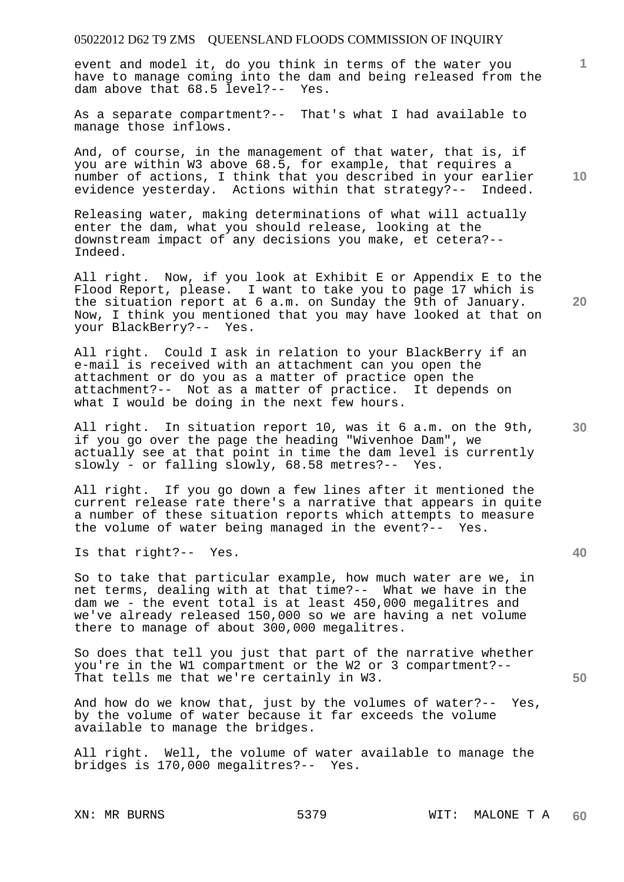event and model it, do you think in terms of the water you have to manage coming into the dam and being released from the dam above that 68.5 level?-- Yes.

As a separate compartment?-- That's what I had available to manage those inflows.

And, of course, in the management of that water, that is, if you are within W3 above 68.5, for example, that requires a number of actions, I think that you described in your earlier evidence yesterday. Actions within that strategy?-- Indeed.

Releasing water, making determinations of what will actually enter the dam, what you should release, looking at the downstream impact of any decisions you make, et cetera?-- Indeed.

All right. Now, if you look at Exhibit E or Appendix E to the Flood Report, please. I want to take you to page 17 which is the situation report at 6 a.m. on Sunday the 9th of January. Now, I think you mentioned that you may have looked at that on your BlackBerry?-- Yes.

All right. Could I ask in relation to your BlackBerry if an e-mail is received with an attachment can you open the attachment or do you as a matter of practice open the attachment?-- Not as a matter of practice. It depends on what I would be doing in the next few hours.

All right. In situation report 10, was it 6 a.m. on the 9th, if you go over the page the heading "Wivenhoe Dam", we actually see at that point in time the dam level is currently slowly - or falling slowly, 68.58 metres?-- Yes.

All right. If you go down a few lines after it mentioned the current release rate there's a narrative that appears in quite a number of these situation reports which attempts to measure the volume of water being managed in the event?-- Yes.

Is that right?-- Yes.

So to take that particular example, how much water are we, in net terms, dealing with at that time?-- What we have in the dam we - the event total is at least 450,000 megalitres and we've already released 150,000 so we are having a net volume there to manage of about 300,000 megalitres.

So does that tell you just that part of the narrative whether you're in the W1 compartment or the W2 or 3 compartment?-- That tells me that we're certainly in W3.

And how do we know that, just by the volumes of water?-- Yes, by the volume of water because it far exceeds the volume available to manage the bridges.

All right. Well, the volume of water available to manage the bridges is 170,000 megalitres?-- Yes.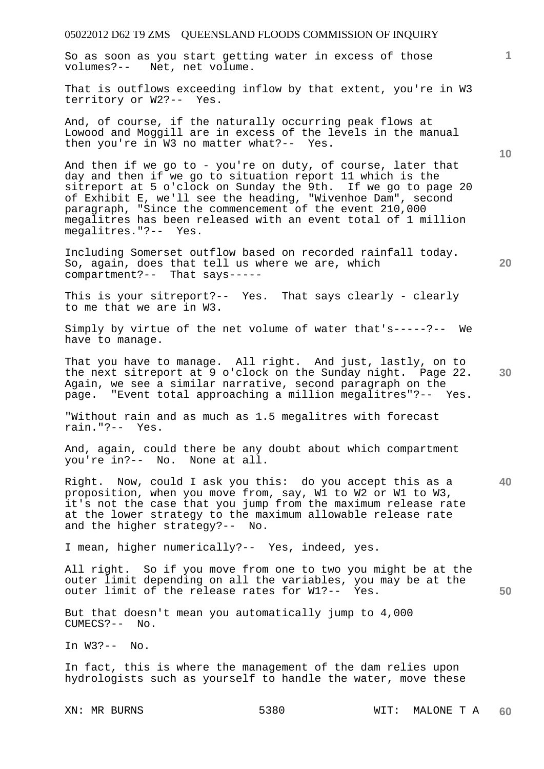So as soon as you start getting water in excess of those volumes?-- Net, net volume.

That is outflows exceeding inflow by that extent, you're in W3 territory or W2?-- Yes.

And, of course, if the naturally occurring peak flows at Lowood and Moggill are in excess of the levels in the manual then you're in W3 no matter what?-- Yes.

And then if we go to - you're on duty, of course, later that day and then if we go to situation report 11 which is the sitreport at 5 o'clock on Sunday the 9th. If we go to page 20 of Exhibit E, we'll see the heading, "Wivenhoe Dam", second paragraph, "Since the commencement of the event 210,000 megalitres has been released with an event total of 1 million megalitres."?-- Yes.

Including Somerset outflow based on recorded rainfall today. So, again, does that tell us where we are, which compartment?-- That says-----

This is your sitreport?-- Yes. That says clearly - clearly to me that we are in W3.

Simply by virtue of the net volume of water that's-----?-- We have to manage.

That you have to manage. All right. And just, lastly, on to the next sitreport at 9 o'clock on the Sunday night. Page 22. Again, we see a similar narrative, second paragraph on the page. "Event total approaching a million megalitres"?-- Yes.

"Without rain and as much as 1.5 megalitres with forecast rain."?-- Yes.

And, again, could there be any doubt about which compartment you're in?-- No. None at all.

Right. Now, could I ask you this: do you accept this as a proposition, when you move from, say, W1 to W2 or W1 to W3, it's not the case that you jump from the maximum release rate at the lower strategy to the maximum allowable release rate and the higher strategy?-- No.

I mean, higher numerically?-- Yes, indeed, yes.

All right. So if you move from one to two you might be at the outer limit depending on all the variables, you may be at the outer limit of the release rates for W1?-- Yes.

But that doesn't mean you automatically jump to 4,000 CUMECS?-- No.

In W3?-- No.

In fact, this is where the management of the dam relies upon hydrologists such as yourself to handle the water, move these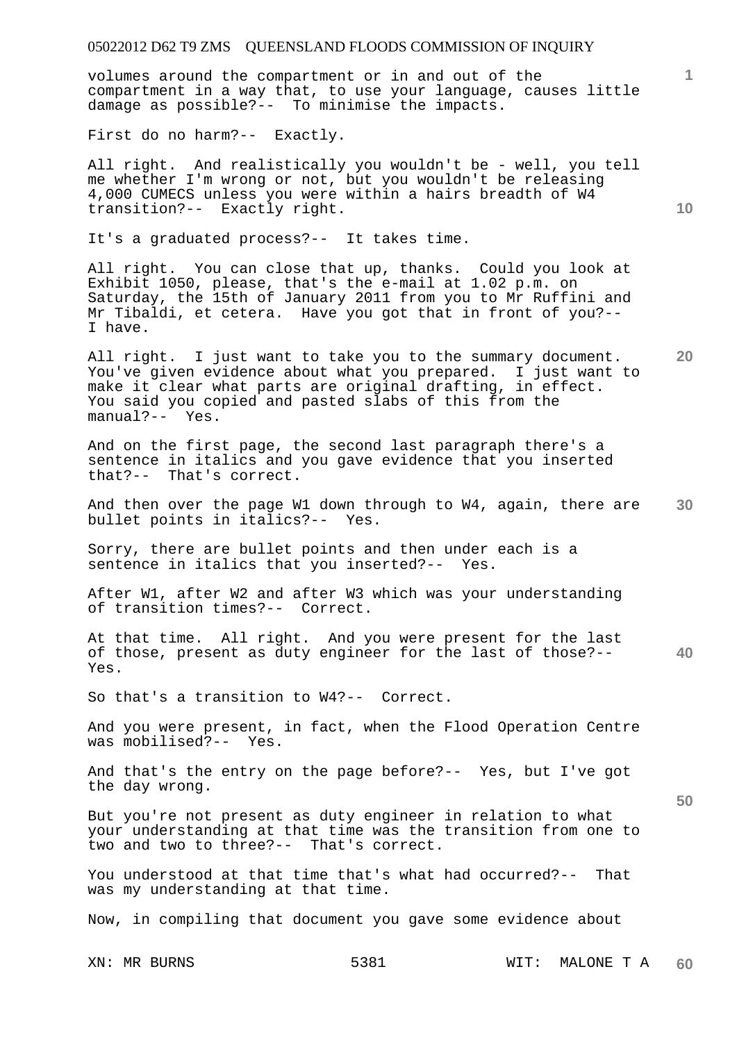volumes around the compartment or in and out of the compartment in a way that, to use your language, causes little damage as possible?-- To minimise the impacts.

First do no harm?-- Exactly.

All right. And realistically you wouldn't be - well, you tell me whether I'm wrong or not, but you wouldn't be releasing 4,000 CUMECS unless you were within a hairs breadth of W4 transition?-- Exactly right.

It's a graduated process?-- It takes time.

All right. You can close that up, thanks. Could you look at Exhibit 1050, please, that's the e-mail at 1.02 p.m. on Saturday, the 15th of January 2011 from you to Mr Ruffini and Mr Tibaldi, et cetera. Have you got that in front of you?-- I have.

All right. I just want to take you to the summary document. You've given evidence about what you prepared. I just want to make it clear what parts are original drafting, in effect. You said you copied and pasted slabs of this from the manual?-- Yes.

And on the first page, the second last paragraph there's a sentence in italics and you gave evidence that you inserted that?-- That's correct.

And then over the page W1 down through to W4, again, there are bullet points in italics?-- Yes.

Sorry, there are bullet points and then under each is a sentence in italics that you inserted?-- Yes.

After W1, after W2 and after W3 which was your understanding of transition times?-- Correct.

At that time. All right. And you were present for the last of those, present as duty engineer for the last of those?-- Yes.

So that's a transition to W4?-- Correct.

And you were present, in fact, when the Flood Operation Centre was mobilised?-- Yes.

And that's the entry on the page before?-- Yes, but I've got the day wrong.

But you're not present as duty engineer in relation to what your understanding at that time was the transition from one to two and two to three?-- That's correct.

You understood at that time that's what had occurred?-- That was my understanding at that time.

Now, in compiling that document you gave some evidence about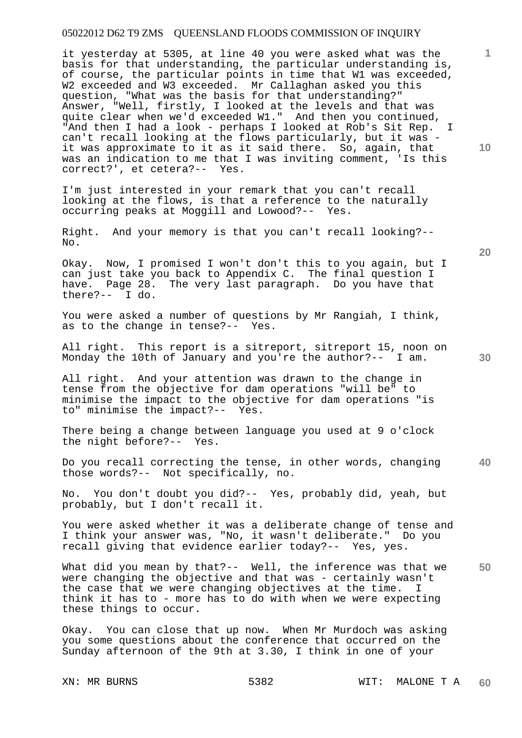it yesterday at 5305, at line 40 you were asked what was the basis for that understanding, the particular understanding is, of course, the particular points in time that W1 was exceeded, W2 exceeded and W3 exceeded. Mr Callaghan asked you this question, "What was the basis for that understanding?" Answer, "Well, firstly, I looked at the levels and that was quite clear when we'd exceeded W1." And then you continued, "And then I had a look - perhaps I looked at Rob's Sit Rep. I can't recall looking at the flows particularly, but it was - it was approximate to it as it said there. So, again, that was an indication to me that I was inviting comment, 'Is this correct?', et cetera?-- Yes.

I'm just interested in your remark that you can't recall looking at the flows, is that a reference to the naturally occurring peaks at Moggill and Lowood?-- Yes.

Right. And your memory is that you can't recall looking?-- No.

Okay. Now, I promised I won't don't this to you again, but I can just take you back to Appendix C. The final question I have. Page 28. The very last paragraph. Do you have that there?-- I do.

You were asked a number of questions by Mr Rangiah, I think, as to the change in tense?-- Yes.

All right. This report is a sitreport, sitreport 15, noon on Monday the 10th of January and you're the author?-- I am.

All right. And your attention was drawn to the change in tense from the objective for dam operations "will be" to minimise the impact to the objective for dam operations "is to" minimise the impact?-- Yes.

There being a change between language you used at 9 o'clock the night before?-- Yes.

Do you recall correcting the tense, in other words, changing those words?-- Not specifically, no.

No. You don't doubt you did?-- Yes, probably did, yeah, but probably, but I don't recall it.

You were asked whether it was a deliberate change of tense and I think your answer was, "No, it wasn't deliberate." Do you recall giving that evidence earlier today?-- Yes, yes.

What did you mean by that?-- Well, the inference was that we were changing the objective and that was - certainly wasn't the case that we were changing objectives at the time. I think it has to - more has to do with when we were expecting these things to occur.

Okay. You can close that up now. When Mr Murdoch was asking you some questions about the conference that occurred on the Sunday afternoon of the 9th at 3.30, I think in one of your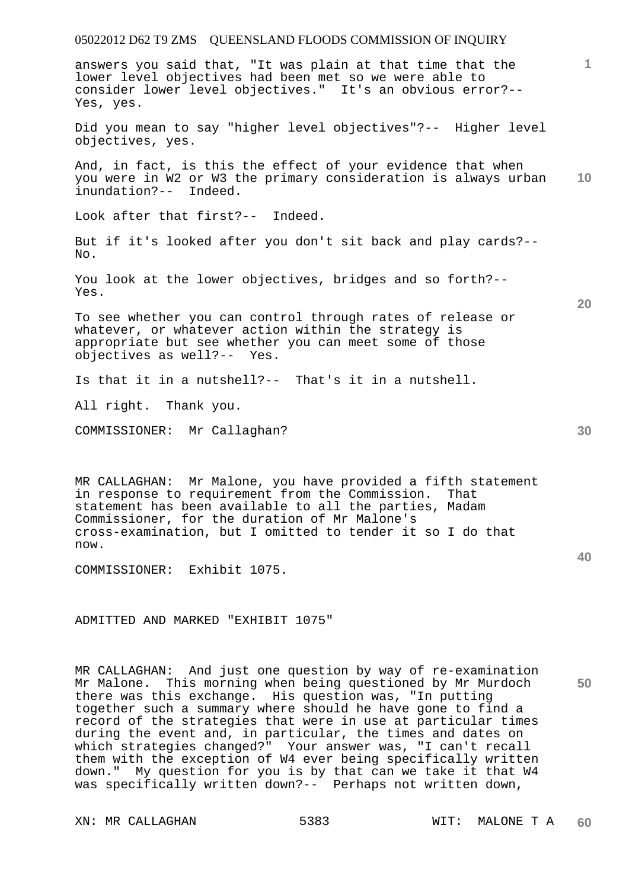answers you said that, "It was plain at that time that the lower level objectives had been met so we were able to consider lower level objectives." It's an obvious error?-- Yes, yes.

Did you mean to say "higher level objectives"?-- Higher level objectives, yes.

And, in fact, is this the effect of your evidence that when you were in W2 or W3 the primary consideration is always urban inundation?-- Indeed.

Look after that first?-- Indeed.

But if it's looked after you don't sit back and play cards?-- No.

You look at the lower objectives, bridges and so forth?-- Yes.

To see whether you can control through rates of release or whatever, or whatever action within the strategy is appropriate but see whether you can meet some of those objectives as well?-- Yes.

Is that it in a nutshell?-- That's it in a nutshell.

All right. Thank you.

COMMISSIONER: Mr Callaghan?

MR CALLAGHAN: Mr Malone, you have provided a fifth statement in response to requirement from the Commission. That statement has been available to all the parties, Madam Commissioner, for the duration of Mr Malone's cross-examination, but I omitted to tender it so I do that now.

COMMISSIONER: Exhibit 1075.

ADMITTED AND MARKED "EXHIBIT 1075"

MR CALLAGHAN: And just one question by way of re-examination Mr Malone. This morning when being questioned by Mr Murdoch there was this exchange. His question was, "In putting together such a summary where should he have gone to find a record of the strategies that were in use at particular times during the event and, in particular, the times and dates on which strategies changed?" Your answer was, "I can't recall them with the exception of W4 ever being specifically written down." My question for you is by that can we take it that W4 was specifically written down?-- Perhaps not written down,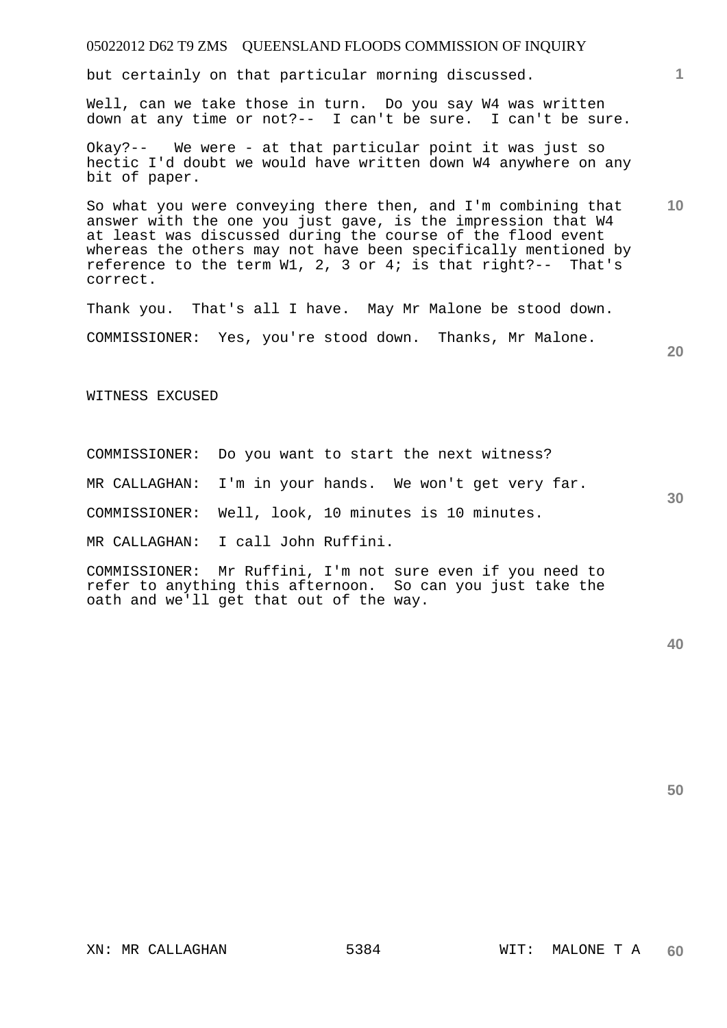but certainly on that particular morning discussed.

Well, can we take those in turn. Do you say W4 was written down at any time or not?-- I can't be sure. I can't be sure.

Okay?-- We were - at that particular point it was just so hectic I'd doubt we would have written down W4 anywhere on any bit of paper.

So what you were conveying there then, and I'm combining that answer with the one you just gave, is the impression that W4 at least was discussed during the course of the flood event whereas the others may not have been specifically mentioned by reference to the term W1, 2, 3 or 4; is that right?-- That's correct.

Thank you. That's all I have. May Mr Malone be stood down.

COMMISSIONER: Yes, you're stood down. Thanks, Mr Malone.

WITNESS EXCUSED

COMMISSIONER: Do you want to start the next witness?

MR CALLAGHAN: I'm in your hands. We won't get very far.

COMMISSIONER: Well, look, 10 minutes is 10 minutes.

MR CALLAGHAN: I call John Ruffini.

COMMISSIONER: Mr Ruffini, I'm not sure even if you need to refer to anything this afternoon. So can you just take the oath and we'll get that out of the way.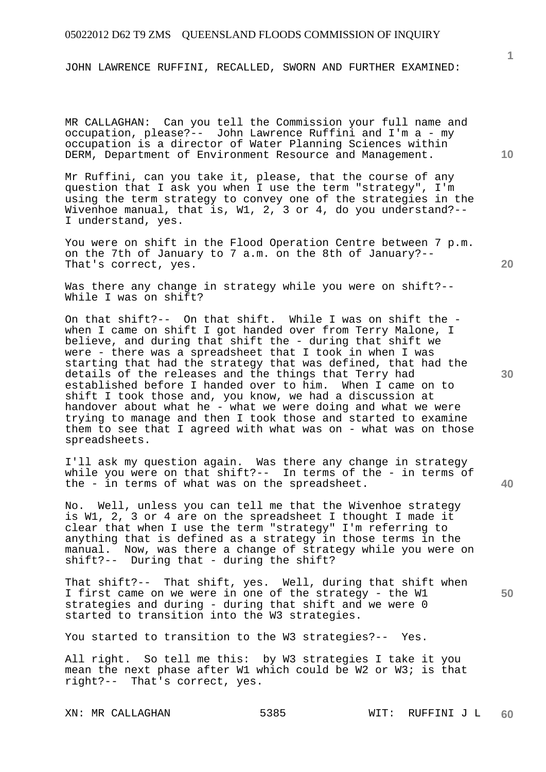JOHN LAWRENCE RUFFINI, RECALLED, SWORN AND FURTHER EXAMINED:

MR CALLAGHAN: Can you tell the Commission your full name and occupation, please?-- John Lawrence Ruffini and I'm a - my occupation is a director of Water Planning Sciences within DERM, Department of Environment Resource and Management.

Mr Ruffini, can you take it, please, that the course of any question that I ask you when I use the term "strategy", I'm using the term strategy to convey one of the strategies in the Wivenhoe manual, that is, W1, 2, 3 or 4, do you understand?-- I understand, yes.

You were on shift in the Flood Operation Centre between 7 p.m. on the 7th of January to 7 a.m. on the 8th of January?-- That's correct, yes.

Was there any change in strategy while you were on shift?-- While I was on shift?

On that shift?-- On that shift. While I was on shift the - when I came on shift I got handed over from Terry Malone, I believe, and during that shift the - during that shift we were - there was a spreadsheet that I took in when I was starting that had the strategy that was defined, that had the details of the releases and the things that Terry had established before I handed over to him. When I came on to shift I took those and, you know, we had a discussion at handover about what he - what we were doing and what we were trying to manage and then I took those and started to examine them to see that I agreed with what was on - what was on those spreadsheets.

I'll ask my question again. Was there any change in strategy while you were on that shift?-- In terms of the - in terms of the - in terms of what was on the spreadsheet.

No. Well, unless you can tell me that the Wivenhoe strategy is W1, 2, 3 or 4 are on the spreadsheet I thought I made it clear that when I use the term "strategy" I'm referring to anything that is defined as a strategy in those terms in the manual. Now, was there a change of strategy while you were on shift?-- During that - during the shift?

That shift?-- That shift, yes. Well, during that shift when I first came on we were in one of the strategy - the W1 strategies and during - during that shift and we were 0 started to transition into the W3 strategies.

You started to transition to the W3 strategies?-- Yes.

All right. So tell me this: by W3 strategies I take it you mean the next phase after W1 which could be W2 or W3; is that right?-- That's correct, yes.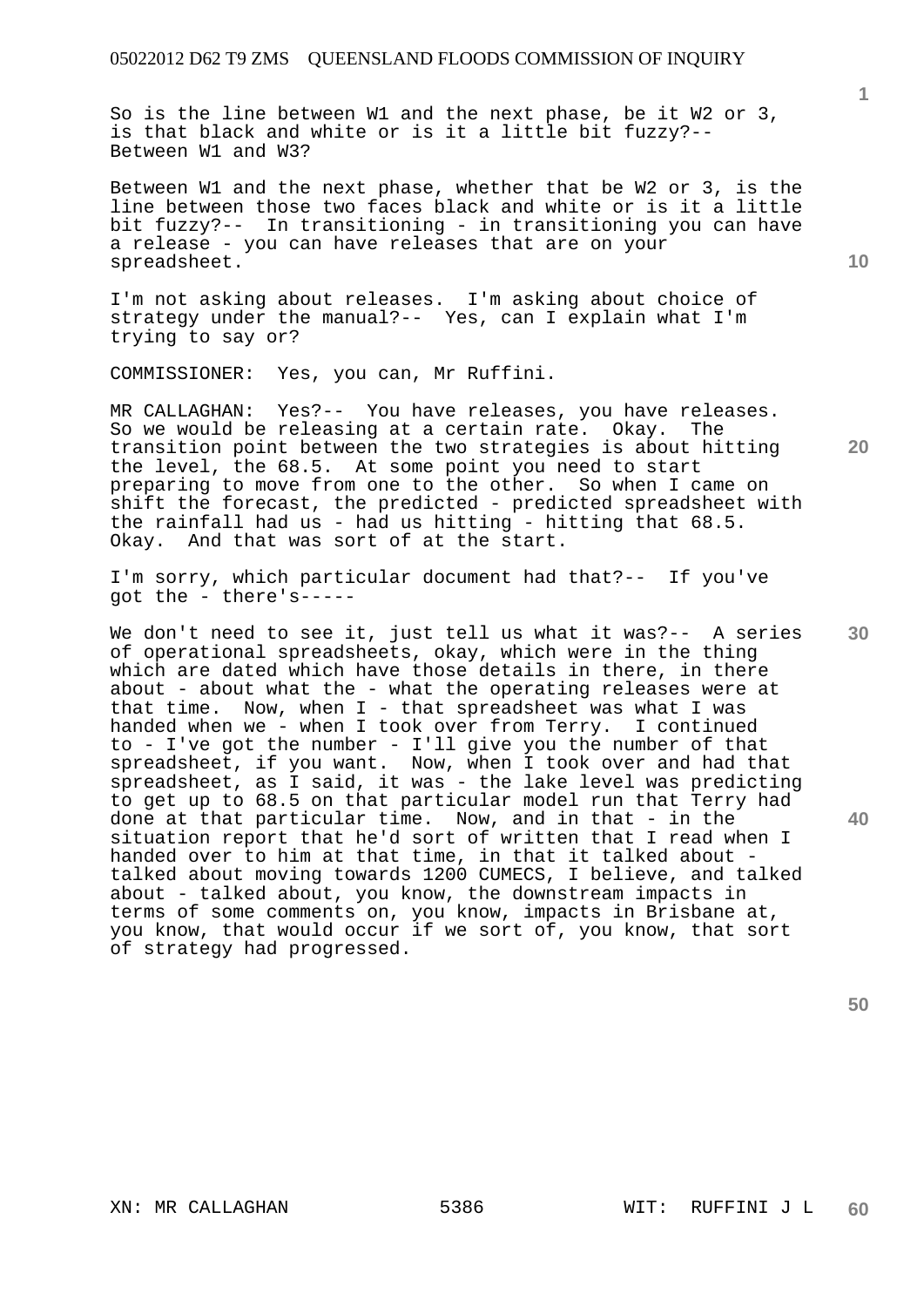So is the line between W1 and the next phase, be it W2 or 3, is that black and white or is it a little bit fuzzy?-- Between W1 and W3?

Between W1 and the next phase, whether that be W2 or 3, is the line between those two faces black and white or is it a little bit fuzzy?-- In transitioning - in transitioning you can have a release - you can have releases that are on your spreadsheet.

I'm not asking about releases. I'm asking about choice of strategy under the manual?-- Yes, can I explain what I'm trying to say or?

COMMISSIONER: Yes, you can, Mr Ruffini.

MR CALLAGHAN: Yes?-- You have releases, you have releases. So we would be releasing at a certain rate. Okay. The transition point between the two strategies is about hitting the level, the 68.5. At some point you need to start preparing to move from one to the other. So when I came on shift the forecast, the predicted - predicted spreadsheet with the rainfall had us - had us hitting - hitting that 68.5. Okay. And that was sort of at the start.

I'm sorry, which particular document had that?-- If you've got the - there's-----

We don't need to see it, just tell us what it was?-- A series of operational spreadsheets, okay, which were in the thing which are dated which have those details in there, in there about - about what the - what the operating releases were at that time. Now, when I - that spreadsheet was what I was handed when we - when I took over from Terry. I continued to - I've got the number - I'll give you the number of that spreadsheet, if you want. Now, when I took over and had that spreadsheet, as I said, it was - the lake level was predicting to get up to 68.5 on that particular model run that Terry had done at that particular time. Now, and in that - in the situation report that he'd sort of written that I read when I handed over to him at that time, in that it talked about - talked about moving towards 1200 CUMECS, I believe, and talked about - talked about, you know, the downstream impacts in terms of some comments on, you know, impacts in Brisbane at, you know, that would occur if we sort of, you know, that sort of strategy had progressed.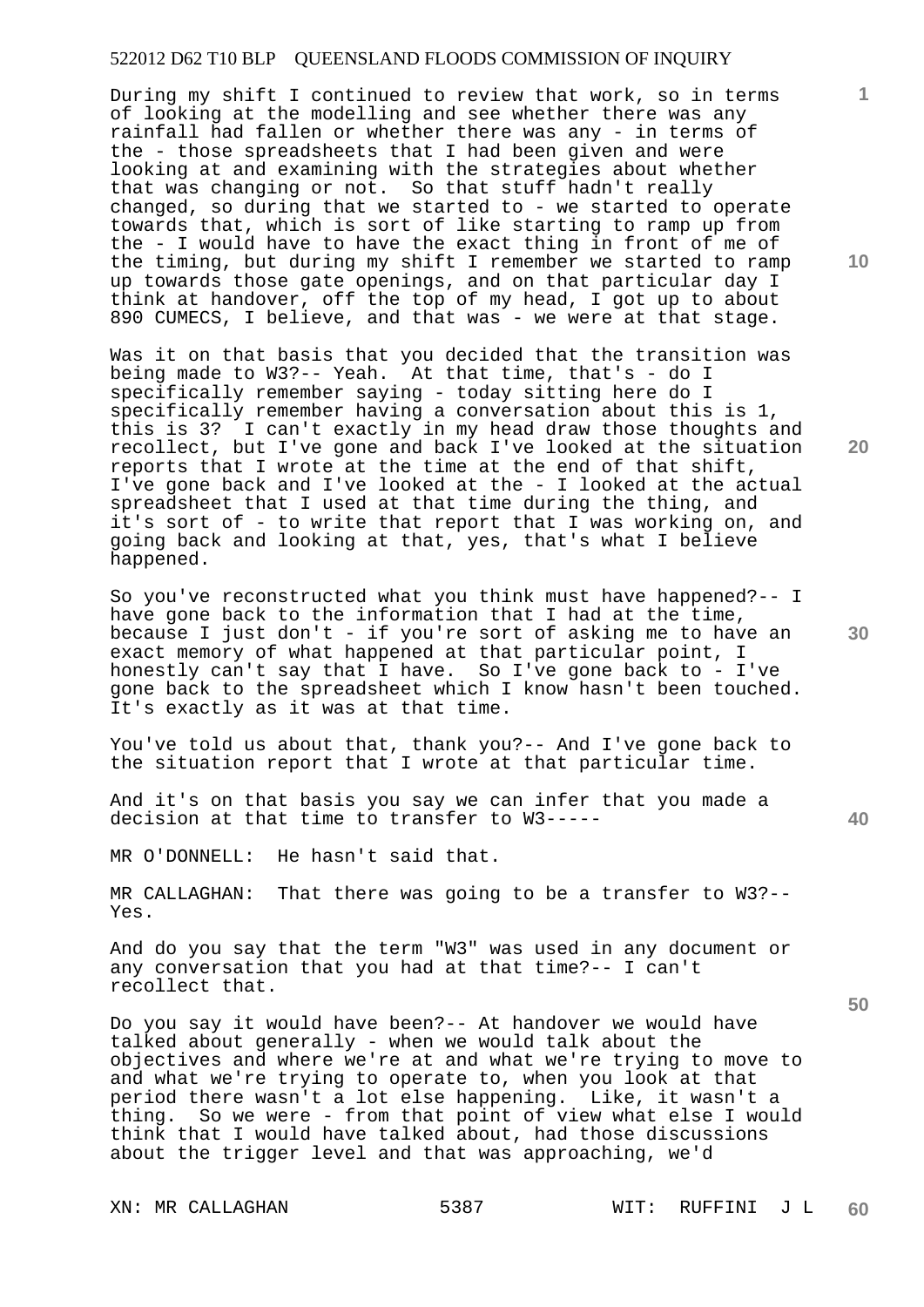During my shift I continued to review that work, so in terms of looking at the modelling and see whether there was any rainfall had fallen or whether there was any - in terms of the - those spreadsheets that I had been given and were looking at and examining with the strategies about whether that was changing or not. So that stuff hadn't really changed, so during that we started to - we started to operate towards that, which is sort of like starting to ramp up from the - I would have to have the exact thing in front of me of the timing, but during my shift I remember we started to ramp up towards those gate openings, and on that particular day I think at handover, off the top of my head, I got up to about 890 CUMECS, I believe, and that was - we were at that stage.

Was it on that basis that you decided that the transition was being made to W3?-- Yeah. At that time, that's - do I specifically remember saying - today sitting here do I specifically remember having a conversation about this is 1, this is 3? I can't exactly in my head draw those thoughts and recollect, but I've gone and back I've looked at the situation reports that I wrote at the time at the end of that shift, I've gone back and I've looked at the - I looked at the actual spreadsheet that I used at that time during the thing, and it's sort of - to write that report that I was working on, and going back and looking at that, yes, that's what I believe happened.

So you've reconstructed what you think must have happened?-- I have gone back to the information that I had at the time, because I just don't - if you're sort of asking me to have an exact memory of what happened at that particular point, I honestly can't say that I have. So I've gone back to - I've gone back to the spreadsheet which I know hasn't been touched. It's exactly as it was at that time.

You've told us about that, thank you?-- And I've gone back to the situation report that I wrote at that particular time.

And it's on that basis you say we can infer that you made a decision at that time to transfer to W3-----

MR O'DONNELL: He hasn't said that.

MR CALLAGHAN: That there was going to be a transfer to W3?-- Yes.

And do you say that the term "W3" was used in any document or any conversation that you had at that time?-- I can't recollect that.

Do you say it would have been?-- At handover we would have talked about generally - when we would talk about the objectives and where we're at and what we're trying to move to and what we're trying to operate to, when you look at that period there wasn't a lot else happening. Like, it wasn't a thing. So we were - from that point of view what else I would think that I would have talked about, had those discussions about the trigger level and that was approaching, we'd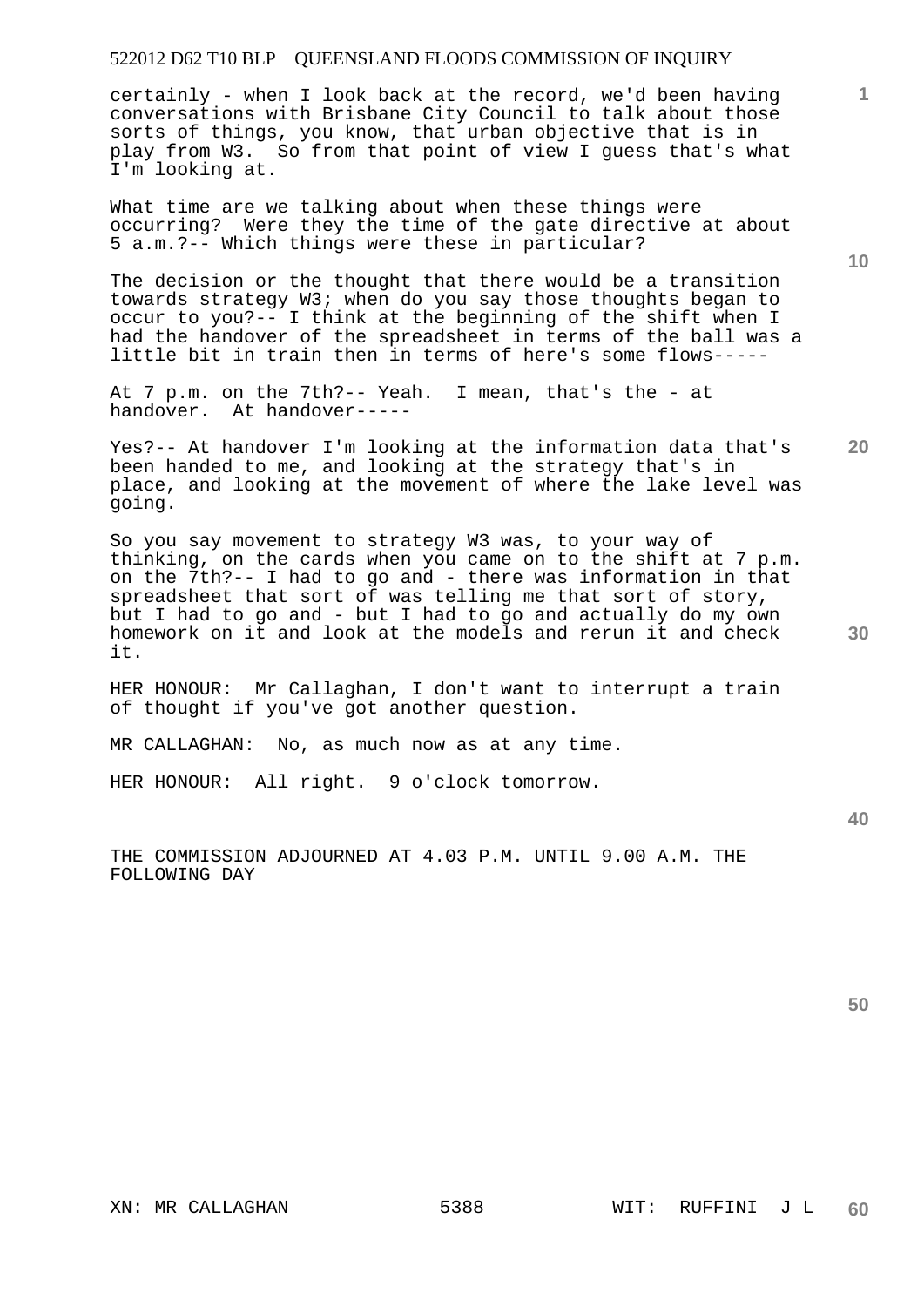certainly - when I look back at the record, we'd been having conversations with Brisbane City Council to talk about those sorts of things, you know, that urban objective that is in play from W3. So from that point of view I guess that's what I'm looking at.

What time are we talking about when these things were occurring? Were they the time of the gate directive at about 5 a.m.?-- Which things were these in particular?

The decision or the thought that there would be a transition towards strategy W3; when do you say those thoughts began to occur to you?-- I think at the beginning of the shift when I had the handover of the spreadsheet in terms of the ball was a little bit in train then in terms of here's some flows-----

At 7 p.m. on the 7th?-- Yeah. I mean, that's the - at handover. At handover-----

Yes?-- At handover I'm looking at the information data that's been handed to me, and looking at the strategy that's in place, and looking at the movement of where the lake level was going.

So you say movement to strategy W3 was, to your way of thinking, on the cards when you came on to the shift at 7 p.m. on the 7th?-- I had to go and - there was information in that spreadsheet that sort of was telling me that sort of story, but I had to go and - but I had to go and actually do my own homework on it and look at the models and rerun it and check it.

HER HONOUR: Mr Callaghan, I don't want to interrupt a train of thought if you've got another question.

MR CALLAGHAN: No, as much now as at any time.

HER HONOUR: All right. 9 o'clock tomorrow.

THE COMMISSION ADJOURNED AT 4.03 P.M. UNTIL 9.00 A.M. THE FOLLOWING DAY